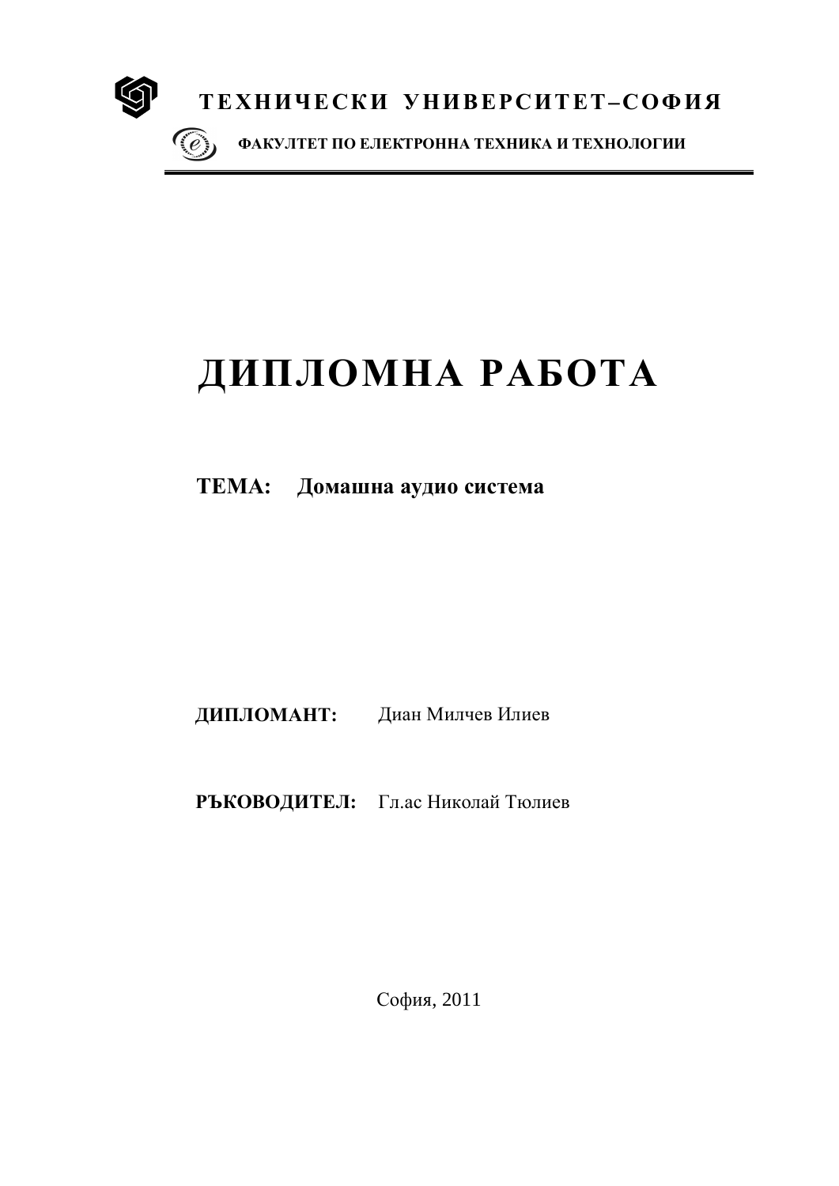**ТЕХНИЧЕСКИ УНИВЕРСИТЕТ–СОФИЯ**

**ФАКУЛТЕТ ПО ЕЛЕКТРОННА ТЕХНИКА И ТЕХНОЛОГИИ**

# ДИПЛОМНА РАБОТА

**ТЕМА: Домашна аудио система**

**ДИПЛОМАНТ:** Диан Милчев Илиев

**РЪКОВОДИТЕЛ:** Гл.ас Николай Тюлиев

София, 2011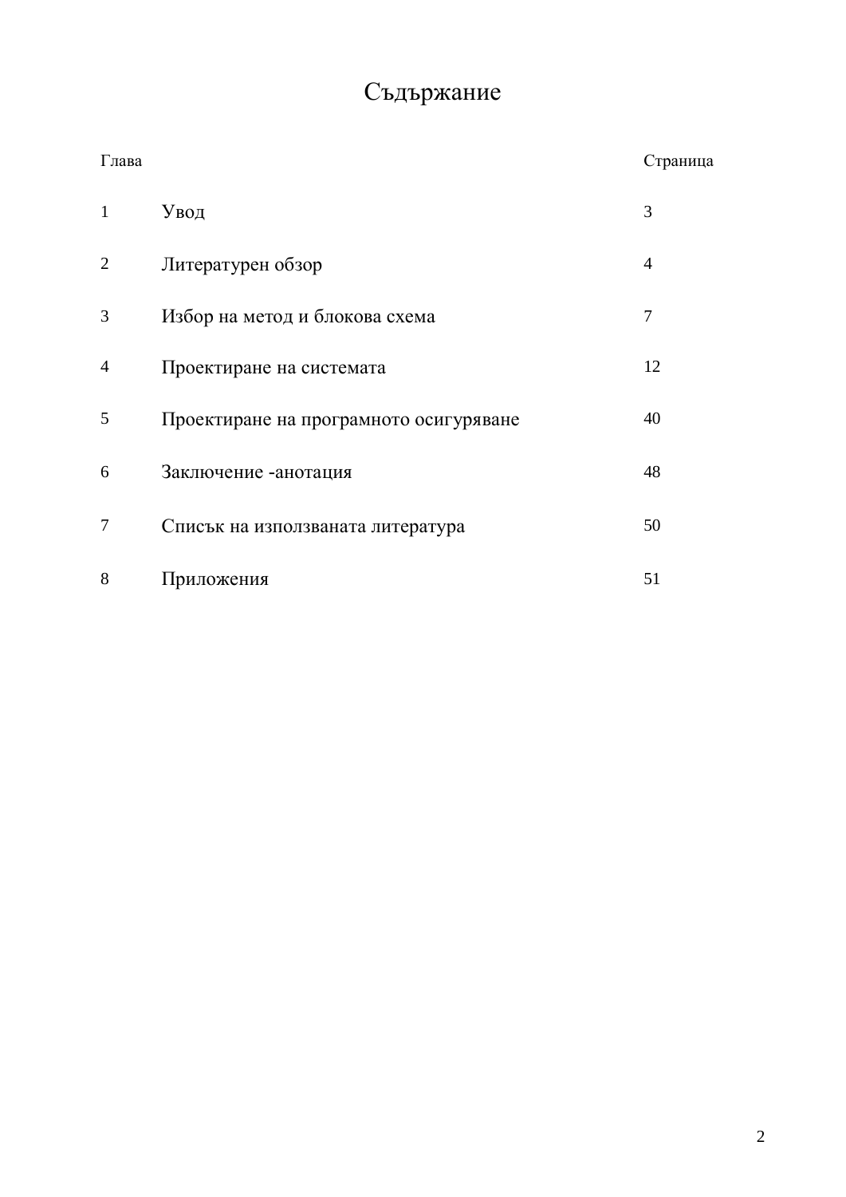# Съдържание

| Глава | | Страница |
|---|---|---|
| 1 | Увод | 3 |
| 2 | Литературен обзор | 4 |
| 3 | Избор на метод и блокова схема | 7 |
| 4 | Проектиране на системата | 12 |
| 5 | Проектиране на програмното осигуряване | 40 |
| 6 | Заключение -анотация | 48 |
| 7 | Списък на използваната литература | 50 |
| 8 | Приложения | 51 |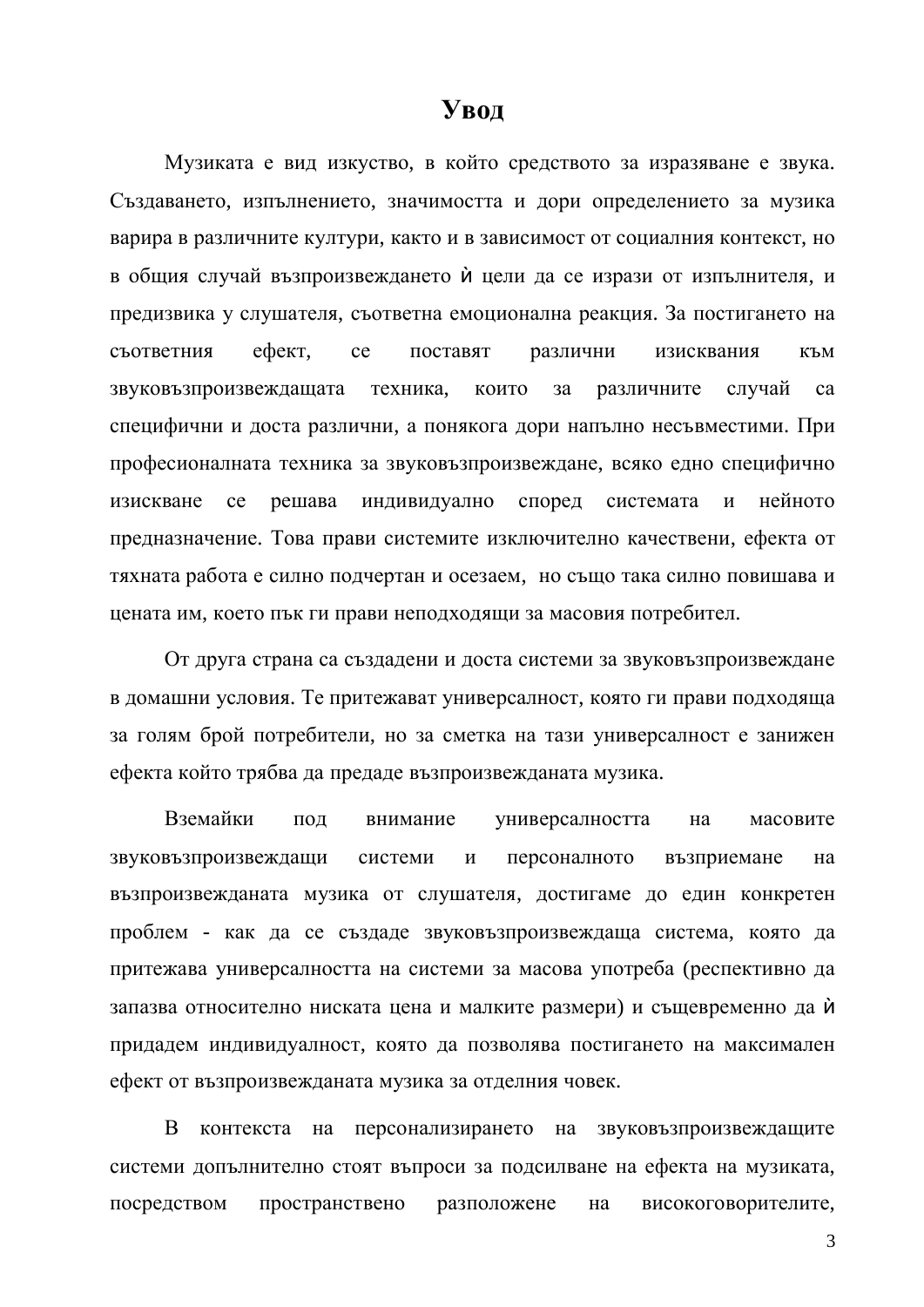# Увод

Музиката е вид изкуство, в който средството за изразяване е звука. Създаването, изпълнението, значимостта и дори определението за музика варира в различните култури, както и в зависимост от социалния контекст, но в общия случай възпроизвеждането ѝ цели да се изрази от изпълнителя, и предизвика у слушателя, съответна емоционална реакция. За постигането на съответния ефект, се поставят различни изисквания към звуковъзпроизвеждащата техника, които за различните случай са специфични и доста различни, а понякога дори напълно несъвместими. При професионалната техника за звуковъзпроизвеждане, всяко едно специфично изискване се решава индивидуално според системата и нейното предназначение. Това прави системите изключително качествени, ефекта от тяхната работа е силно подчертан и осезаем, но също така силно повишава и цената им, което пък ги прави неподходящи за масовия потребител.

От друга страна са създадени и доста системи за звуковъзпроизвеждане в домашни условия. Те притежават универсалност, която ги прави подходяща за голям брой потребители, но за сметка на тази универсалност е занижен ефекта който трябва да предаде възпроизвежданата музика.

Вземайки под внимание универсалността на масовите звуковъзпроизвеждащи системи и персоналното възприемане на възпроизвежданата музика от слушателя, достигаме до един конкретен проблем - как да се създаде звуковъзпроизвеждаща система, която да притежава универсалността на системи за масова употреба (респективно да запазва относително ниската цена и малките размери) и същевременно да ѝ придадем индивидуалност, която да позволява постигането на максимален ефект от възпроизвежданата музика за отделния човек.

В контекста на персонализирането на звуковъзпроизвеждащите системи допълнително стоят въпроси за подсилване на ефекта на музиката, посредством пространствено разположене на високоговорителите,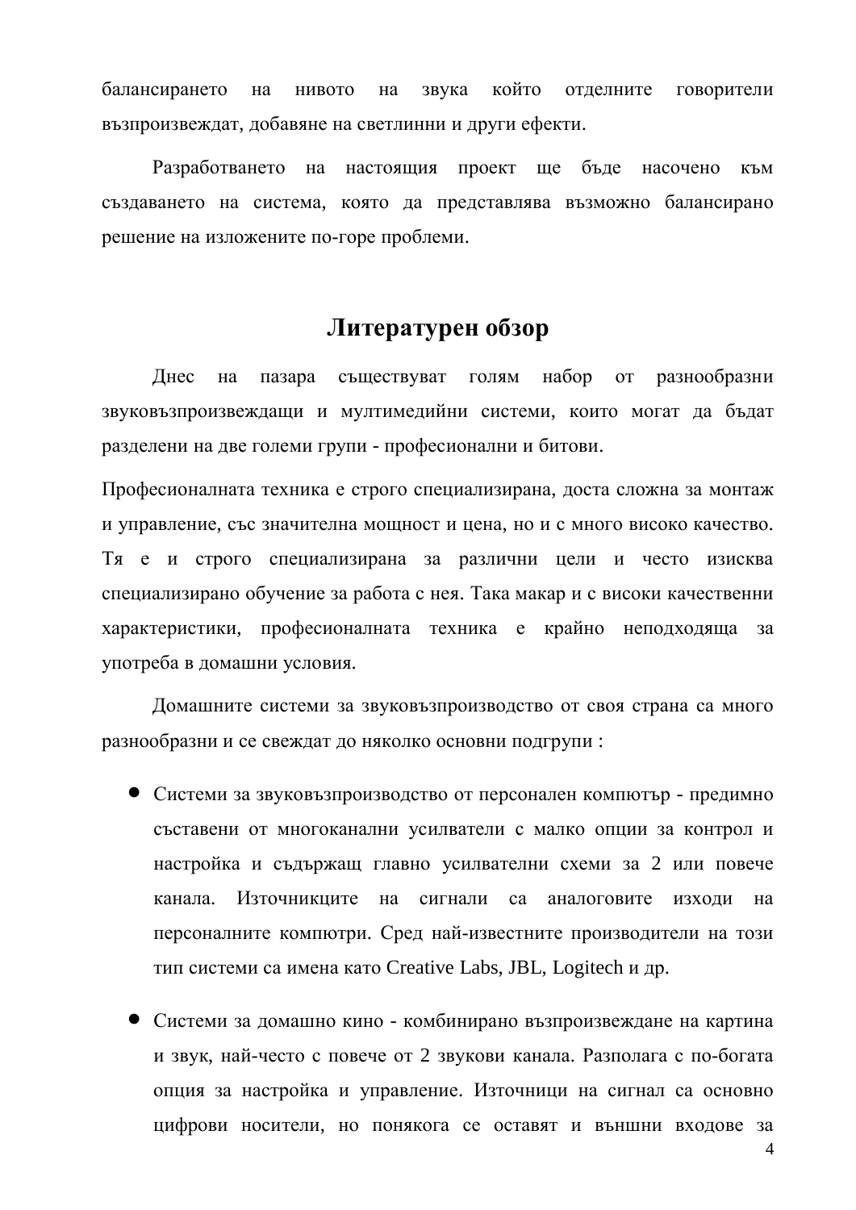балансирането на нивото на звука който отделните говорители възпроизвеждат, добавяне на светлинни и други ефекти.

Разработването на настоящия проект ще бъде насочено към създаването на система, която да представлява възможно балансирано решение на изложените по-горе проблеми.

## Литературен обзор

Днес на пазара съществуват голям набор от разнообразни звуковъзпроизвеждащи и мултимедийни системи, които могат да бъдат разделени на две големи групи - професионални и битови.

Професионалната техника е строго специализирана, доста сложна за монтаж и управление, със значителна мощност и цена, но и с много високо качество. Тя е и строго специализирана за различни цели и често изисква специализирано обучение за работа с нея. Така макар и с високи качественни характеристики, професионалната техника е крайно неподходяща за употреба в домашни условия.

Домашните системи за звуковъзпроизводство от своя страна са много разнообразни и се свеждат до няколко основни подгрупи :

- Системи за звуковъзпроизводство от персонален компютър - предимно съставени от многоканални усилватели с малко опции за контрол и настройка и съдържащ главно усилвателни схеми за 2 или повече канала. Източникците на сигнали са аналоговите изходи на персоналните компютри. Сред най-известните производители на този тип системи са имена като Creative Labs, JBL, Logitech и др.

- Системи за домашно кино - комбинирано възпроизвеждане на картина и звук, най-често с повече от 2 звукови канала. Разполага с по-богата опция за настройка и управление. Източници на сигнал са основно цифрови носители, но понякога се оставят и външни входове за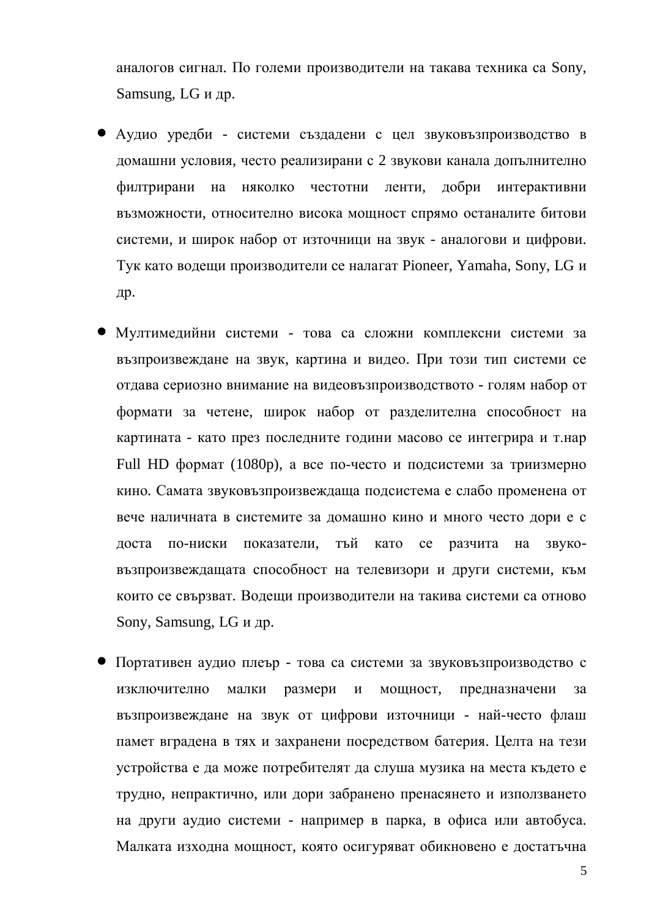аналогов сигнал. По големи производители на такава техника са Sony, Samsung, LG и др.

- Аудио уредби - системи създадени с цел звуковъзпроизводство в домашни условия, често реализирани с 2 звукови канала допълнително филтрирани на няколко честотни ленти, добри интерактивни възможности, относително висока мощност спрямо останалите битови системи, и широк набор от източници на звук - аналогови и цифрови. Тук като водещи производители се налагат Pioneer, Yamaha, Sony, LG и др.

- Мултимедийни системи - това са сложни комплексни системи за възпроизвеждане на звук, картина и видео. При този тип системи се отдава сериозно внимание на видеовъзпроизводството - голям набор от формати за четене, широк набор от разделителна способност на картината - като през последните години масово се интегрира и т.нар Full HD формат (1080p), а все по-често и подсистеми за триизмерно кино. Самата звуковъзпроизвеждаща подсистема е слабо променена от вече наличната в системите за домашно кино и много често дори е с доста по-ниски показатели, тъй като се разчита на звуко-възпроизвеждащата способност на телевизори и други системи, към които се свързват. Водещи производители на такива системи са отново Sony, Samsung, LG и др.

- Портативен аудио плеър - това са системи за звуковъзпроизводство с изключително малки размери и мощност, предназначени за възпроизвеждане на звук от цифрови източници - най-често флаш памет вградена в тях и захранени посредством батерия. Целта на тези устройства е да може потребителят да слуша музика на места където е трудно, непрактично, или дори забранено пренасянето и използването на други аудио системи - например в парка, в офиса или автобуса. Малката изходна мощност, която осигуряват обикновено е достатъчна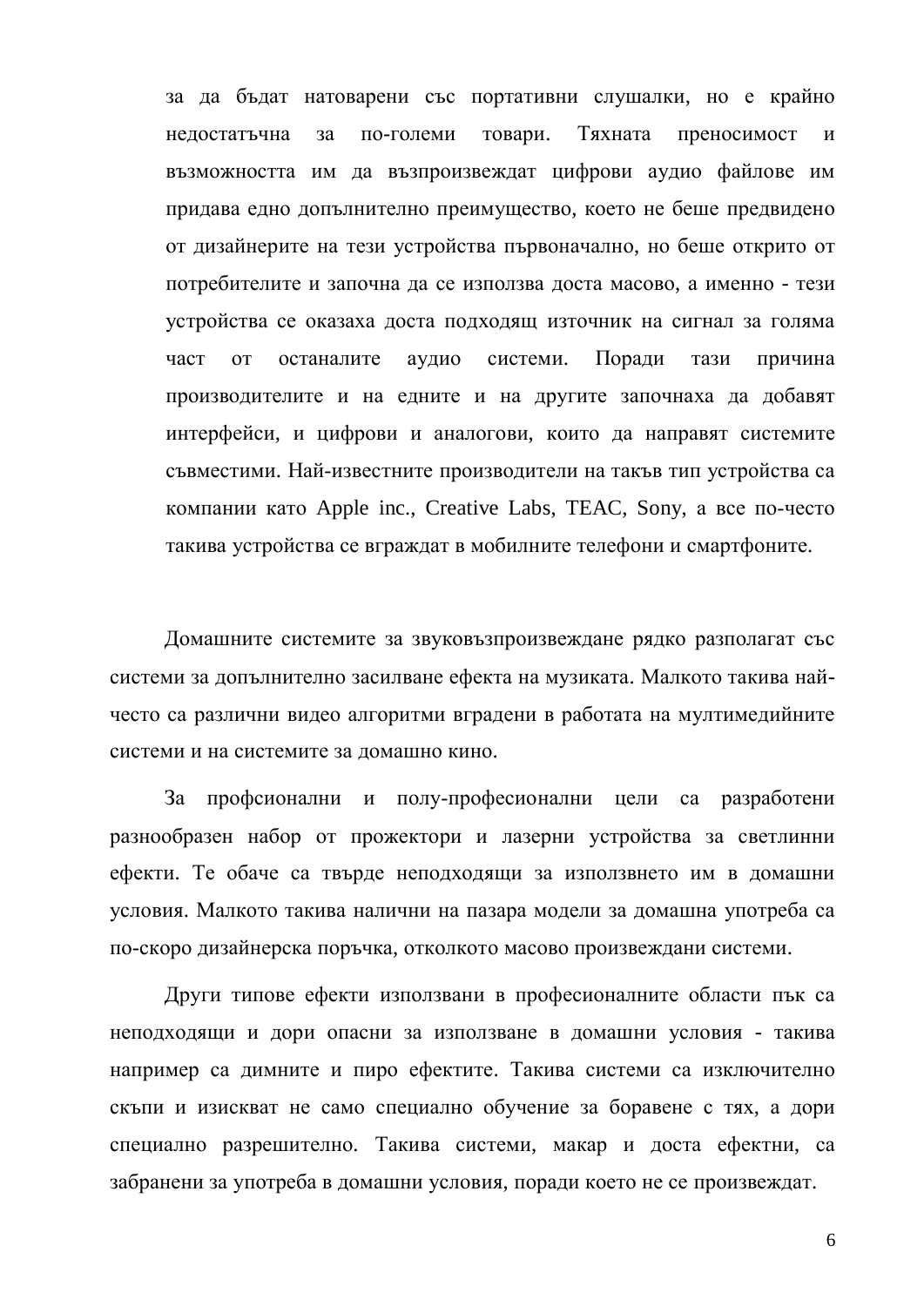за да бъдат натоварени със портативни слушалки, но е крайно недостатъчна за по-големи товари. Тяхната преносимост и възможността им да възпроизвеждат цифрови аудио файлове им придава едно допълнително преимущество, което не беше предвидено от дизайнерите на тези устройства първоначално, но беше открито от потребителите и започна да се използва доста масово, а именно - тези устройства се оказаха доста подходящ източник на сигнал за голяма част от останалите аудио системи. Поради тази причина производителите и на едните и на другите започнаха да добавят интерфейси, и цифрови и аналогови, които да направят системите съвместими. Най-известните производители на такъв тип устройства са компании като Apple inc., Creative Labs, TEAC, Sony, а все по-често такива устройства се вграждат в мобилните телефони и смартфоните.

Домашните системите за звуковъзпроизвеждане рядко разполагат със системи за допълнително засилване ефекта на музиката. Малкото такива най-често са различни видео алгоритми вградени в работата на мултимедийните системи и на системите за домашно кино.

За профсионални и полу-професионални цели са разработени разнообразен набор от прожектори и лазерни устройства за светлинни ефекти. Те обаче са твърде неподходящи за използвнето им в домашни условия. Малкото такива налични на пазара модели за домашна употреба са по-скоро дизайнерска поръчка, отколкото масово произвеждани системи.

Други типове ефекти използвани в професионалните области пък са неподходящи и дори опасни за използване в домашни условия - такива например са димните и пиро ефектите. Такива системи са изключително скъпи и изискват не само специално обучение за боравене с тях, а дори специално разрешително. Такива системи, макар и доста ефектни, са забранени за употреба в домашни условия, поради което не се произвеждат.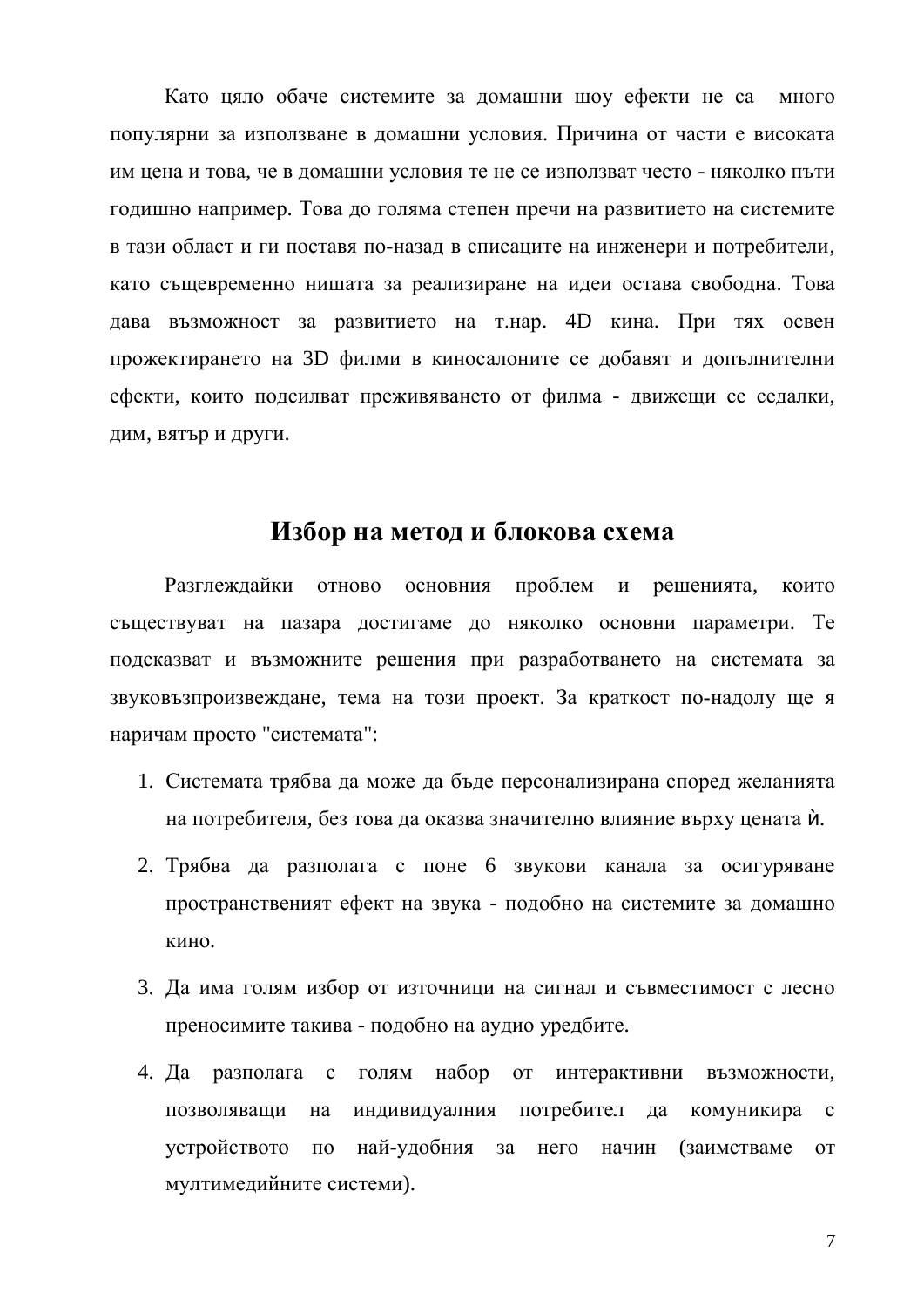Като цяло обаче системите за домашни шоу ефекти не са много популярни за използване в домашни условия. Причина от части е високата им цена и това, че в домашни условия те не се използват често - няколко пъти годишно например. Това до голяма степен пречи на развитието на системите в тази област и ги поставя по-назад в списаците на инженери и потребители, като същевременно нишата за реализиране на идеи остава свободна. Това дава възможност за развитието на т.нар. 4D кина. При тях освен прожектирането на 3D филми в киносалоните се добавят и допълнителни ефекти, които подсилват преживяването от филма - движещи се седалки, дим, вятър и други.

## Избор на метод и блокова схема

Разглеждайки отново основния проблем и решенията, които съществуват на пазара достигаме до няколко основни параметри. Те подсказват и възможните решения при разработването на системата за звуковъзпроизвеждане, тема на този проект. За краткост по-надолу ще я наричам просто "системата":

1. Системата трябва да може да бъде персонализирана според желанията на потребителя, без това да оказва значително влияние върху цената ѝ.
2. Трябва да разполага с поне 6 звукови канала за осигуряване пространственият ефект на звука - подобно на системите за домашно кино.
3. Да има голям избор от източници на сигнал и съвместимост с лесно преносимите такива - подобно на аудио уредбите.
4. Да разполага с голям набор от интерактивни възможности, позволяващи на индивидуалния потребител да комуникира с устройството по най-удобния за него начин (заимстваме от мултимедийните системи).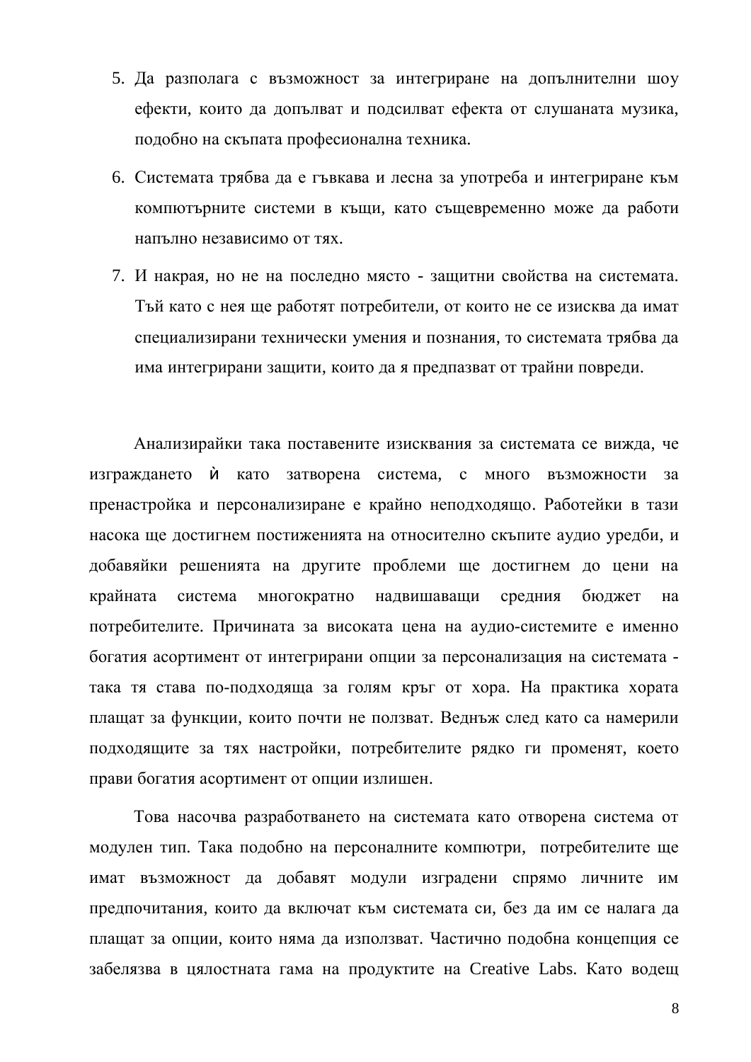5. Да разполага с възможност за интегриране на допълнителни шоу ефекти, които да допълват и подсилват ефекта от слушаната музика, подобно на скъпата професионална техника.
6. Системата трябва да е гъвкава и лесна за употреба и интегриране към компютърните системи в къщи, като същевременно може да работи напълно независимо от тях.
7. И накрая, но не на последно място - защитни свойства на системата. Тъй като с нея ще работят потребители, от които не се изисква да имат специализирани технически умения и познания, то системата трябва да има интегрирани защити, които да я предпазват от трайни повреди.

Анализирайки така поставените изисквания за системата се вижда, че изграждането ѝ като затворена система, с много възможности за пренастройка и персонализиране е крайно неподходящо. Работейки в тази насока ще достигнем постиженията на относително скъпите аудио уредби, и добавяйки решенията на другите проблеми ще достигнем до цени на крайната система многократно надвишаващи средния бюджет на потребителите. Причината за високата цена на аудио-системите е именно богатия асортимент от интегрирани опции за персонализация на системата - така тя става по-подходяща за голям кръг от хора. На практика хората плащат за функции, които почти не ползват. Веднъж след като са намерили подходящите за тях настройки, потребителите рядко ги променят, което прави богатия асортимент от опции излишен.

Това насочва разработването на системата като отворена система от модулен тип. Така подобно на персоналните компютри, потребителите ще имат възможност да добавят модули изградени спрямо личните им предпочитания, които да включат към системата си, без да им се налага да плащат за опции, които няма да използват. Частично подобна концепция се забелязва в цялостната гама на продуктите на Creative Labs. Като водещ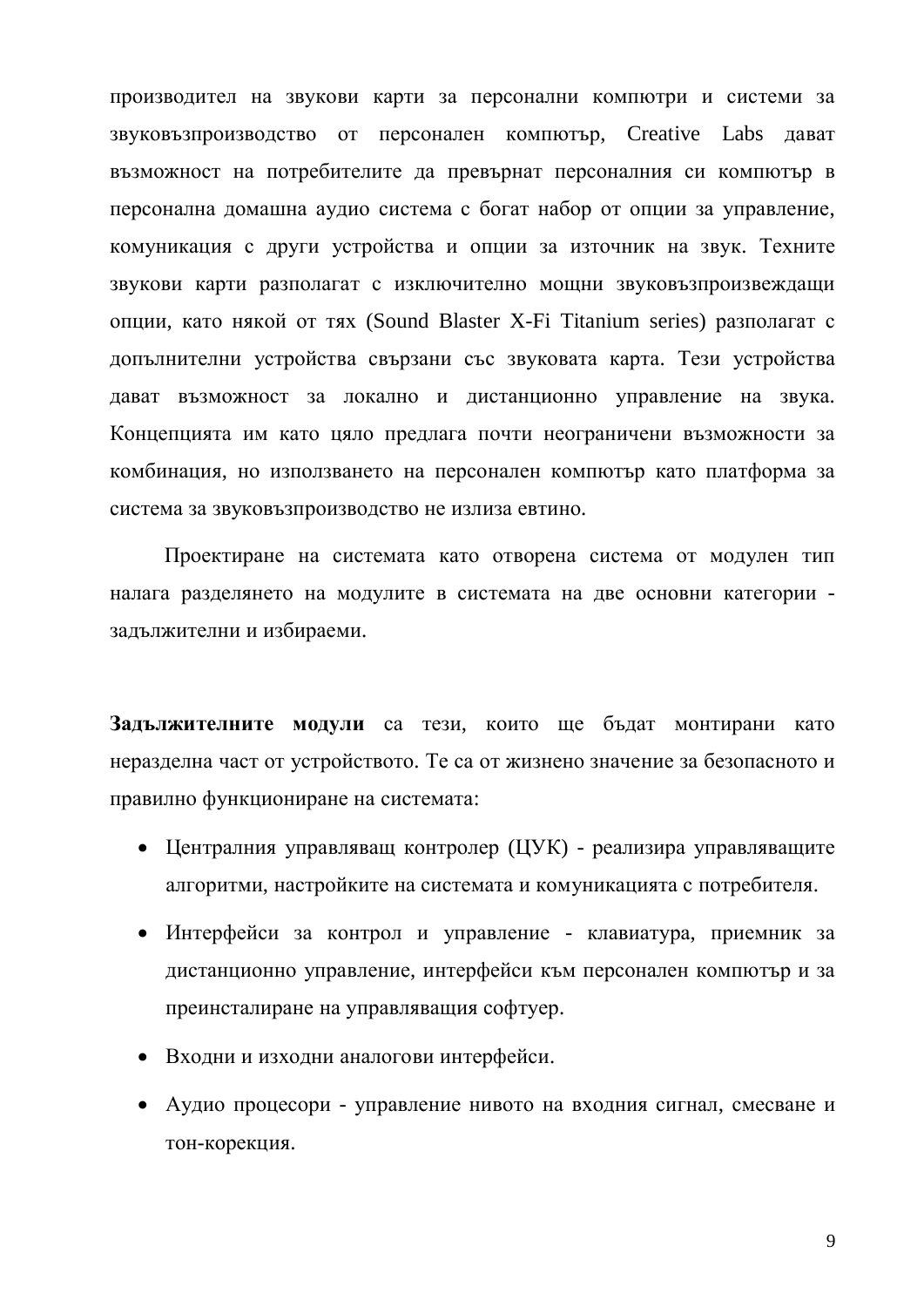производител на звукови карти за персонални компютри и системи за звуковъзпроизводство от персонален компютър, Creative Labs дават възможност на потребителите да превърнат персоналния си компютър в персонална домашна аудио система с богат набор от опции за управление, комуникация с други устройства и опции за източник на звук. Техните звукови карти разполагат с изключително мощни звуковъзпроизвеждащи опции, като някой от тях (Sound Blaster X-Fi Titanium series) разполагат с допълнителни устройства свързани със звуковата карта. Тези устройства дават възможност за локално и дистанционно управление на звука. Концепцията им като цяло предлага почти неограничени възможности за комбинация, но използването на персонален компютър като платформа за система за звуковъзпроизводство не излиза евтино.

Проектиране на системата като отворена система от модулен тип налага разделянето на модулите в системата на две основни категории - задължителни и избираеми.

**Задължителните модули** са тези, които ще бъдат монтирани като неразделна част от устройството. Те са от жизнено значение за безопасното и правилно функциониране на системата:

- Централния управляващ контролер (ЦУК) - реализира управляващите алгоритми, настройките на системата и комуникацията с потребителя.
- Интерфейси за контрол и управление - клавиатура, приемник за дистанционно управление, интерфейси към персонален компютър и за преинсталиране на управляващия софтуер.
- Входни и изходни аналогови интерфейси.
- Аудио процесори - управление нивото на входния сигнал, смесване и тон-корекция.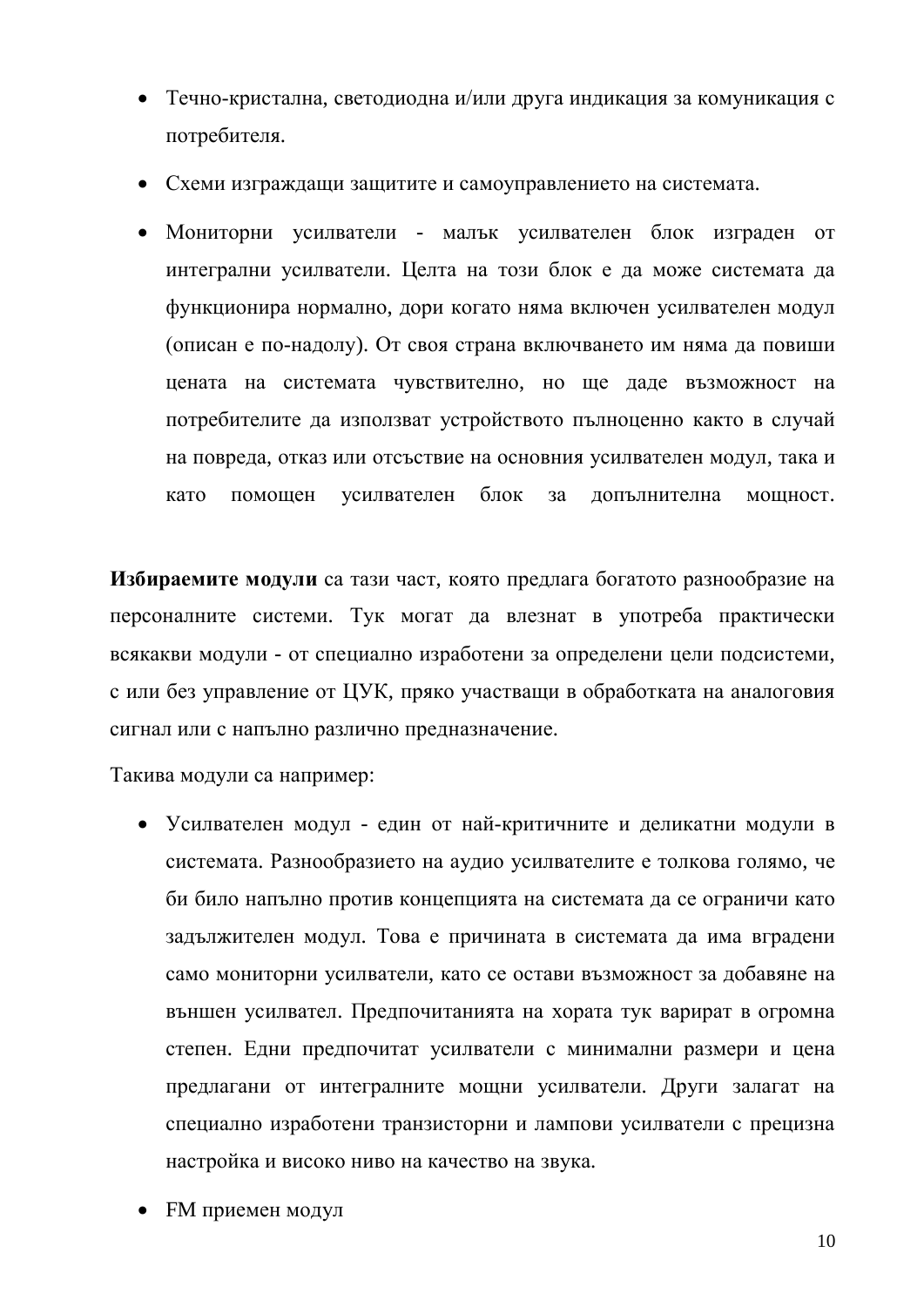- Течно-кристална, светодиодна и/или друга индикация за комуникация с потребителя.
- Схеми изграждащи защитите и самоуправлението на системата.
- Мониторни усилватели - малък усилвателен блок изграден от интегрални усилватели. Целта на този блок е да може системата да функционира нормално, дори когато няма включен усилвателен модул (описан е по-надолу). От своя страна включването им няма да повиши цената на системата чувствително, но ще даде възможност на потребителите да използват устройството пълноценно както в случай на повреда, отказ или отсъствие на основния усилвателен модул, така и като помощен усилвателен блок за допълнителна мощност.

**Избираемите модули** са тази част, която предлага богатото разнообразие на персоналните системи. Тук могат да влезнат в употреба практически всякакви модули - от специално изработени за определени цели подсистеми, с или без управление от ЦУК, пряко участващи в обработката на аналоговия сигнал или с напълно различно предназначение.

Такива модули са например:

- Усилвателен модул - един от най-критичните и деликатни модули в системата. Разнообразието на аудио усилвателите е толкова голямо, че би било напълно против концепцията на системата да се ограничи като задължителен модул. Това е причината в системата да има вградени само мониторни усилватели, като се остави възможност за добавяне на външен усилвател. Предпочитанията на хората тук варират в огромна степен. Едни предпочитат усилватели с минимални размери и цена предлагани от интегралните мощни усилватели. Други залагат на специално изработени транзисторни и лампови усилватели с прецизна настройка и високо ниво на качество на звука.
- FM приемен модул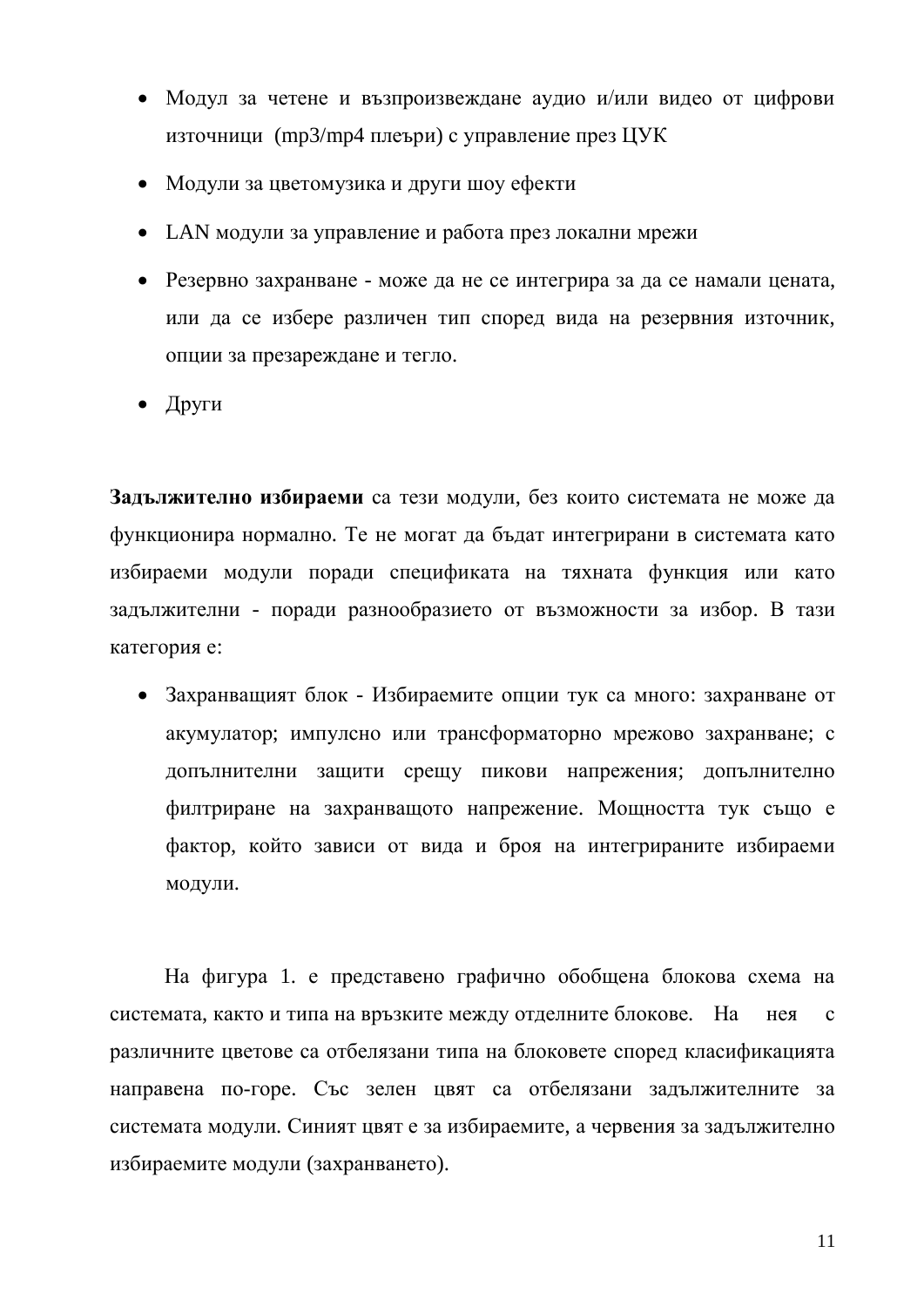- Модул за четене и възпроизвеждане аудио и/или видео от цифрови източници (mp3/mp4 плеъри) с управление през ЦУК
- Модули за цветомузика и други шоу ефекти
- LAN модули за управление и работа през локални мрежи
- Резервно захранване - може да не се интегрира за да се намали цената, или да се избере различен тип според вида на резервния източник, опции за презареждане и тегло.
- Други

**Задължително избираеми** са тези модули, без които системата не може да функционира нормално. Те не могат да бъдат интегрирани в системата като избираеми модули поради спецификата на тяхната функция или като задължителни - поради разнообразието от възможности за избор. В тази категория е:

- Захранващият блок - Избираемите опции тук са много: захранване от акумулатор; импулсно или трансформаторно мрежово захранване; с допълнителни защити срещу пикови напрежения; допълнително филтриране на захранващото напрежение. Мощността тук също е фактор, който зависи от вида и броя на интегрираните избираеми модули.

На фигура 1. е представено графично обобщена блокова схема на системата, както и типа на връзките между отделните блокове. На нея с различните цветове са отбелязани типа на блоковете според класификацията направена по-горе. Със зелен цвят са отбелязани задължителните за системата модули. Синият цвят е за избираемите, а червения за задължително избираемите модули (захранването).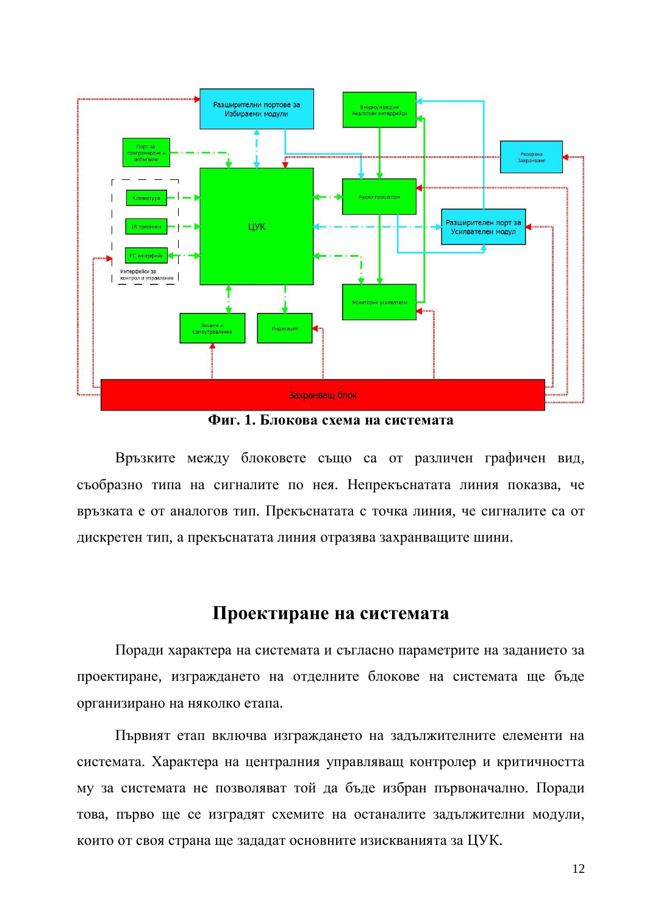**Фиг. 1. Блокова схема на системата**

Връзките между блоковете също са от различен графичен вид, съобразно типа на сигналите по нея. Непрекъснатата линия показва, че връзката е от аналогов тип. Прекъснатата с точка линия, че сигналите са от дискретен тип, а прекъснатата линия отразява захранващите шини.

## Проектиране на системата

Поради характера на системата и съгласно параметрите на заданието за проектиране, изграждането на отделните блокове на системата ще бъде организирано на няколко етапа.

Първият етап включва изграждането на задължителните елементи на системата. Характера на централния управляващ контролер и критичността му за системата не позволяват той да бъде избран първоначално. Поради това, първо ще се изградят схемите на останалите задължителни модули, които от своя страна ще зададат основните изискванията за ЦУК.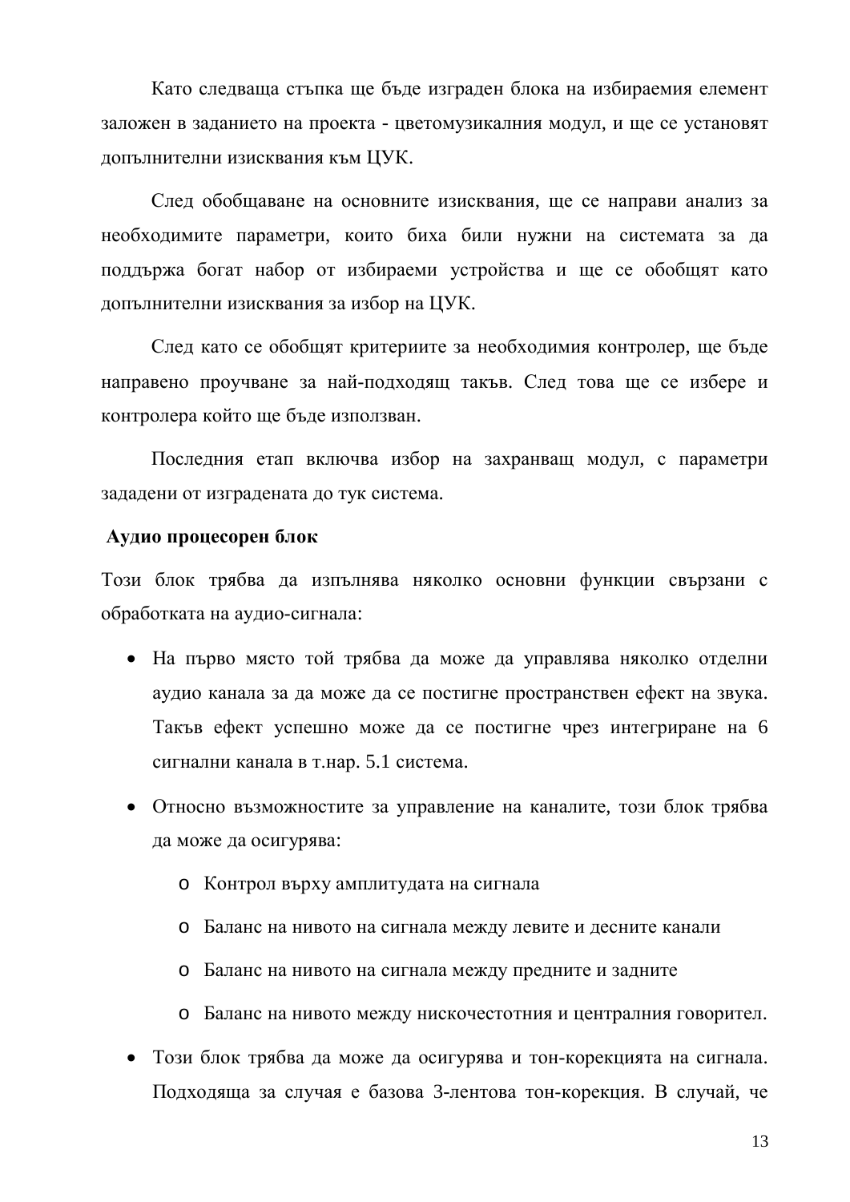Като следваща стъпка ще бъде изграден блока на избираемия елемент заложен в заданието на проекта - цветомузикалния модул, и ще се установят допълнителни изисквания към ЦУК.

След обобщаване на основните изисквания, ще се направи анализ за необходимите параметри, които биха били нужни на системата за да поддържа богат набор от избираеми устройства и ще се обобщят като допълнителни изисквания за избор на ЦУК.

След като се обобщят критериите за необходимия контролер, ще бъде направено проучване за най-подходящ такъв. След това ще се избере и контролера който ще бъде използван.

Последния етап включва избор на захранващ модул, с параметри зададени от изградената до тук система.

**Аудио процесорен блок**

Този блок трябва да изпълнява няколко основни функции свързани с обработката на аудио-сигнала:

- На първо място той трябва да може да управлява няколко отделни аудио канала за да може да се постигне пространствен ефект на звука. Такъв ефект успешно може да се постигне чрез интегриране на 6 сигнални канала в т.нар. 5.1 система.
- Относно възможностите за управление на каналите, този блок трябва да може да осигурява:
  - Контрол върху амплитудата на сигнала
  - Баланс на нивото на сигнала между левите и десните канали
  - Баланс на нивото на сигнала между предните и задните
  - Баланс на нивото между нискочестотния и централния говорител.
- Този блок трябва да може да осигурява и тон-корекцията на сигнала. Подходяща за случая е базова 3-лентова тон-корекция. В случай, че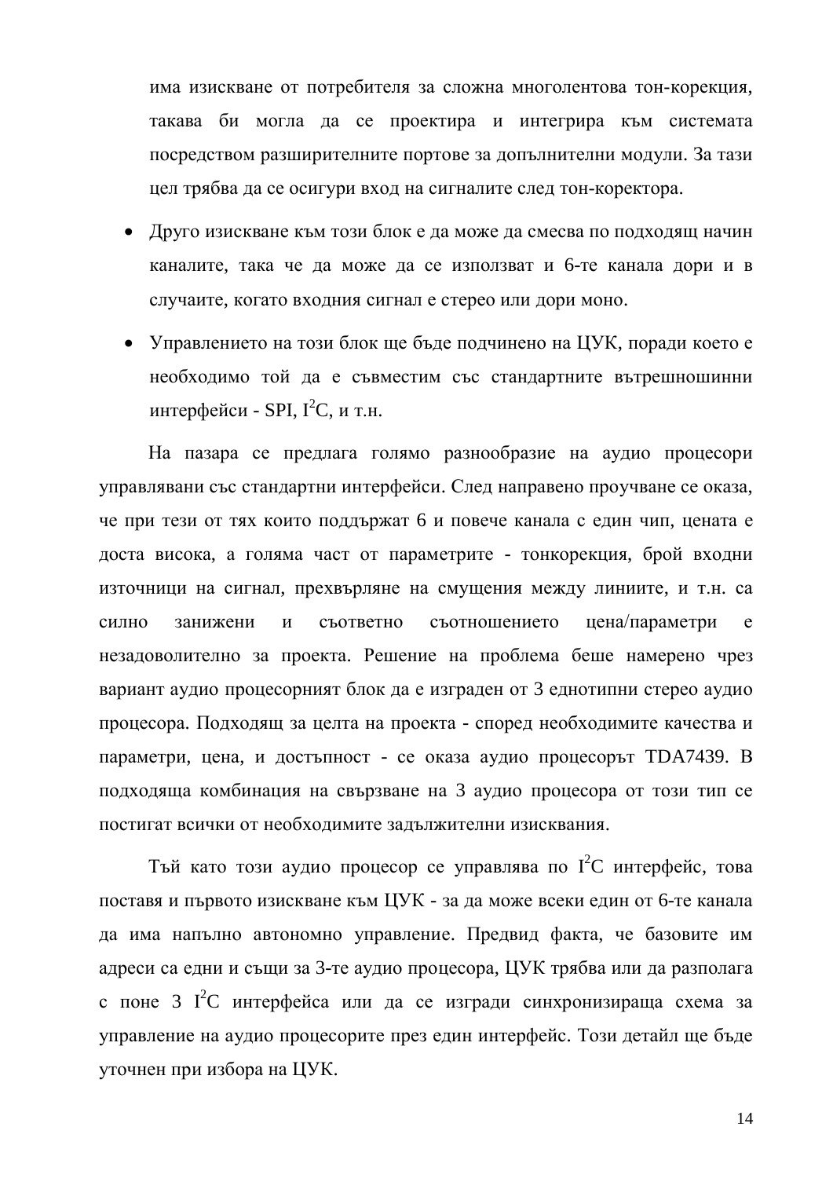има изискване от потребителя за сложна многолентова тон-корекция, такава би могла да се проектира и интегрира към системата посредством разширителните портове за допълнителни модули. За тази цел трябва да се осигури вход на сигналите след тон-коректора.

- Друго изискване към този блок е да може да смесва по подходящ начин каналите, така че да може да се използват и 6-те канала дори и в случаите, когато входния сигнал е стерео или дори моно.
- Управлението на този блок ще бъде подчинено на ЦУК, поради което е необходимо той да е съвместим със стандартните вътрешношинни интерфейси - SPI, $I^2C$, и т.н.

На пазара се предлага голямо разнообразие на аудио процесори управлявани със стандартни интерфейси. След направено проучване се оказа, че при тези от тях които поддържат 6 и повече канала с един чип, цената е доста висока, а голяма част от параметрите - тонкорекция, брой входни източници на сигнал, прехвърляне на смущения между линиите, и т.н. са силно занижени и съответно съотношението цена/параметри е незадоволително за проекта. Решение на проблема беше намерено чрез вариант аудио процесорният блок да е изграден от 3 еднотипни стерео аудио процесора. Подходящ за целта на проекта - според необходимите качества и параметри, цена, и достъпност - се оказа аудио процесорът TDA7439. В подходяща комбинация на свързване на 3 аудио процесора от този тип се постигат всички от необходимите задължителни изисквания.

Тъй като този аудио процесор се управлява по $I^2C$ интерфейс, това поставя и първото изискване към ЦУК - за да може всеки един от 6-те канала да има напълно автономно управление. Предвид факта, че базовите им адреси са едни и същи за 3-те аудио процесора, ЦУК трябва или да разполага с поне 3 $I^2C$ интерфейса или да се изгради синхронизираща схема за управление на аудио процесорите през един интерфейс. Този детайл ще бъде уточнен при избора на ЦУК.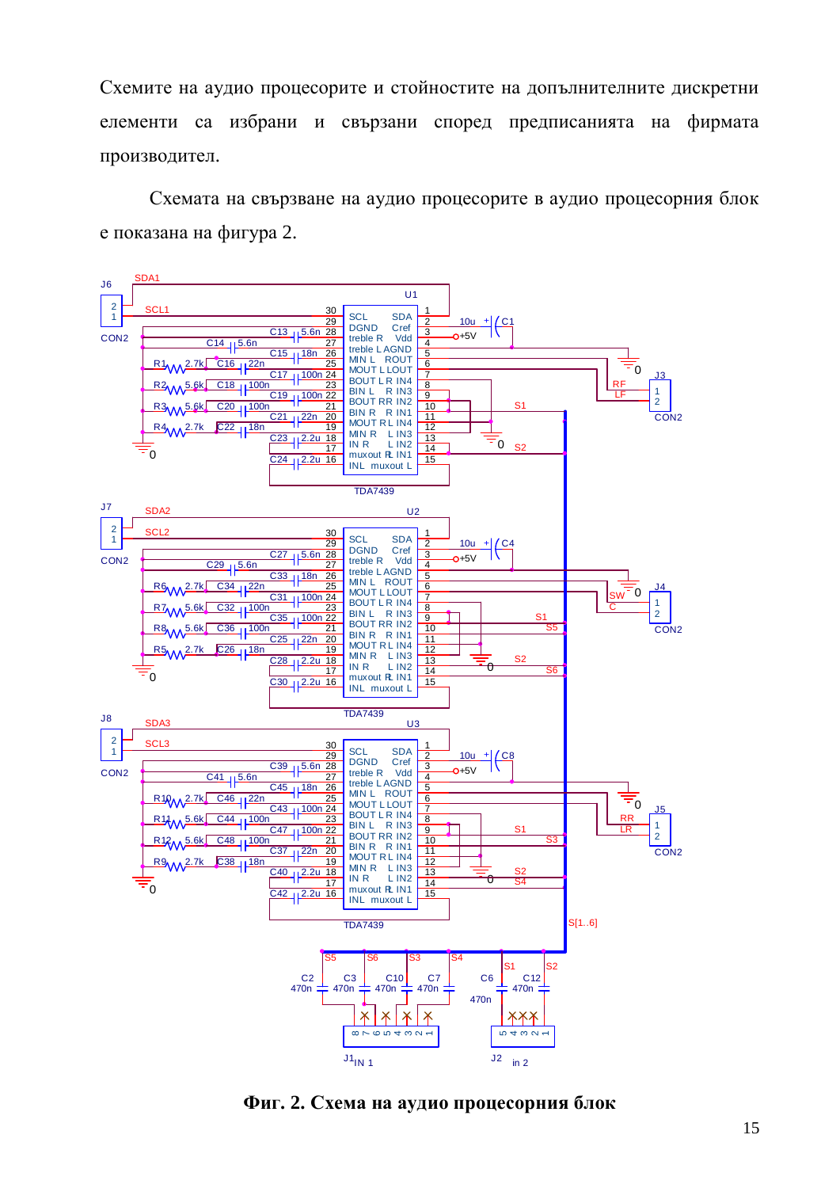Схемите на аудио процесорите и стойностите на допълнителните дискретни елементи са избрани и свързани според предписанията на фирмата производител.

Схемата на свързване на аудио процесорите в аудио процесорния блок е показана на фигура 2.

**Фиг. 2. Схема на аудио процесорния блок**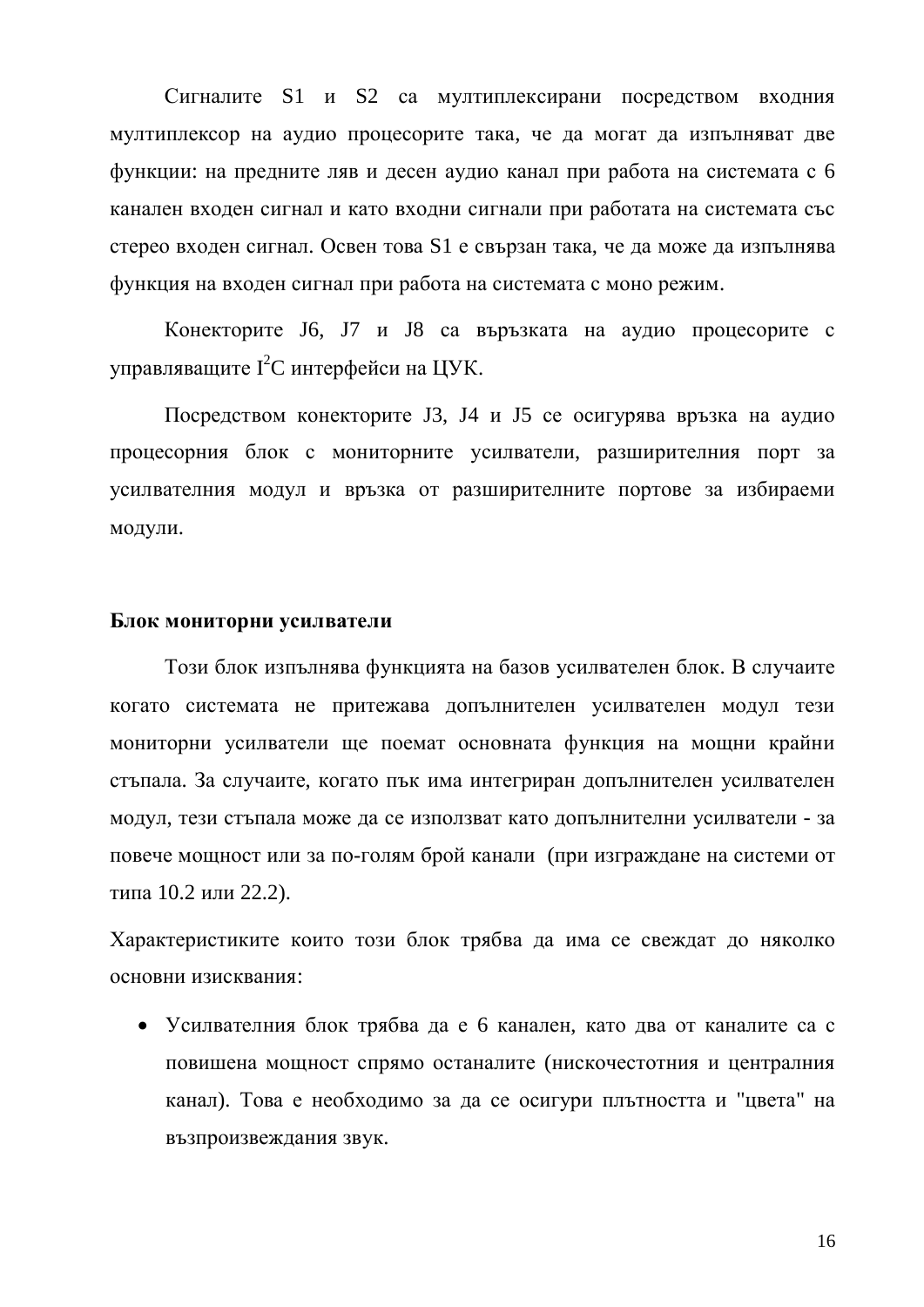Сигналите S1 и S2 са мултиплексирани посредством входния мултиплексор на аудио процесорите така, че да могат да изпълняват две функции: на предните ляв и десен аудио канал при работа на системата с 6 канален входен сигнал и като входни сигнали при работата на системата със стерео входен сигнал. Освен това S1 е свързан така, че да може да изпълнява функция на входен сигнал при работа на системата с моно режим.

Конекторите J6, J7 и J8 са връзката на аудио процесорите с управляващите $I^2C$ интерфейси на ЦУК.

Посредством конекторите J3, J4 и J5 се осигурява връзка на аудио процесорния блок с мониторните усилватели, разширителния порт за усилвателния модул и връзка от разширителните портове за избираеми модули.

**Блок мониторни усилватели**

Този блок изпълнява функцията на базов усилвателен блок. В случаите когато системата не притежава допълнителен усилвателен модул тези мониторни усилватели ще поемат основната функция на мощни крайни стъпала. За случаите, когато пък има интегриран допълнителен усилвателен модул, тези стъпала може да се използват като допълнителни усилватели - за повече мощност или за по-голям брой канали (при изграждане на системи от типа 10.2 или 22.2).

Характеристиките които този блок трябва да има се свеждат до няколко основни изисквания:

- Усилвателния блок трябва да е 6 канален, като два от каналите са с повишена мощност спрямо останалите (нискочестотния и централния канал). Това е необходимо за да се осигури плътността и "цвета" на възпроизвеждания звук.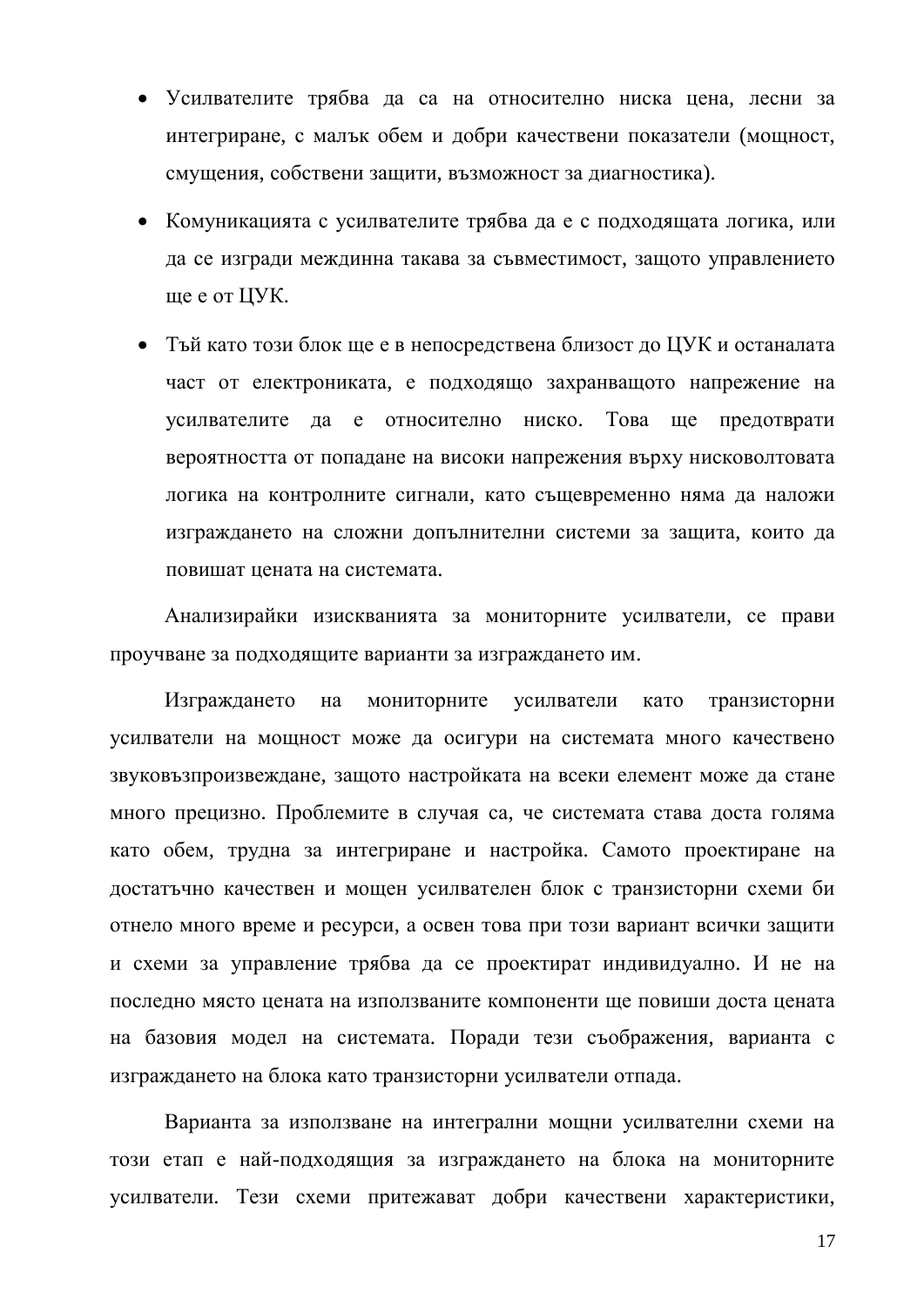- Усилвателите трябва да са на относително ниска цена, лесни за интегриране, с малък обем и добри качествени показатели (мощност, смущения, собствени защити, възможност за диагностика).
- Комуникацията с усилвателите трябва да е с подходящата логика, или да се изгради междинна такава за съвместимост, защото управлението ще е от ЦУК.
- Тъй като този блок ще е в непосредствена близост до ЦУК и останалата част от електрониката, е подходящо захранващото напрежение на усилвателите да е относително ниско. Това ще предотврати вероятността от попадане на високи напрежения върху нисковолтовата логика на контролните сигнали, като същевременно няма да наложи изграждането на сложни допълнителни системи за защита, които да повишат цената на системата.

Анализирайки изискванията за мониторните усилватели, се прави проучване за подходящите варианти за изграждането им.

Изграждането на мониторните усилватели като транзисторни усилватели на мощност може да осигури на системата много качествено звуковъзпроизвеждане, защото настройката на всеки елемент може да стане много прецизно. Проблемите в случая са, че системата става доста голяма като обем, трудна за интегриране и настройка. Самото проектиране на достатъчно качествен и мощен усилвателен блок с транзисторни схеми би отнело много време и ресурси, а освен това при този вариант всички защити и схеми за управление трябва да се проектират индивидуално. И не на последно място цената на използваните компоненти ще повиши доста цената на базовия модел на системата. Поради тези съображения, варианта с изграждането на блока като транзисторни усилватели отпада.

Варианта за използване на интегрални мощни усилвателни схеми на този етап е най-подходящия за изграждането на блока на мониторните усилватели. Тези схеми притежават добри качествени характеристики,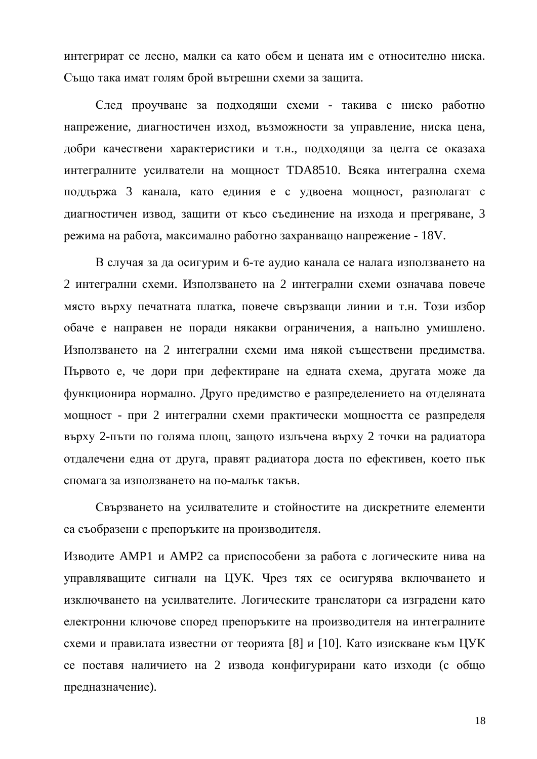интегрират се лесно, малки са като обем и цената им е относително ниска. Също така имат голям брой вътрешни схеми за защита.

След проучване за подходящи схеми - такива с ниско работно напрежение, диагностичен изход, възможности за управление, ниска цена, добри качествени характеристики и т.н., подходящи за целта се оказаха интегралните усилватели на мощност TDA8510. Всяка интегрална схема поддържа 3 канала, като единия е с удвоена мощност, разполагат с диагностичен извод, защити от късо съединение на изхода и прегряване, 3 режима на работа, максимално работно захранващо напрежение - 18V.

В случая за да осигурим и 6-те аудио канала се налага използването на 2 интегрални схеми. Използването на 2 интегрални схеми означава повече място върху печатната платка, повече свързващи линии и т.н. Този избор обаче е направен не поради някакви ограничения, а напълно умишлено. Използването на 2 интегрални схеми има някой съществени предимства. Първото е, че дори при дефектиране на едната схема, другата може да функционира нормално. Друго предимство е разпределението на отделяната мощност - при 2 интегрални схеми практически мощността се разпределя върху 2-пъти по голяма площ, защото излъчена върху 2 точки на радиатора отдалечени една от друга, правят радиатора доста по ефективен, което пък спомага за използването на по-малък такъв.

Свързването на усилвателите и стойностите на дискретните елементи са съобразени с препоръките на производителя.

Изводите AMP1 и AMP2 са приспособени за работа с логическите нива на управляващите сигнали на ЦУК. Чрез тях се осигурява включването и изключването на усилвателите. Логическите транслатори са изградени като електронни ключове според препоръките на производителя на интегралните схеми и правилата известни от теорията [8] и [10]. Като изискване към ЦУК се поставя наличието на 2 извода конфигурирани като изходи (с общо предназначение).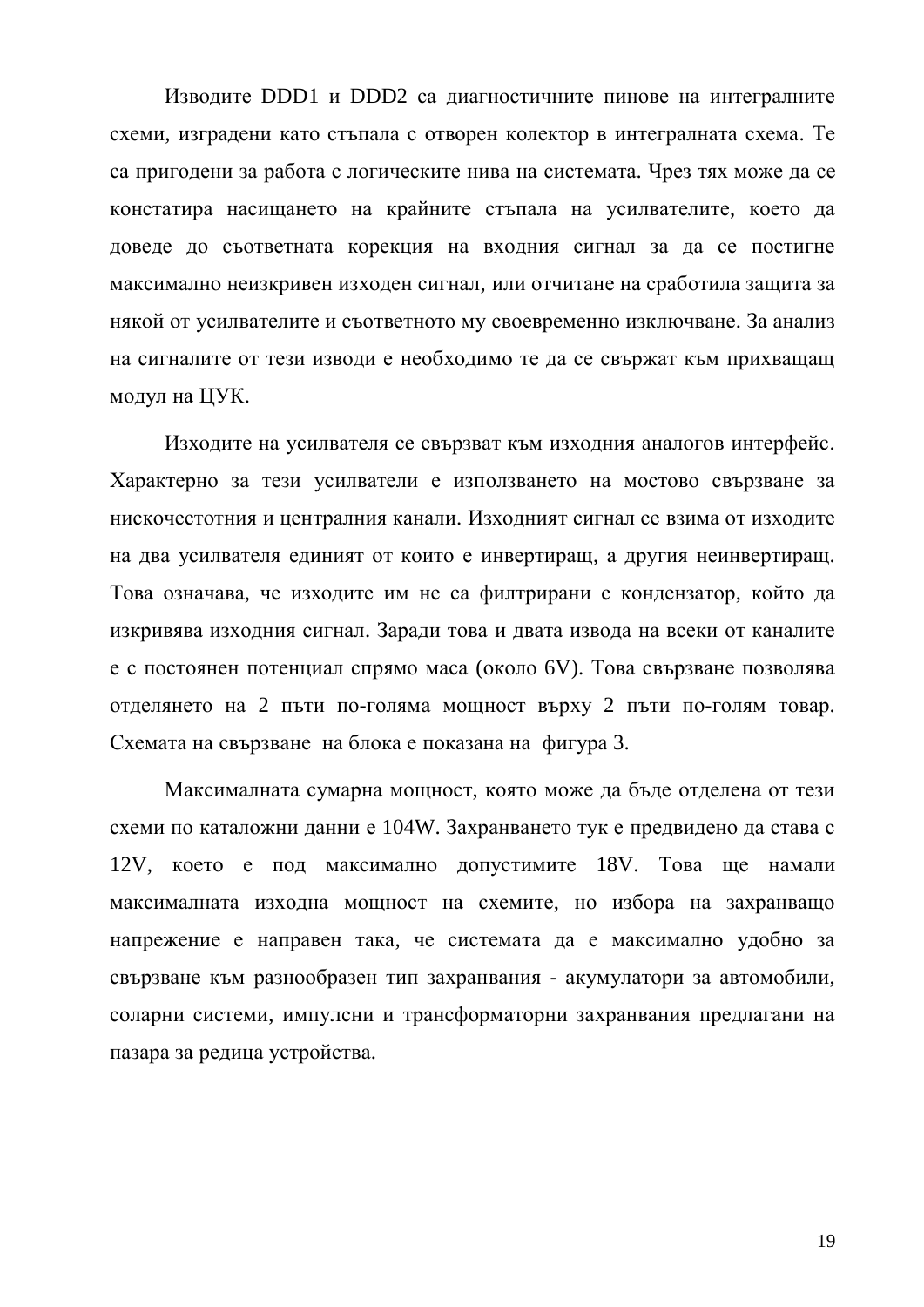Изводите DDD1 и DDD2 са диагностичните пинове на интегралните схеми, изградени като стъпала с отворен колектор в интегралната схема. Те са пригодени за работа с логическите нива на системата. Чрез тях може да се констатира насищането на крайните стъпала на усилвателите, което да доведе до съответната корекция на входния сигнал за да се постигне максимално неизкривен изходен сигнал, или отчитане на сработила защита за някой от усилвателите и съответното му своевременно изключване. За анализ на сигналите от тези изводи е необходимо те да се свържат към прихващащ модул на ЦУК.

Изходите на усилвателя се свързват към изходния аналогов интерфейс. Характерно за тези усилватели е използването на мостово свързване за нискочестотния и централния канали. Изходният сигнал се взима от изходите на два усилвателя единият от които е инвертиращ, а другия неинвертиращ. Това означава, че изходите им не са филтрирани с кондензатор, който да изкривява изходния сигнал. Заради това и двата извода на всеки от каналите е с постоянен потенциал спрямо маса (около 6V). Това свързване позволява отделянето на 2 пъти по-голяма мощност върху 2 пъти по-голям товар. Схемата на свързване на блока е показана на фигура 3.

Максималната сумарна мощност, която може да бъде отделена от тези схеми по каталожни данни е 104W. Захранването тук е предвидено да става с 12V, което е под максимално допустимите 18V. Това ще намали максималната изходна мощност на схемите, но избора на захранващо напрежение е направен така, че системата да е максимално удобно за свързване към разнообразен тип захранвания - акумулатори за автомобили, соларни системи, импулсни и трансформаторни захранвания предлагани на пазара за редица устройства.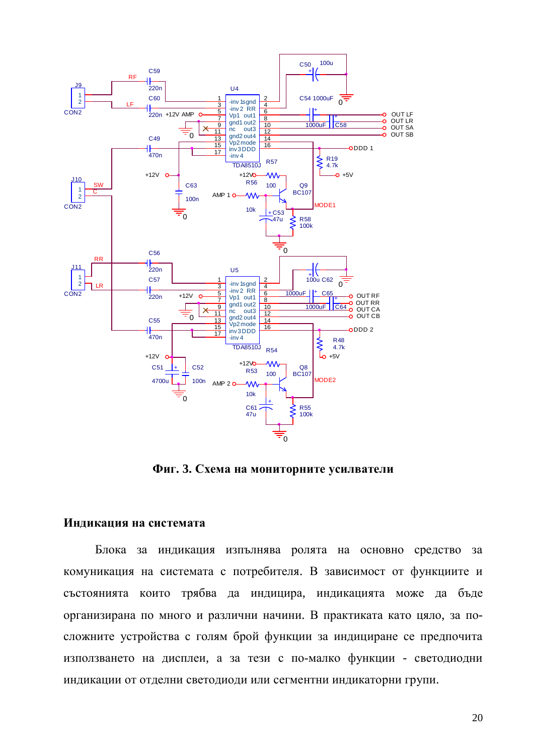**Фиг. 3. Схема на мониторните усилватели**

## Индикация на системата

Блока за индикация изпълнява ролята на основно средство за комуникация на системата с потребителя. В зависимост от функциите и състоянията които трябва да индицира, индикацията може да бъде организирана по много и различни начини. В практиката като цяло, за по-сложните устройства с голям брой функции за индициране се предпочита използването на дисплеи, а за тези с по-малко функции - светодиодни индикации от отделни светодиоди или сегментни индикаторни групи.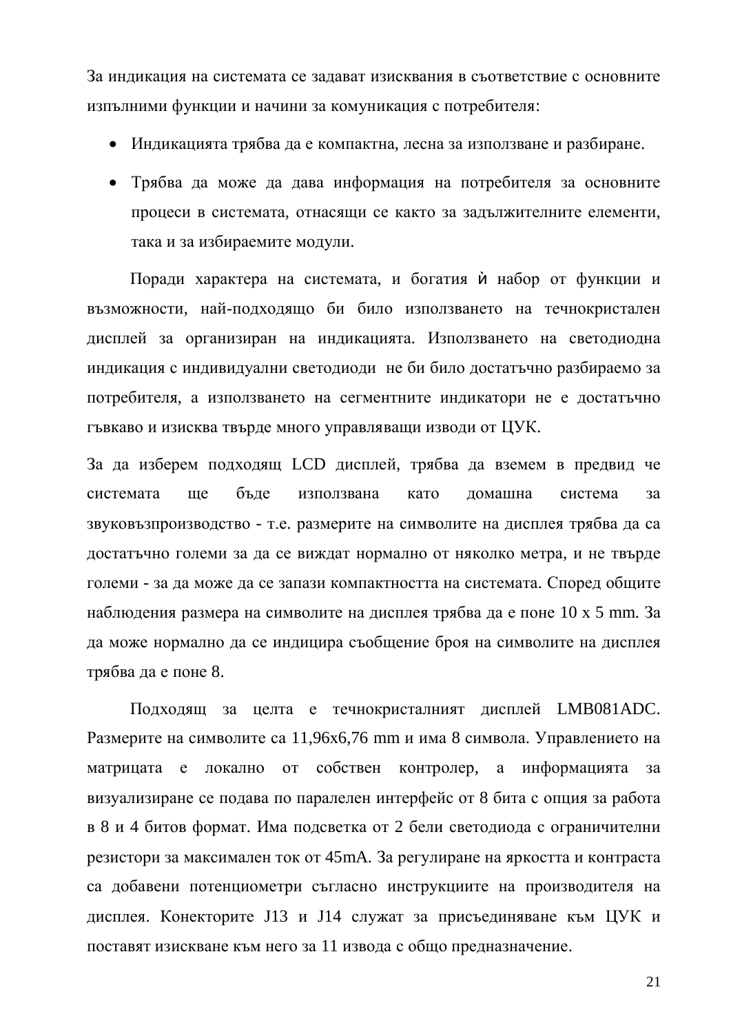За индикация на системата се задават изисквания в съответствие с основните изпълними функции и начини за комуникация с потребителя:

- Индикацията трябва да е компактна, лесна за използване и разбиране.
- Трябва да може да дава информация на потребителя за основните процеси в системата, отнасящи се както за задължителните елементи, така и за избираемите модули.

Поради характера на системата, и богатия ѝ набор от функции и възможности, най-подходящо би било използването на течнокристален дисплей за организиран на индикацията. Използването на светодиодна индикация с индивидуални светодиоди не би било достатъчно разбираемо за потребителя, а използването на сегментните индикатори не е достатъчно гъвкаво и изисква твърде много управляващи изводи от ЦУК.

За да изберем подходящ LCD дисплей, трябва да вземем в предвид че системата ще бъде използвана като домашна система за звуковъзпроизводство - т.е. размерите на символите на дисплея трябва да са достатъчно големи за да се виждат нормално от няколко метра, и не твърде големи - за да може да се запази компактността на системата. Според общите наблюдения размера на символите на дисплея трябва да е поне 10 x 5 mm. За да може нормално да се индицира съобщение броя на символите на дисплея трябва да е поне 8.

Подходящ за целта е течнокристалният дисплей LMB081ADC. Размерите на символите са 11,96x6,76 mm и има 8 символа. Управлението на матрицата е локално от собствен контролер, а информацията за визуализиране се подава по паралелен интерфейс от 8 бита с опция за работа в 8 и 4 битов формат. Има подсветка от 2 бели светодиода с ограничителни резистори за максимален ток от 45mA. За регулиране на яркостта и контраста са добавени потенциометри съгласно инструкциите на производителя на дисплея. Конекторите J13 и J14 служат за присъединяване към ЦУК и поставят изискване към него за 11 извода с общо предназначение.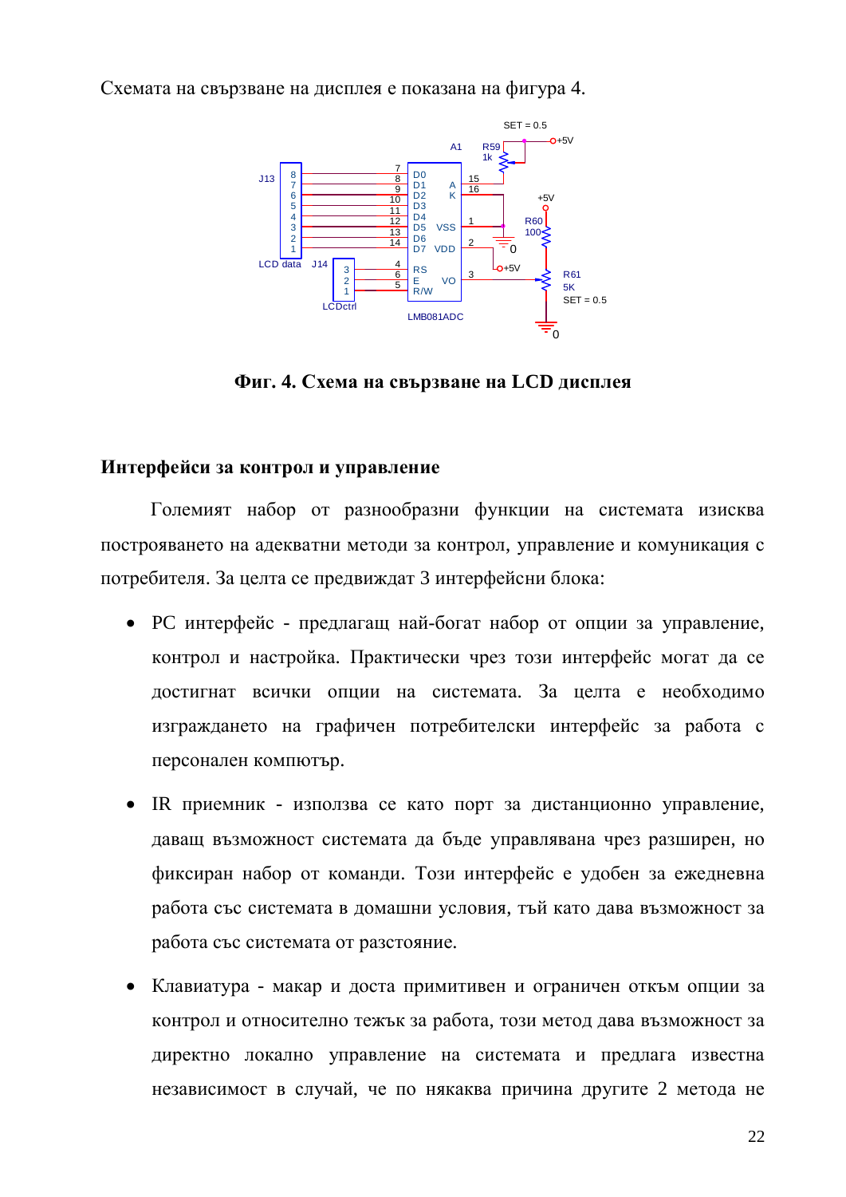Схемата на свързване на дисплея е показана на фигура 4.

**Фиг. 4. Схема на свързване на LCD дисплея**

## Интерфейси за контрол и управление

Големият набор от разнообразни функции на системата изисква построяването на адекватни методи за контрол, управление и комуникация с потребителя. За целта се предвиждат 3 интерфейсни блока:

- PC интерфейс - предлагащ най-богат набор от опции за управление, контрол и настройка. Практически чрез този интерфейс могат да се достигнат всички опции на системата. За целта е необходимо изграждането на графичен потребителски интерфейс за работа с персонален компютър.

- IR приемник - използва се като порт за дистанционно управление, даващ възможност системата да бъде управлявана чрез разширен, но фиксиран набор от команди. Този интерфейс е удобен за ежедневна работа със системата в домашни условия, тъй като дава възможност за работа със системата от разстояние.

- Клавиатура - макар и доста примитивен и ограничен откъм опции за контрол и относително тежък за работа, този метод дава възможност за директно локално управление на системата и предлага известна независимост в случай, че по някаква причина другите 2 метода не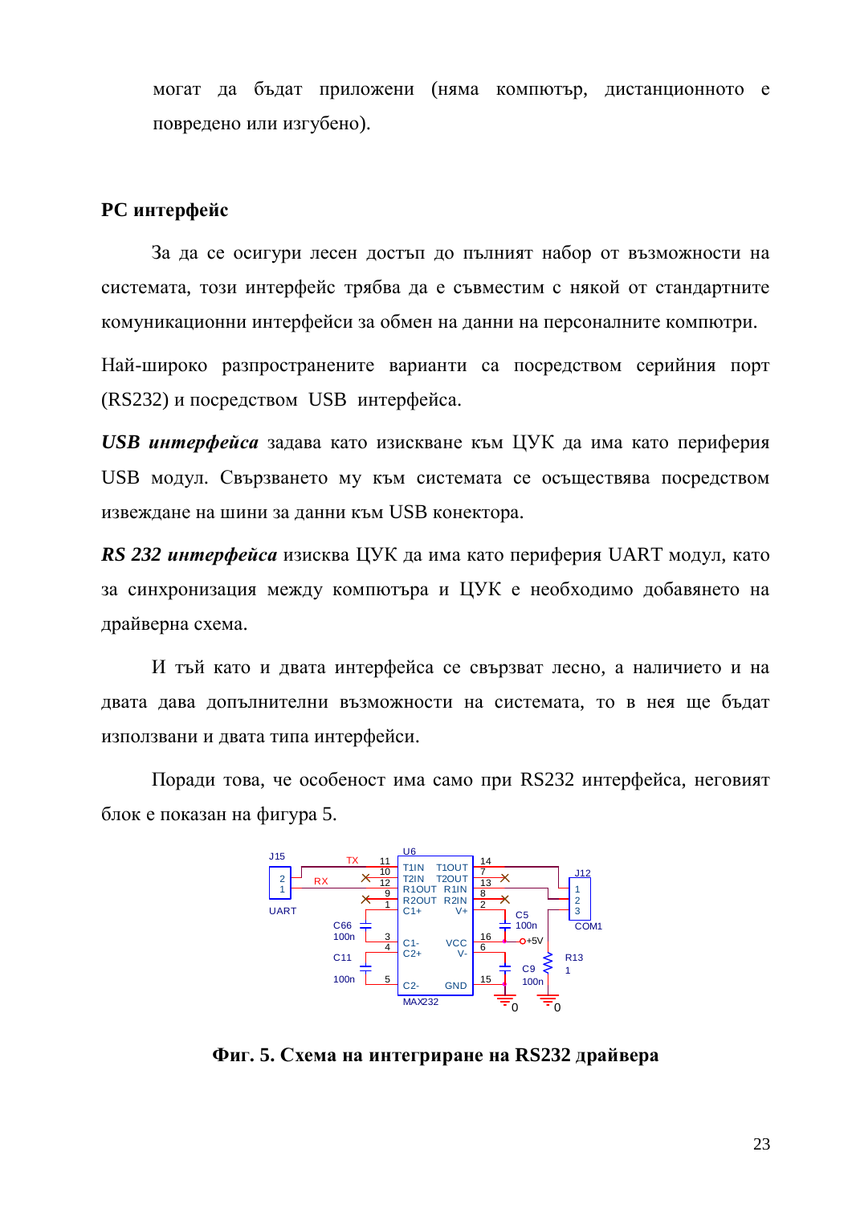могат да бъдат приложени (няма компютър, дистанционното е повредено или изгубено).

**РС интерфейс**

За да се осигури лесен достъп до пълният набор от възможности на системата, този интерфейс трябва да е съвместим с някой от стандартните комуникационни интерфейси за обмен на данни на персоналните компютри.

Най-широко разпространените варианти са посредством серийния порт (RS232) и посредством USB интерфейса.

***USB интерфейса*** задава като изискване към ЦУК да има като периферия USB модул. Свързването му към системата се осъществява посредством извеждане на шини за данни към USB конектора.

***RS 232 интерфейса*** изисква ЦУК да има като периферия UART модул, като за синхронизация между компютъра и ЦУК е необходимо добавянето на драйверна схема.

И тъй като и двата интерфейса се свързват лесно, а наличието и на двата дава допълнителни възможности на системата, то в нея ще бъдат използвани и двата типа интерфейси.

Поради това, че особеност има само при RS232 интерфейса, неговият блок е показан на фигура 5.

**Фиг. 5. Схема на интегриране на RS232 драйвера**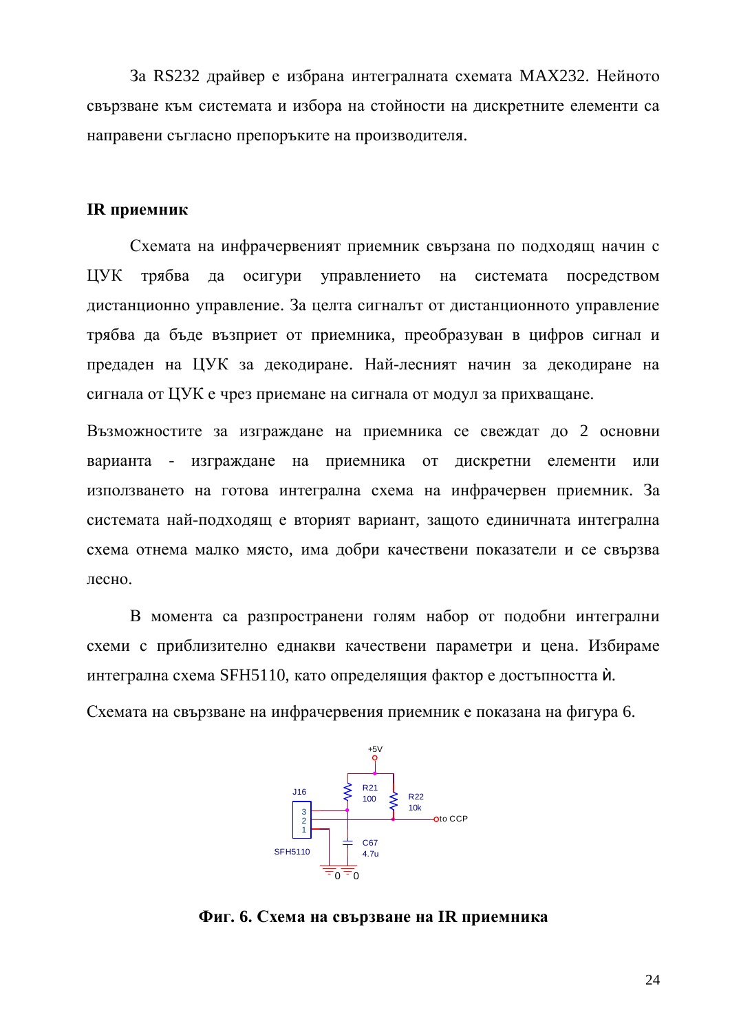За RS232 драйвер е избрана интегралната схемата MAX232. Нейното свързване към системата и избора на стойности на дискретните елементи са направени съгласно препоръките на производителя.

**IR приемник**

Схемата на инфрачервеният приемник свързана по подходящ начин с ЦУК трябва да осигури управлението на системата посредством дистанционно управление. За целта сигналът от дистанционното управление трябва да бъде възприет от приемника, преобразуван в цифров сигнал и предаден на ЦУК за декодиране. Най-лесният начин за декодиране на сигнала от ЦУК е чрез приемане на сигнала от модул за прихващане.

Възможностите за изграждане на приемника се свеждат до 2 основни варианта - изграждане на приемника от дискретни елементи или използването на готова интегрална схема на инфрачервен приемник. За системата най-подходящ е вторият вариант, защото единичната интегрална схема отнема малко място, има добри качествени показатели и се свързва лесно.

В момента са разпространени голям набор от подобни интегрални схеми с приблизително еднакви качествени параметри и цена. Избираме интегрална схема SFH5110, като определящия фактор е достъпността ѝ.

Схемата на свързване на инфрачервения приемник е показана на фигура 6.

**Фиг. 6. Схема на свързване на IR приемника**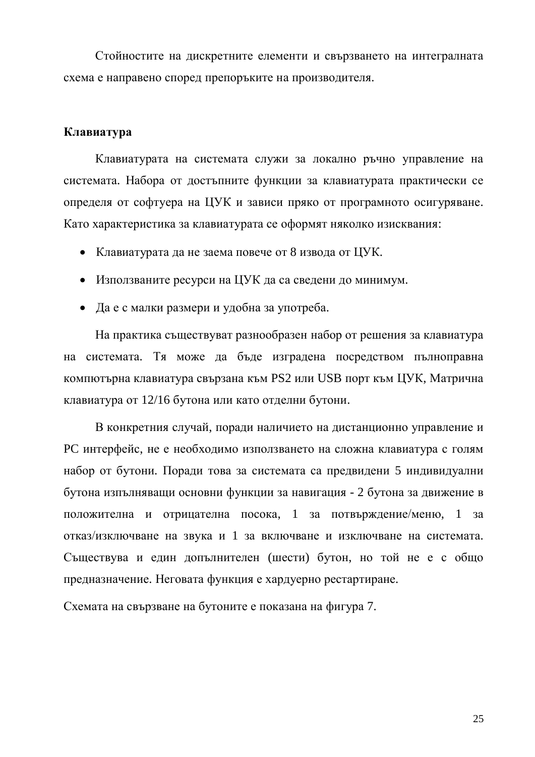Стойностите на дискретните елементи и свързването на интегралната схема е направено според препоръките на производителя.

**Клавиатура**

Клавиатурата на системата служи за локално ръчно управление на системата. Набора от достъпните функции за клавиатурата практически се определя от софтуера на ЦУК и зависи пряко от програмното осигуряване. Като характеристика за клавиатурата се оформят няколко изисквания:

- Клавиатурата да не заема повече от 8 извода от ЦУК.
- Използваните ресурси на ЦУК да са сведени до минимум.
- Да е с малки размери и удобна за употреба.

На практика съществуват разнообразен набор от решения за клавиатура на системата. Тя може да бъде изградена посредством пълноправна компютърна клавиатура свързана към PS2 или USB порт към ЦУК, Матрична клавиатура от 12/16 бутона или като отделни бутони.

В конкретния случай, поради наличието на дистанционно управление и PC интерфейс, не е необходимо използването на сложна клавиатура с голям набор от бутони. Поради това за системата са предвидени 5 индивидуални бутона изпълняващи основни функции за навигация - 2 бутона за движение в положителна и отрицателна посока, 1 за потвърждение/меню, 1 за отказ/изключване на звука и 1 за включване и изключване на системата. Съществува и един допълнителен (шести) бутон, но той не е с общо предназначение. Неговата функция е хардуерно рестартиране.

Схемата на свързване на бутоните е показана на фигура 7.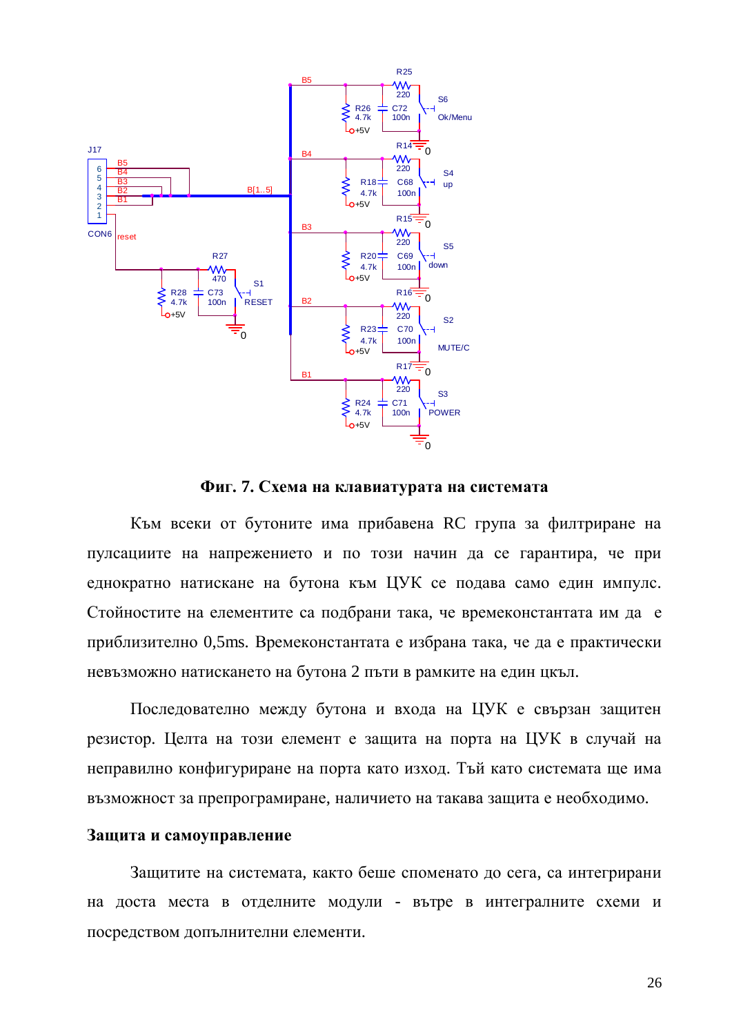**Фиг. 7. Схема на клавиатурата на системата**

Към всеки от бутоните има прибавена RC група за филтриране на пулсациите на напрежението и по този начин да се гарантира, че при еднократно натискане на бутона към ЦУК се подава само един импулс. Стойностите на елементите са подбрани така, че времеконстантата им да е приблизително 0,5ms. Времеконстантата е избрана така, че да е практически невъзможно натискането на бутона 2 пъти в рамките на един цкъл.

Последователно между бутона и входа на ЦУК е свързан защитен резистор. Целта на този елемент е защита на порта на ЦУК в случай на неправилно конфигуриране на порта като изход. Тъй като системата ще има възможност за препрограмиране, наличието на такава защита е необходимо.

**Защита и самоуправление**

Защитите на системата, както беше споменато до сега, са интегрирани на доста места в отделните модули - вътре в интегралните схеми и посредством допълнителни елементи.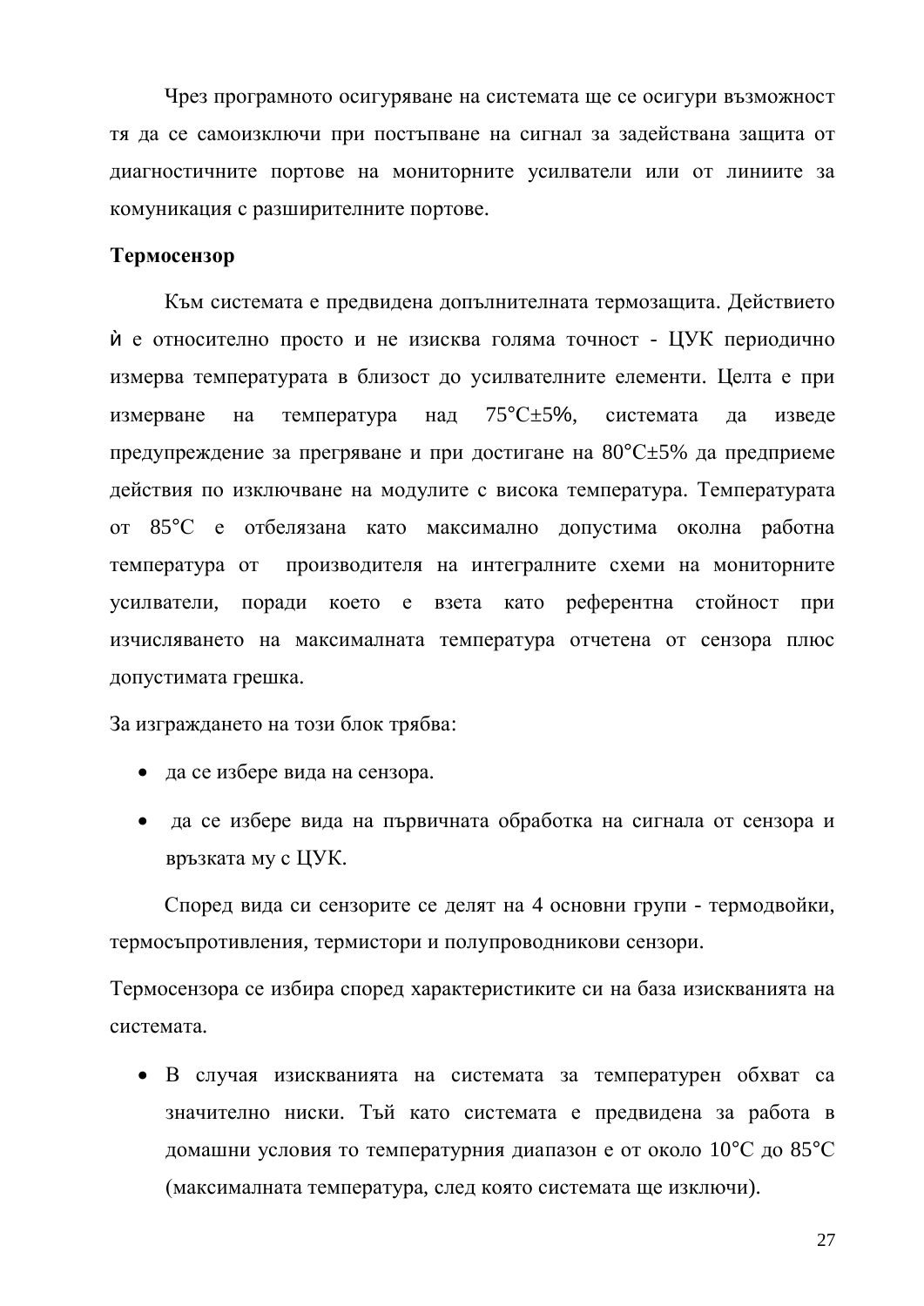Чрез програмното осигуряване на системата ще се осигури възможност тя да се самоизключи при постъпване на сигнал за задействана защита от диагностичните портове на мониторните усилватели или от линиите за комуникация с разширителните портове.

**Термосензор**

Към системата е предвидена допълнителната термозащита. Действието ѝ е относително просто и не изисква голяма точност - ЦУК периодично измерва температурата в близост до усилвателните елементи. Целта е при измерване на температура над 75°C±5%, системата да изведе предупреждение за прегряване и при достигане на 80°C±5% да предприеме действия по изключване на модулите с висока температура. Температурата от 85°C е отбелязана като максимално допустима околна работна температура от производителя на интегралните схеми на мониторните усилватели, поради което е взета като референтна стойност при изчисляването на максималната температура отчетена от сензора плюс допустимата грешка.

За изграждането на този блок трябва:

- да се избере вида на сензора.
- да се избере вида на първичната обработка на сигнала от сензора и връзката му с ЦУК.

Според вида си сензорите се делят на 4 основни групи - термодвойки, термосъпротивления, термистори и полупроводникови сензори.

Термосензора се избира според характеристиките си на база изискванията на системата.

- В случая изискванията на системата за температурен обхват са значително ниски. Тъй като системата е предвидена за работа в домашни условия то температурния диапазон е от около 10°C до 85°C (максималната температура, след която системата ще изключи).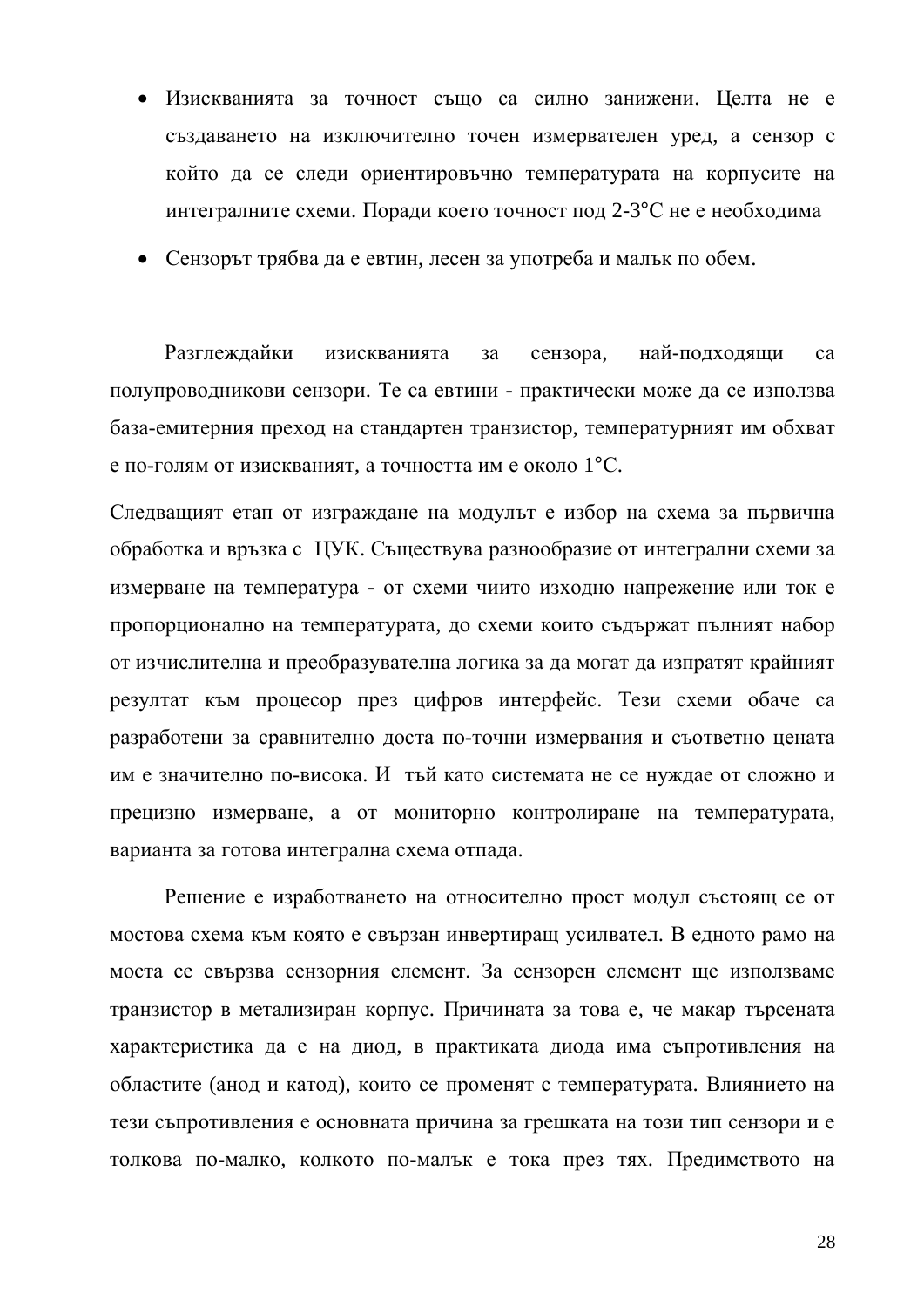- Изискванията за точност също са силно занижени. Целта не е създаването на изключително точен измервателен уред, а сензор с който да се следи ориентировъчно температурата на корпусите на интегралните схеми. Поради което точност под 2-3°C не е необходима
- Сензорът трябва да е евтин, лесен за употреба и малък по обем.

Разглеждайки изискванията за сензора, най-подходящи са полупроводникови сензори. Те са евтини - практически може да се използва база-емитерния преход на стандартен транзистор, температурният им обхват е по-голям от изискваният, а точността им е около 1°C.

Следващият етап от изграждане на модулът е избор на схема за първична обработка и връзка с ЦУК. Съществува разнообразие от интегрални схеми за измерване на температура - от схеми чиито изходно напрежение или ток е пропорционално на температурата, до схеми които съдържат пълният набор от изчислителна и преобразувателна логика за да могат да изпратят крайният резултат към процесор през цифров интерфейс. Тези схеми обаче са разработени за сравнително доста по-точни измервания и съответно цената им е значително по-висока. И тъй като системата не се нуждае от сложно и прецизно измерване, а от мониторно контролиране на температурата, варианта за готова интегрална схема отпада.

Решение е изработването на относително прост модул състоящ се от мостова схема към която е свързан инвертиращ усилвател. В едното рамо на моста се свързва сензорния елемент. За сензорен елемент ще използваме транзистор в метализиран корпус. Причината за това е, че макар търсената характеристика да е на диод, в практиката диода има съпротивления на областите (анод и катод), които се променят с температурата. Влиянието на тези съпротивления е основната причина за грешката на този тип сензори и е толкова по-малко, колкото по-малък е тока през тях. Предимството на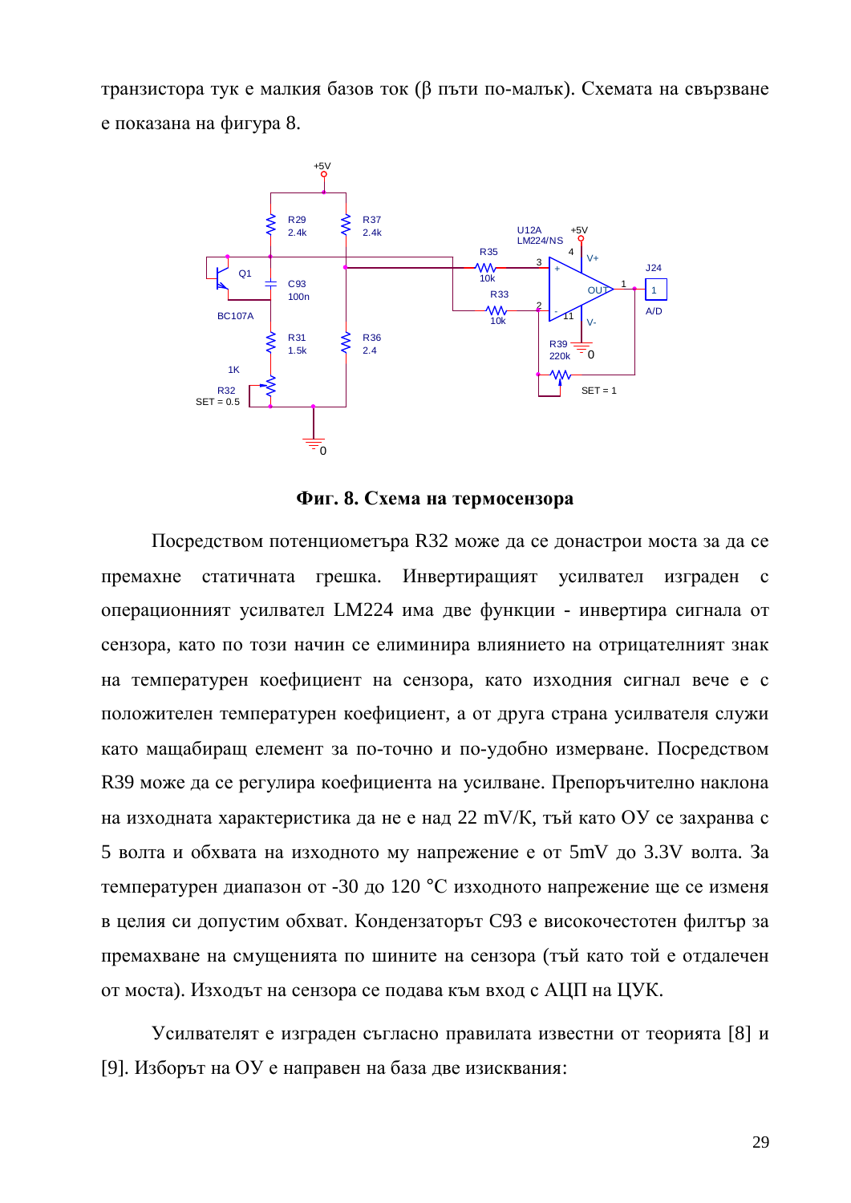транзистора тук е малкия базов ток (β пъти по-малък). Схемата на свързване е показана на фигура 8.

**Фиг. 8. Схема на термосензора**

Посредством потенциометъра R32 може да се донастрои моста за да се премахне статичната грешка. Инвертиращият усилвател изграден с операционният усилвател LM224 има две функции - инвертира сигнала от сензора, като по този начин се елиминира влиянието на отрицателният знак на температурен коефициент на сензора, като изходния сигнал вече е с положителен температурен коефициент, а от друга страна усилвателя служи като мащабиращ елемент за по-точно и по-удобно измерване. Посредством R39 може да се регулира коефициента на усилване. Препоръчително наклона на изходната характеристика да не е над 22 mV/K, тъй като ОУ се захранва с 5 волта и обхвата на изходното му напрежение е от 5mV до 3.3V волта. За температурен диапазон от -30 до 120 °C изходното напрежение ще се изменя в целия си допустим обхват. Кондензаторът C93 е високочестотен филтър за премахване на смущенията по шините на сензора (тъй като той е отдалечен от моста). Изходът на сензора се подава към вход с АЦП на ЦУК.

Усилвателят е изграден съгласно правилата известни от теорията [8] и [9]. Изборът на ОУ е направен на база две изисквания: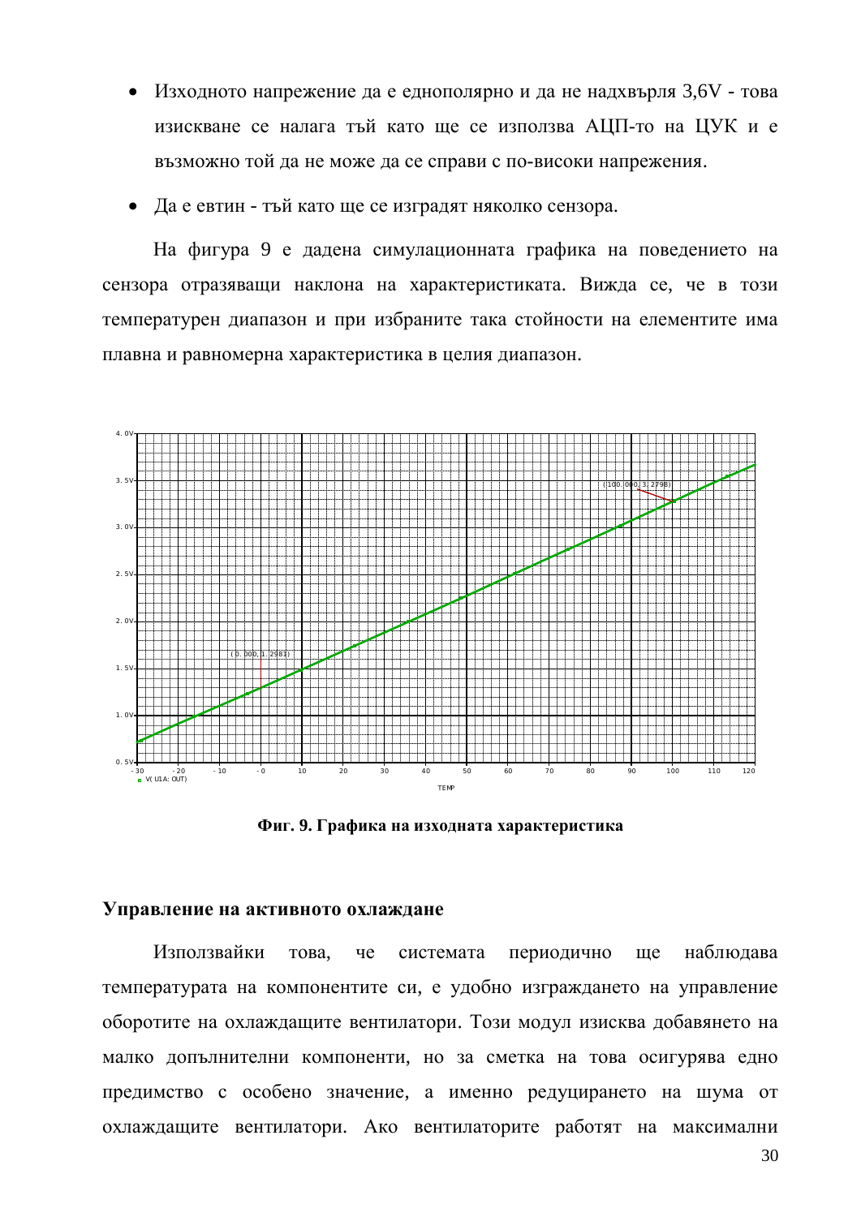- Изходното напрежение да е еднополярно и да не надхвърля 3,6V - това изискване се налага тъй като ще се използва АЦП-то на ЦУК и е възможно той да не може да се справи с по-високи напрежения.
- Да е евтин - тъй като ще се изградят няколко сензора.

На фигура 9 е дадена симулационната графика на поведението на сензора отразяващи наклона на характеристиката. Вижда се, че в този температурен диапазон и при избраните така стойности на елементите има плавна и равномерна характеристика в целия диапазон.

**Фиг. 9. Графика на изходната характеристика**

## Управление на активното охлаждане

Използвайки това, че системата периодично ще наблюдава температурата на компонентите си, е удобно изграждането на управление оборотите на охлаждащите вентилатори. Този модул изисква добавянето на малко допълнителни компоненти, но за сметка на това осигурява едно предимство с особено значение, а именно редуцирането на шума от охлаждащите вентилатори. Ако вентилаторите работят на максимални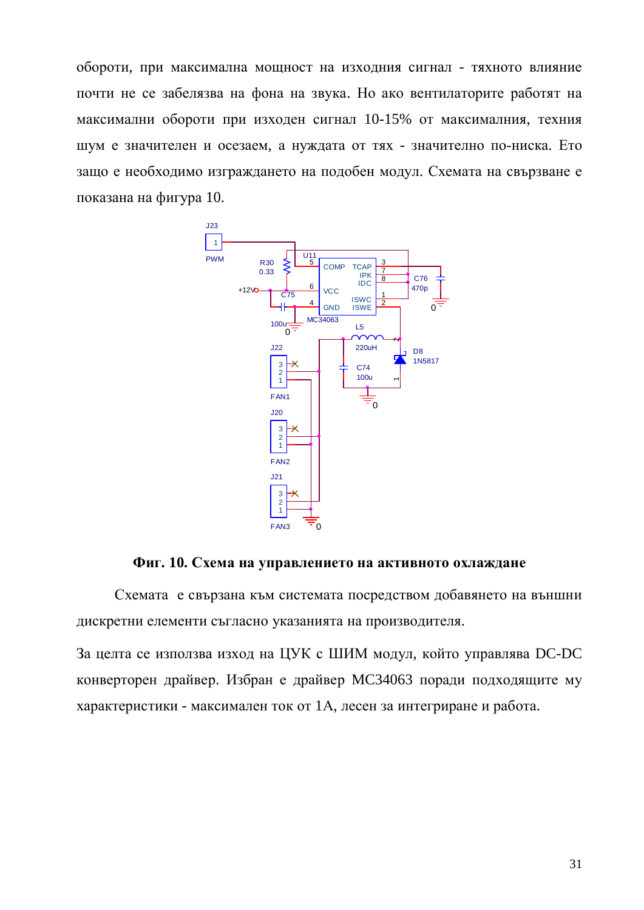обороти, при максимална мощност на изходния сигнал - тяхното влияние почти не се забелязва на фона на звука. Но ако вентилаторите работят на максимални обороти при изходен сигнал 10-15% от максималния, техния шум е значителен и осезаем, а нуждата от тях - значително по-ниска. Ето защо е необходимо изграждането на подобен модул. Схемата на свързване е показана на фигура 10.

**Фиг. 10. Схема на управлението на активното охлаждане**

Схемата е свързана към системата посредством добавянето на външни дискретни елементи съгласно указанията на производителя.

За целта се използва изход на ЦУК с ШИМ модул, който управлява DC-DC конверторен драйвер. Избран е драйвер MC34063 поради подходящите му характеристики - максимален ток от 1А, лесен за интегриране и работа.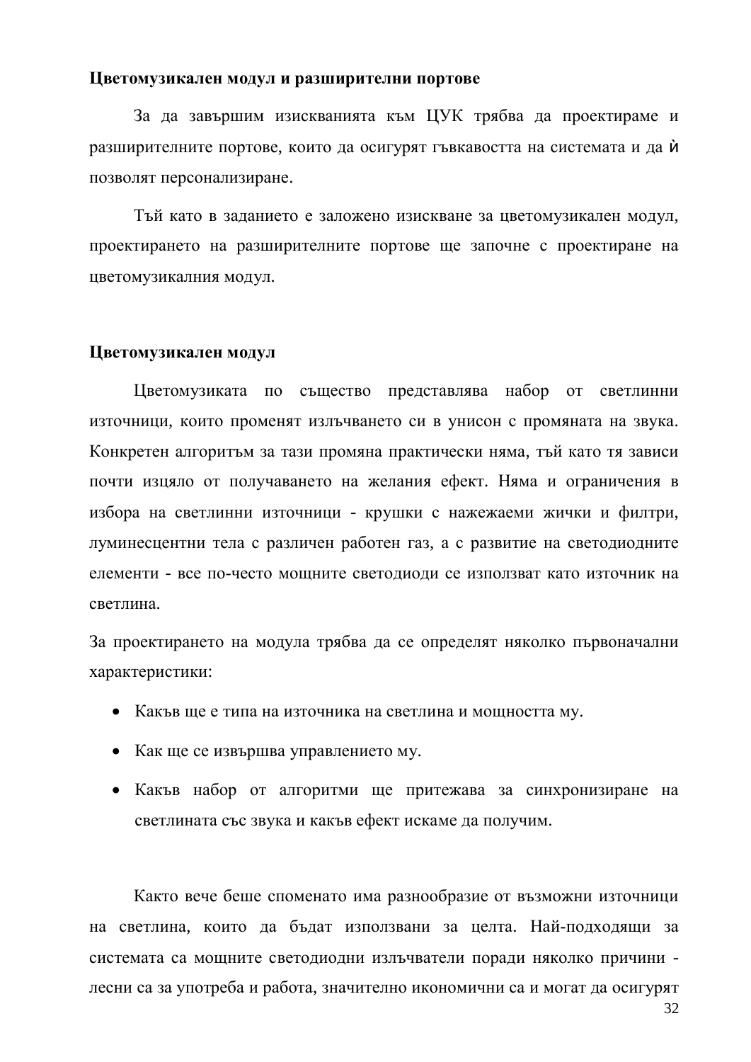**Цветомузикален модул и разширителни портове**

За да завършим изискванията към ЦУК трябва да проектираме и разширителните портове, които да осигурят гъвкавостта на системата и да ѝ позволят персонализиране.

Тъй като в заданието е заложено изискване за цветомузикален модул, проектирането на разширителните портове ще започне с проектиране на цветомузикалния модул.

**Цветомузикален модул**

Цветомузиката по същество представлява набор от светлинни източници, които променят излъчването си в унисон с промяната на звука. Конкретен алгоритъм за тази промяна практически няма, тъй като тя зависи почти изцяло от получаването на желания ефект. Няма и ограничения в избора на светлинни източници - крушки с нажежаеми жички и филтри, луминесцентни тела с различен работен газ, а с развитие на светодиодните елементи - все по-често мощните светодиоди се използват като източник на светлина.

За проектирането на модула трябва да се определят няколко първоначални характеристики:

- Какъв ще е типа на източника на светлина и мощността му.
- Как ще се извършва управлението му.
- Какъв набор от алгоритми ще притежава за синхронизиране на светлината със звука и какъв ефект искаме да получим.

Както вече беше споменато има разнообразие от възможни източници на светлина, които да бъдат използвани за целта. Най-подходящи за системата са мощните светодиодни излъчватели поради няколко причини - лесни са за употреба и работа, значително икономични са и могат да осигурят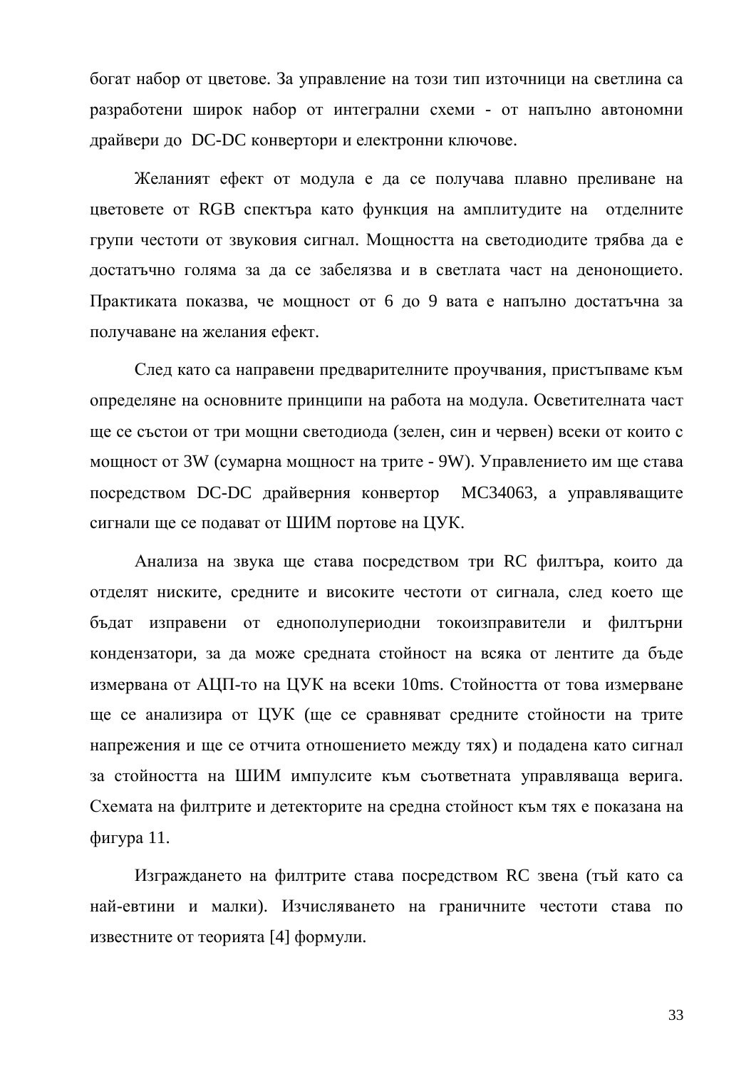богат набор от цветове. За управление на този тип източници на светлина са разработени широк набор от интегрални схеми - от напълно автономни драйвери до DC-DC конвертори и електронни ключове.

Желаният ефект от модула е да се получава плавно преливане на цветовете от RGB спектъра като функция на амплитудите на отделните групи честоти от звуковия сигнал. Мощността на светодиодите трябва да е достатъчно голяма за да се забелязва и в светлата част на денонощието. Практиката показва, че мощност от 6 до 9 вата е напълно достатъчна за получаване на желания ефект.

След като са направени предварителните проучвания, пристъпваме към определяне на основните принципи на работа на модула. Осветителната част ще се състои от три мощни светодиода (зелен, син и червен) всеки от които с мощност от 3W (сумарна мощност на трите - 9W). Управлението им ще става посредством DC-DC драйверния конвертор MC34063, а управляващите сигнали ще се подават от ШИМ портове на ЦУК.

Анализа на звука ще става посредством три RC филтъра, които да отделят ниските, средните и високите честоти от сигнала, след което ще бъдат изправени от еднополупериодни токоизправители и филтърни кондензатори, за да може средната стойност на всяка от лентите да бъде измервана от АЦП-то на ЦУК на всеки 10ms. Стойността от това измерване ще се анализира от ЦУК (ще се сравняват средните стойности на трите напрежения и ще се отчита отношението между тях) и подадена като сигнал за стойността на ШИМ импулсите към съответната управляваща верига. Схемата на филтрите и детекторите на средна стойност към тях е показана на фигура 11.

Изграждането на филтрите става посредством RC звена (тъй като са най-евтини и малки). Изчисляването на граничните честоти става по известните от теорията [4] формули.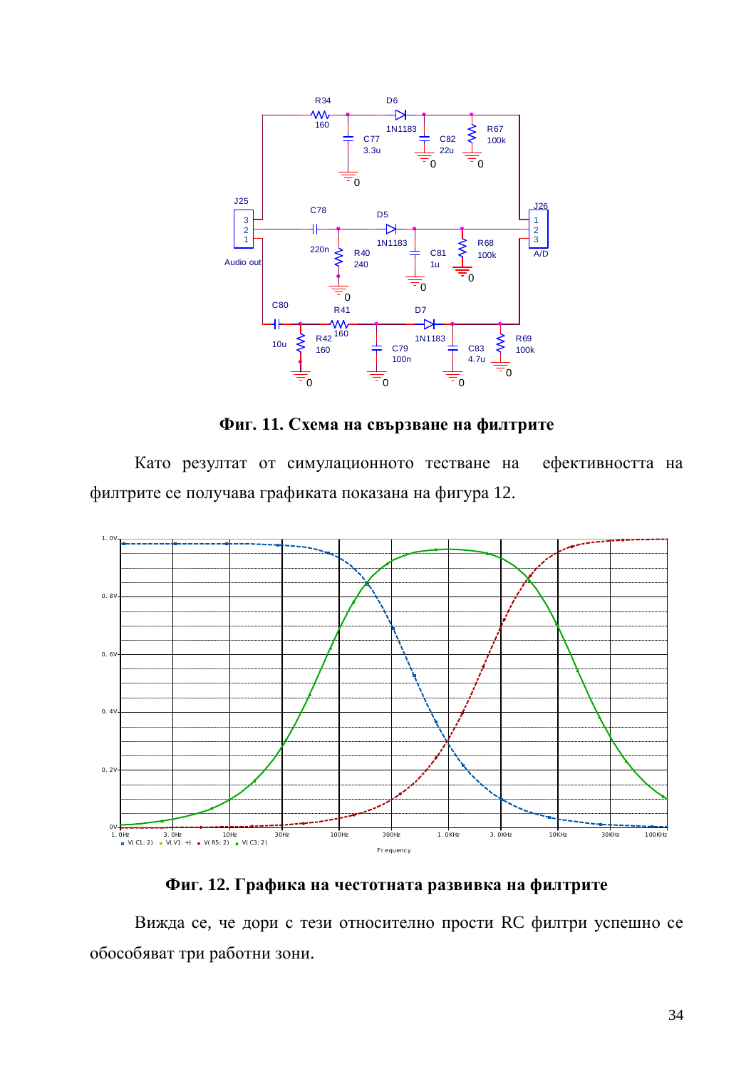**Фиг. 11. Схема на свързване на филтрите**

Като резултат от симулационното тестване на ефективността на филтрите се получава графиката показана на фигура 12.

**Фиг. 12. Графика на честотната развивка на филтрите**

Вижда се, че дори с тези относително прости RC филтри успешно се обособяват три работни зони.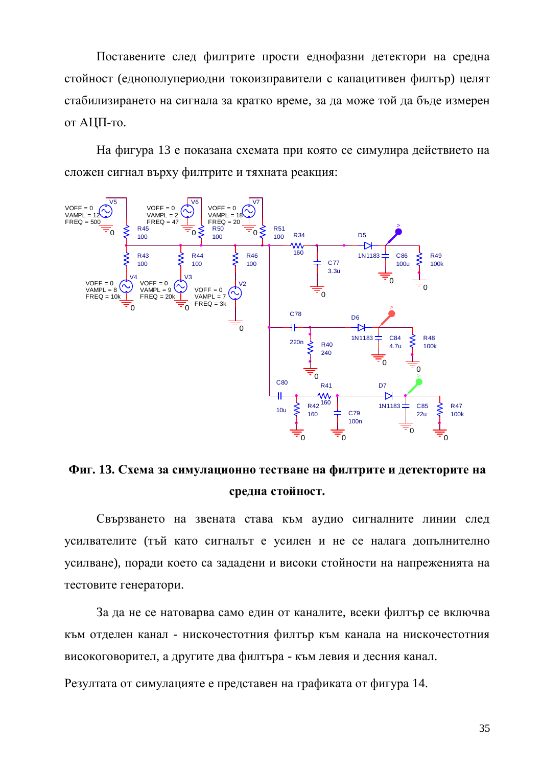Поставените след филтрите прости еднофазни детектори на средна стойност (еднополупериодни токоизправители с капацитивен филтър) целят стабилизирането на сигнала за кратко време, за да може той да бъде измерен от АЦП-то.

На фигура 13 е показана схемата при която се симулира действието на сложен сигнал върху филтрите и тяхната реакция:

**Фиг. 13. Схема за симулационно тестване на филтрите и детекторите на средна стойност.**

Свързването на звената става към аудио сигналните линии след усилвателите (тъй като сигналът е усилен и не се налага допълнително усилване), поради което са зададени и високи стойности на напреженията на тестовите генератори.

За да не се натоварва само един от каналите, всеки филтър се включва към отделен канал - нискочестотния филтър към канала на нискочестотния високоговорител, а другите два филтъра - към левия и десния канал.

Резултата от симулациите е представен на графиката от фигура 14.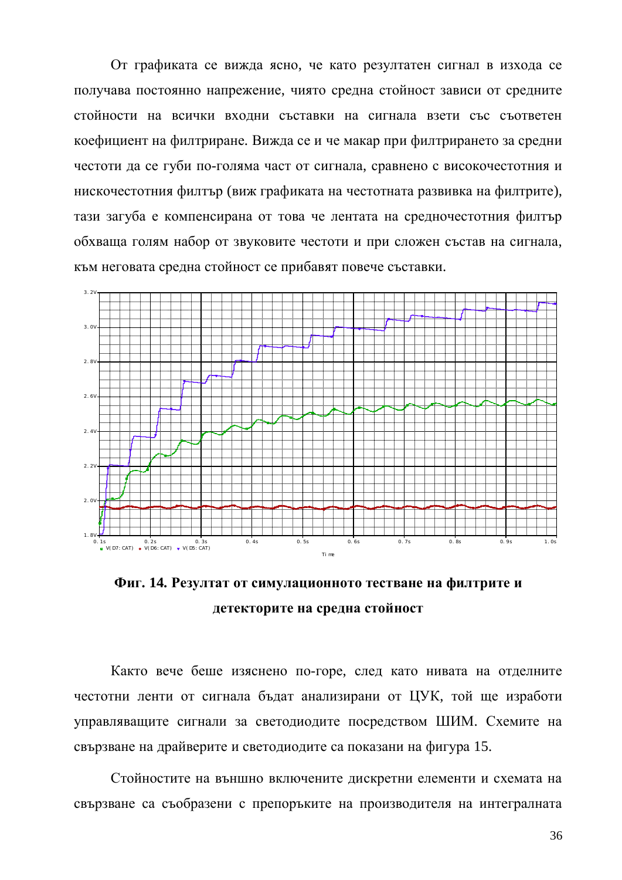От графиката се вижда ясно, че като резултатен сигнал в изхода се получава постоянно напрежение, чиято средна стойност зависи от средните стойности на всички входни съставки на сигнала взети със съответен коефициент на филтриране. Вижда се и че макар при филтрирането за средни честоти да се губи по-голяма част от сигнала, сравнено с високочестотния и нискочестотния филтър (виж графиката на честотната развивка на филтрите), тази загуба е компенсирана от това че лентата на средночестотния филтър обхваща голям набор от звуковите честоти и при сложен състав на сигнала, към неговата средна стойност се прибавят повече съставки.

**Фиг. 14. Резултат от симулационното тестване на филтрите и детекторите на средна стойност**

Както вече беше изяснено по-горе, след като нивата на отделните честотни ленти от сигнала бъдат анализирани от ЦУК, той ще изработи управляващите сигнали за светодиодите посредством ШИМ. Схемите на свързване на драйверите и светодиодите са показани на фигура 15.

Стойностите на външно включените дискретни елементи и схемата на свързване са съобразени с препоръките на производителя на интегралната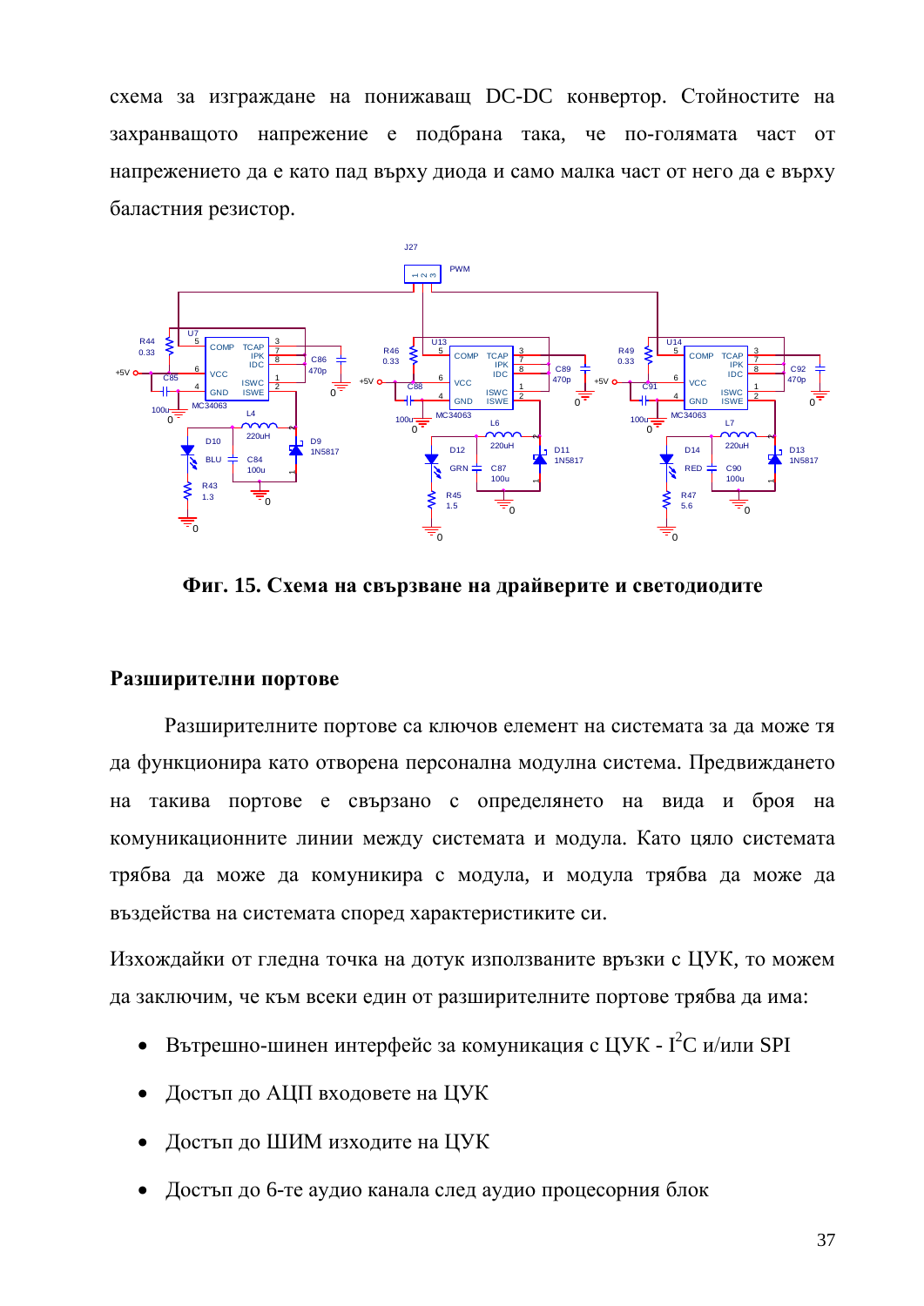схема за изграждане на понижаващ DC-DC конвертор. Стойностите на захранващото напрежение е подбрана така, че по-голямата част от напрежението да е като пад върху диода и само малка част от него да е върху баластния резистор.

**Фиг. 15. Схема на свързване на драйверите и светодиодите**

## Разширителни портове

Разширителните портове са ключов елемент на системата за да може тя да функционира като отворена персонална модулна система. Предвиждането на такива портове е свързано с определянето на вида и броя на комуникационните линии между системата и модула. Като цяло системата трябва да може да комуникира с модула, и модула трябва да може да въздейства на системата според характеристиките си.

Изхождайки от гледна точка на дотук използваните връзки с ЦУК, то можем да заключим, че към всеки един от разширителните портове трябва да има:

- Вътрешно-шинен интерфейс за комуникация с ЦУК - $I^2C$ и/или SPI
- Достъп до АЦП входовете на ЦУК
- Достъп до ШИМ изходите на ЦУК
- Достъп до 6-те аудио канала след аудио процесорния блок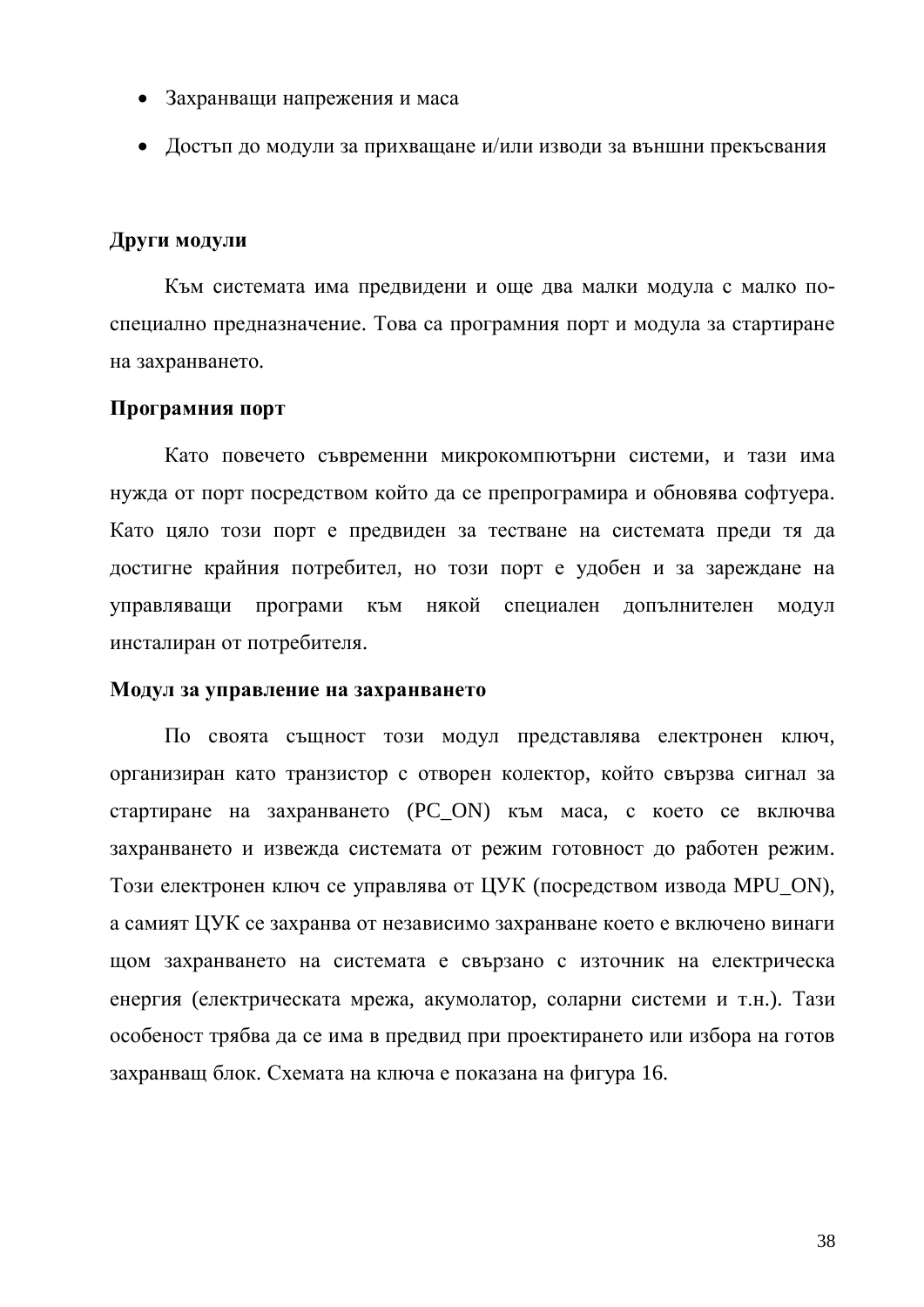- Захранващи напрежения и маса
- Достъп до модули за прихващане и/или изводи за външни прекъсвания

### Други модули

Към системата има предвидени и още два малки модула с малко по-специално предназначение. Това са програмния порт и модула за стартиране на захранването.

### Програмния порт

Като повечето съвременни микрокомпютърни системи, и тази има нужда от порт посредством който да се препрограмира и обновява софтуера. Като цяло този порт е предвиден за тестване на системата преди тя да достигне крайния потребител, но този порт е удобен и за зареждане на управляващи програми към някой специален допълнителен модул инсталиран от потребителя.

### Модул за управление на захранването

По своята същност този модул представлява електронен ключ, организиран като транзистор с отворен колектор, който свързва сигнал за стартиране на захранването (PC_ON) към маса, с което се включва захранването и извежда системата от режим готовност до работен режим. Този електронен ключ се управлява от ЦУК (посредством извода MPU_ON), а самият ЦУК се захранва от независимо захранване което е включено винаги щом захранването на системата е свързано с източник на електрическа енергия (електрическата мрежа, акумолатор, соларни системи и т.н.). Тази особеност трябва да се има в предвид при проектирането или избора на готов захранващ блок. Схемата на ключа е показана на фигура 16.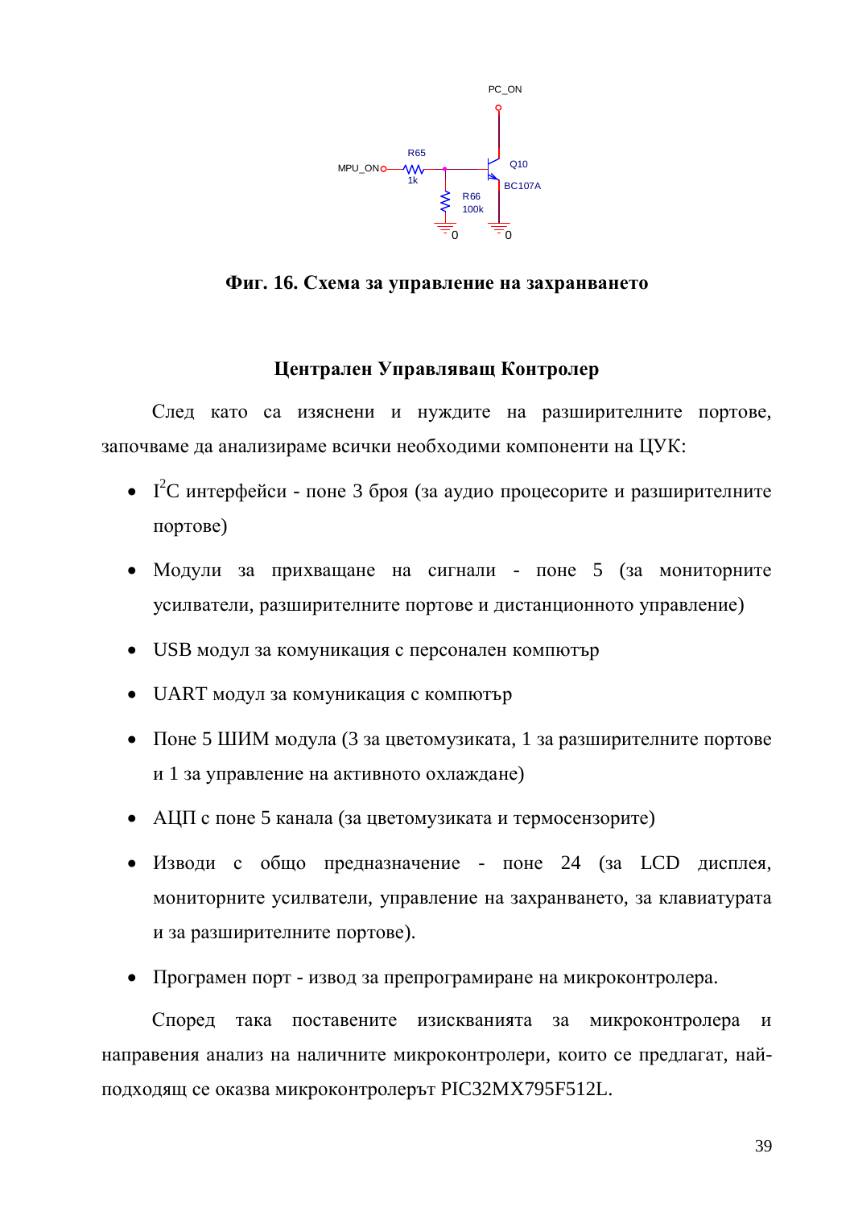**Фиг. 16. Схема за управление на захранването**

## Централен Управляващ Контролер

След като са изяснени и нуждите на разширителните портове, започваме да анализираме всички необходими компоненти на ЦУК:

- $I^2C$ интерфейси - поне 3 броя (за аудио процесорите и разширителните портове)
- Модули за прихващане на сигнали - поне 5 (за мониторните усилватели, разширителните портове и дистанционното управление)
- USB модул за комуникация с персонален компютър
- UART модул за комуникация с компютър
- Поне 5 ШИМ модула (3 за цветомузиката, 1 за разширителните портове и 1 за управление на активното охлаждане)
- АЦП с поне 5 канала (за цветомузиката и термосензорите)
- Изводи с общо предназначение - поне 24 (за LCD дисплея, мониторните усилватели, управление на захранването, за клавиатурата и за разширителните портове).
- Програмен порт - извод за препрограмиране на микроконтролера.

Според така поставените изискванията за микроконтролера и направения анализ на наличните микроконтролери, които се предлагат, най-подходящ се оказва микроконтролерът PIC32MX795F512L.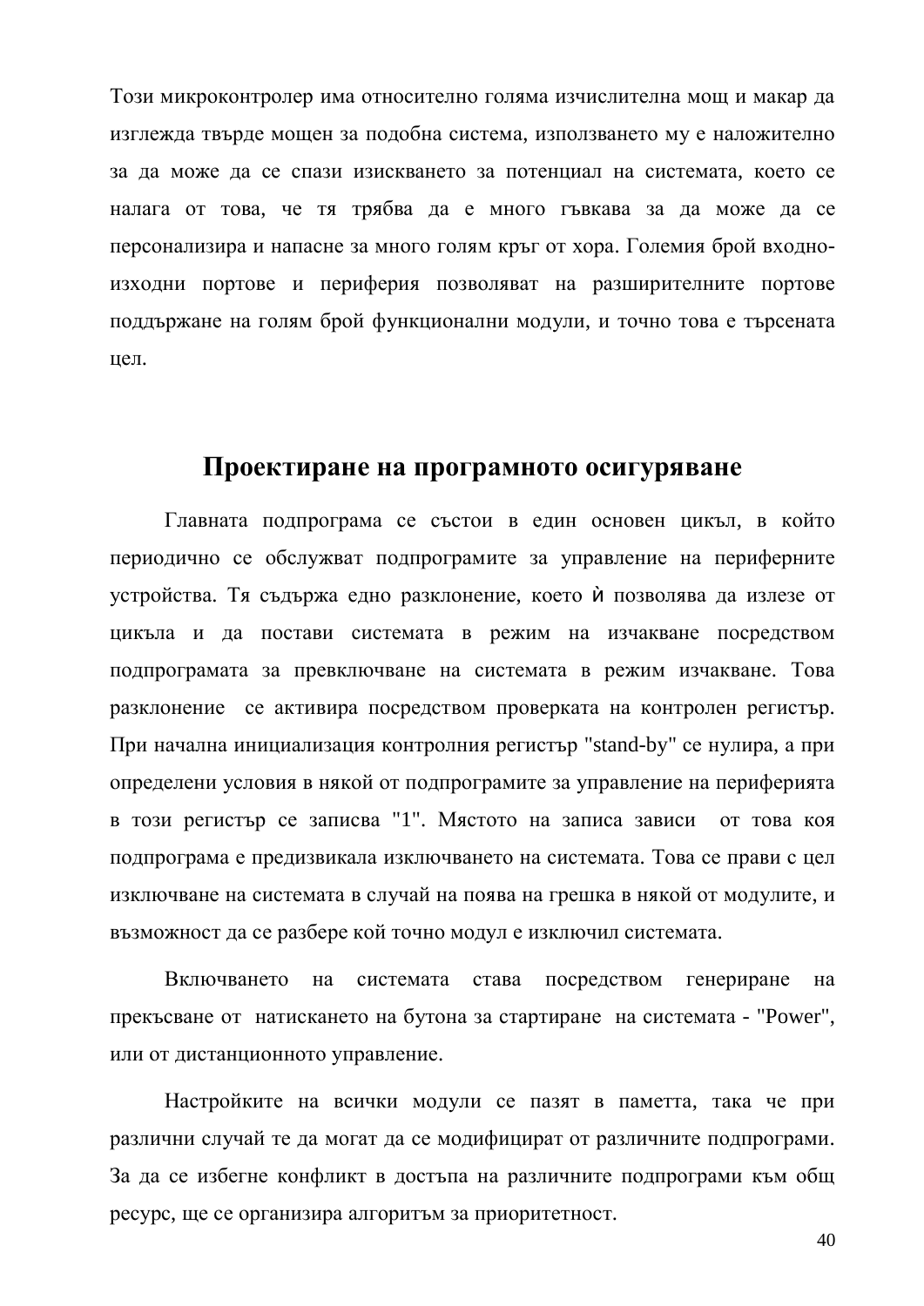Този микроконтролер има относително голяма изчислителна мощ и макар да изглежда твърде мощен за подобна система, използването му е наложително за да може да се спази изискването за потенциал на системата, което се налага от това, че тя трябва да е много гъвкава за да може да се персонализира и напасне за много голям кръг от хора. Големия брой входно-изходни портове и периферия позволяват на разширителните портове поддържане на голям брой функционални модули, и точно това е търсената цел.

## Проектиране на програмното осигуряване

Главната подпрограма се състои в един основен цикъл, в който периодично се обслужват подпрограмите за управление на периферните устройства. Тя съдържа едно разклонение, което ѝ позволява да излезе от цикъла и да постави системата в режим на изчакване посредством подпрограмата за превключване на системата в режим изчакване. Това разклонение се активира посредством проверката на контролен регистър. При начална инициализация контролния регистър "stand-by" се нулира, а при определени условия в някой от подпрограмите за управление на периферията в този регистър се записва "1". Мястото на записа зависи от това коя подпрограма е предизвикала изключването на системата. Това се прави с цел изключване на системата в случай на поява на грешка в някой от модулите, и възможност да се разбере кой точно модул е изключил системата.

Включването на системата става посредством генериране на прекъсване от натискането на бутона за стартиране на системата - "Power", или от дистанционното управление.

Настройките на всички модули се пазят в паметта, така че при различни случай те да могат да се модифицират от различните подпрограми. За да се избегне конфликт в достъпа на различните подпрограми към общ ресурс, ще се организира алгоритъм за приоритетност.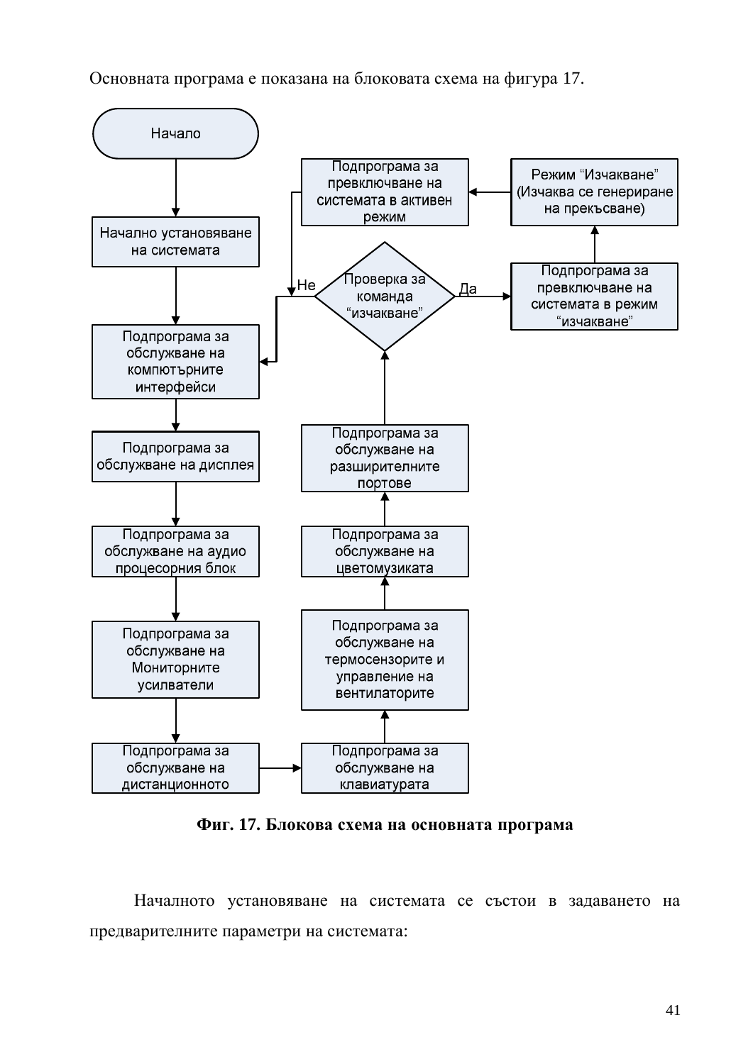Основната програма е показана на блоковата схема на фигура 17.

Фиг. 17. Блокова схема на основната програма

Началното установяване на системата се състои в задаването на предварителните параметри на системата: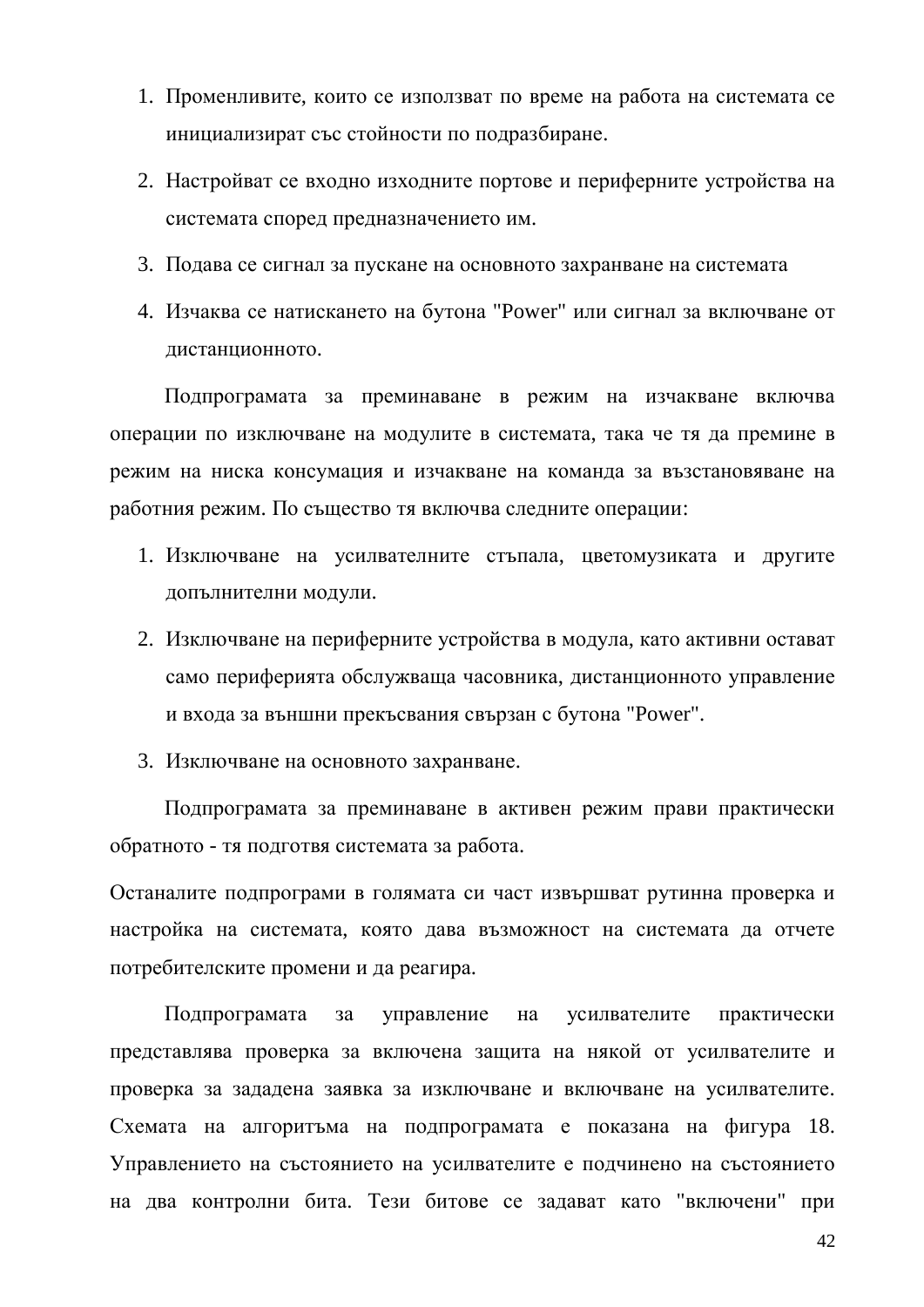1. Променливите, които се използват по време на работа на системата се инициализират със стойности по подразбиране.
2. Настройват се входно изходните портове и периферните устройства на системата според предназначението им.
3. Подава се сигнал за пускане на основното захранване на системата
4. Изчаква се натискането на бутона "Power" или сигнал за включване от дистанционното.

Подпрограмата за преминаване в режим на изчакване включва операции по изключване на модулите в системата, така че тя да премине в режим на ниска консумация и изчакване на команда за възстановяване на работния режим. По същество тя включва следните операции:

1. Изключване на усилвателните стъпала, цветомузиката и другите допълнителни модули.
2. Изключване на периферните устройства в модула, като активни остават само периферията обслужваща часовника, дистанционното управление и входа за външни прекъсвания свързан с бутона "Power".
3. Изключване на основното захранване.

Подпрограмата за преминаване в активен режим прави практически обратното - тя подготвя системата за работа.

Останалите подпрограми в голямата си част извършват рутинна проверка и настройка на системата, която дава възможност на системата да отчете потребителските промени и да реагира.

Подпрограмата за управление на усилвателите практически представлява проверка за включена защита на някой от усилвателите и проверка за зададена заявка за изключване и включване на усилвателите. Схемата на алгоритъма на подпрограмата е показана на фигура 18. Управлението на състоянието на усилвателите е подчинено на състоянието на два контролни бита. Тези битове се задават като "включени" при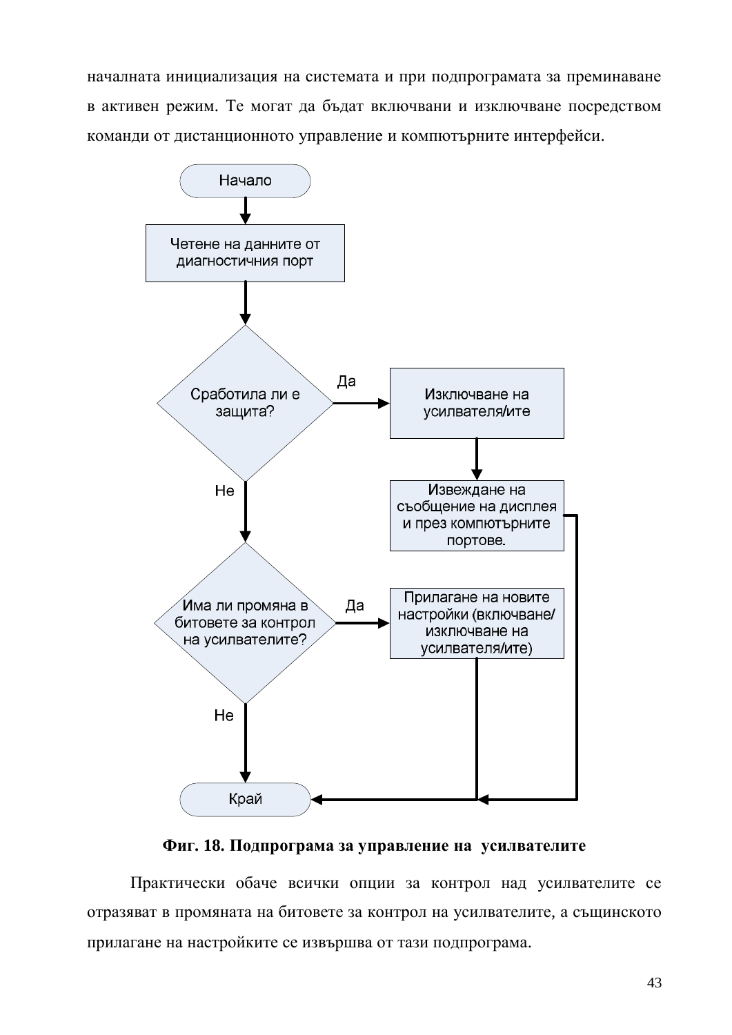началната инициализация на системата и при подпрограмата за преминаване в активен режим. Те могат да бъдат включвани и изключване посредством команди от дистанционното управление и компютърните интерфейси.

**Фиг. 18. Подпрограма за управление на  усилвателите**

Практически обаче всички опции за контрол над усилвателите се отразяват в промяната на битовете за контрол на усилвателите, а същинското прилагане на настройките се извършва от тази подпрограма.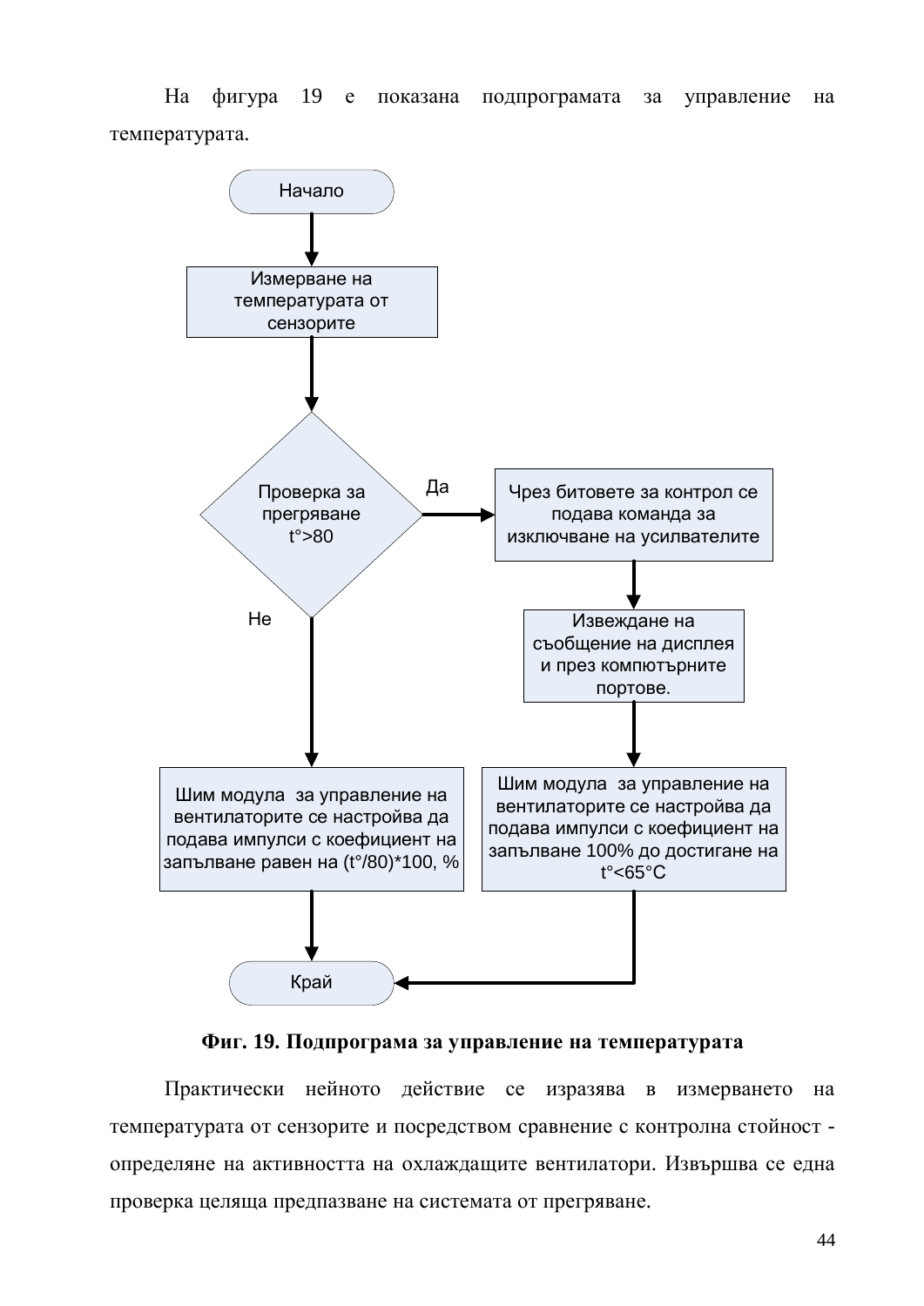На фигура 19 е показана подпрограмата за управление на температурата.

Начало

Измерване на температурата от сензорите

Проверка за прегряване t°>80

Да

Чрез битовете за контрол се подава команда за изключване на усилвателите

Извеждане на съобщение на дисплея и през компютърните портове.

Не

Шим модула за управление на вентилаторите се настройва да подава импулси с коефициент на запълване равен на (t°/80)*100, %

Шим модула за управление на вентилаторите се настройва да подава импулси с коефициент на запълване 100% до достигане на t°<65°C

Край

**Фиг. 19. Подпрограма за управление на температурата**

Практически нейното действие се изразява в измерването на температурата от сензорите и посредством сравнение с контролна стойност - определяне на активността на охлаждащите вентилатори. Извършва се една проверка целяща предпазване на системата от прегряване.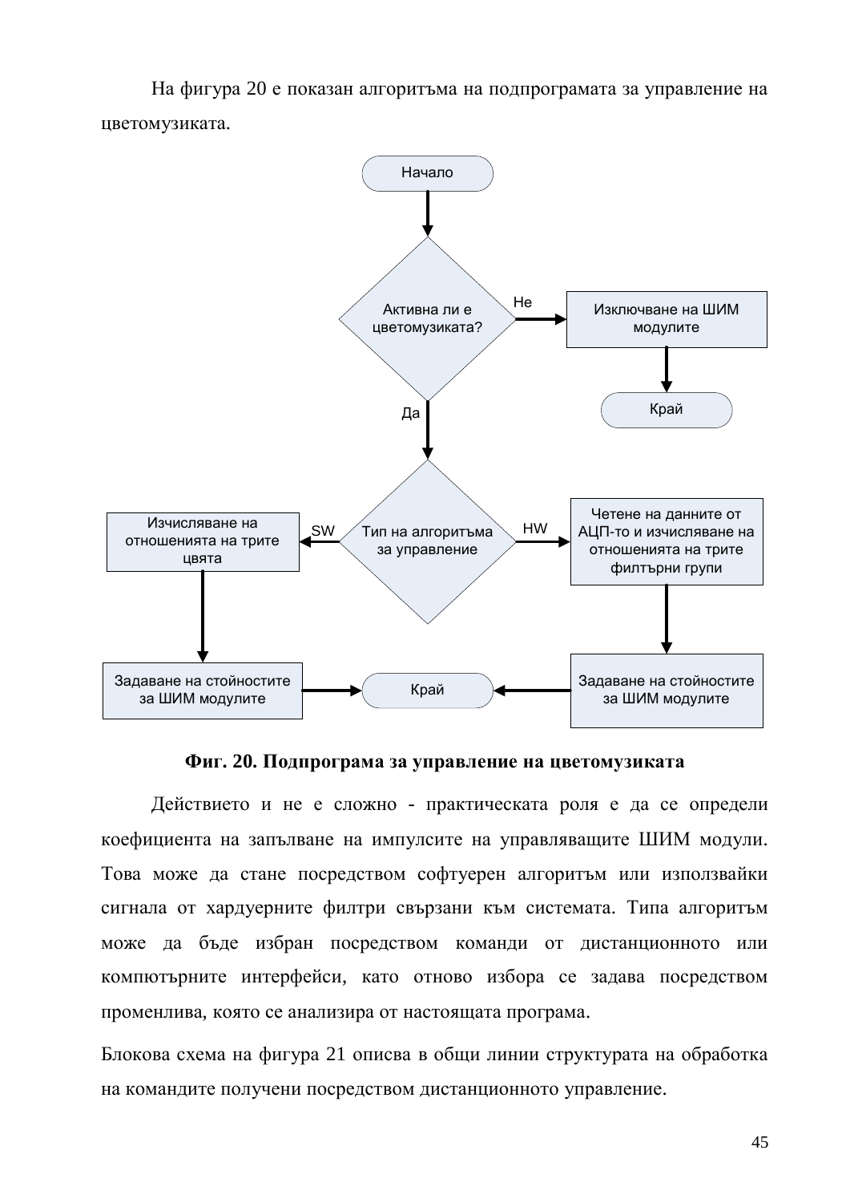На фигура 20 е показан алгоритъма на подпрограмата за управление на цветомузиката.

**Фиг. 20. Подпрограма за управление на цветомузиката**

Действието и не е сложно - практическата роля е да се определи коефициента на запълване на импулсите на управляващите ШИМ модули. Това може да стане посредством софтуерен алгоритъм или използвайки сигнала от хардуерните филтри свързани към системата. Типа алгоритъм може да бъде избран посредством команди от дистанционното или компютърните интерфейси, като отново избора се задава посредством променлива, която се анализира от настоящата програма.

Блокова схема на фигура 21 описва в общи линии структурата на обработка на командите получени посредством дистанционното управление.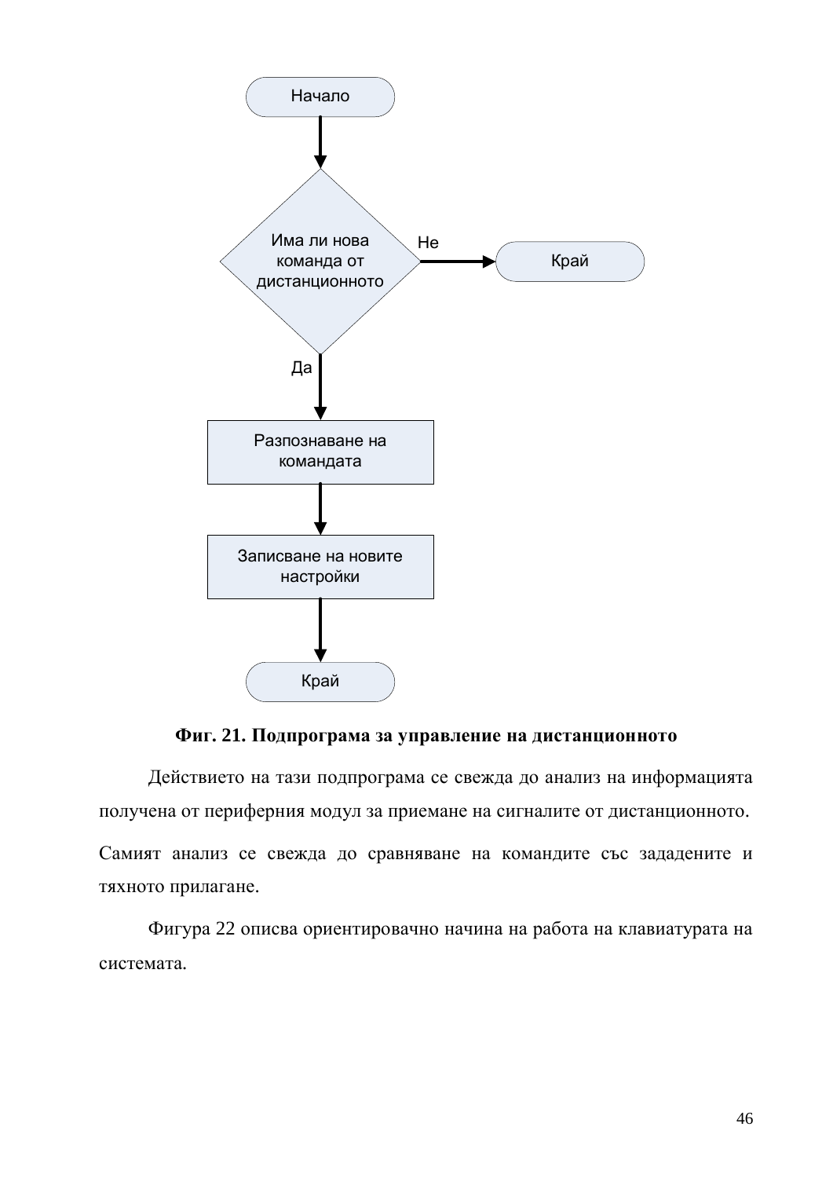Начало

Има ли нова команда от дистанционното

Не → Край

Да

Разпознаване на командата

Записване на новите настройки

Край

**Фиг. 21. Подпрограма за управление на дистанционното**

Действието на тази подпрограма се свежда до анализ на информацията получена от периферния модул за приемане на сигналите от дистанционното. Самият анализ се свежда до сравняване на командите със зададените и тяхното прилагане.

Фигура 22 описва ориентировачно начина на работа на клавиатурата на системата.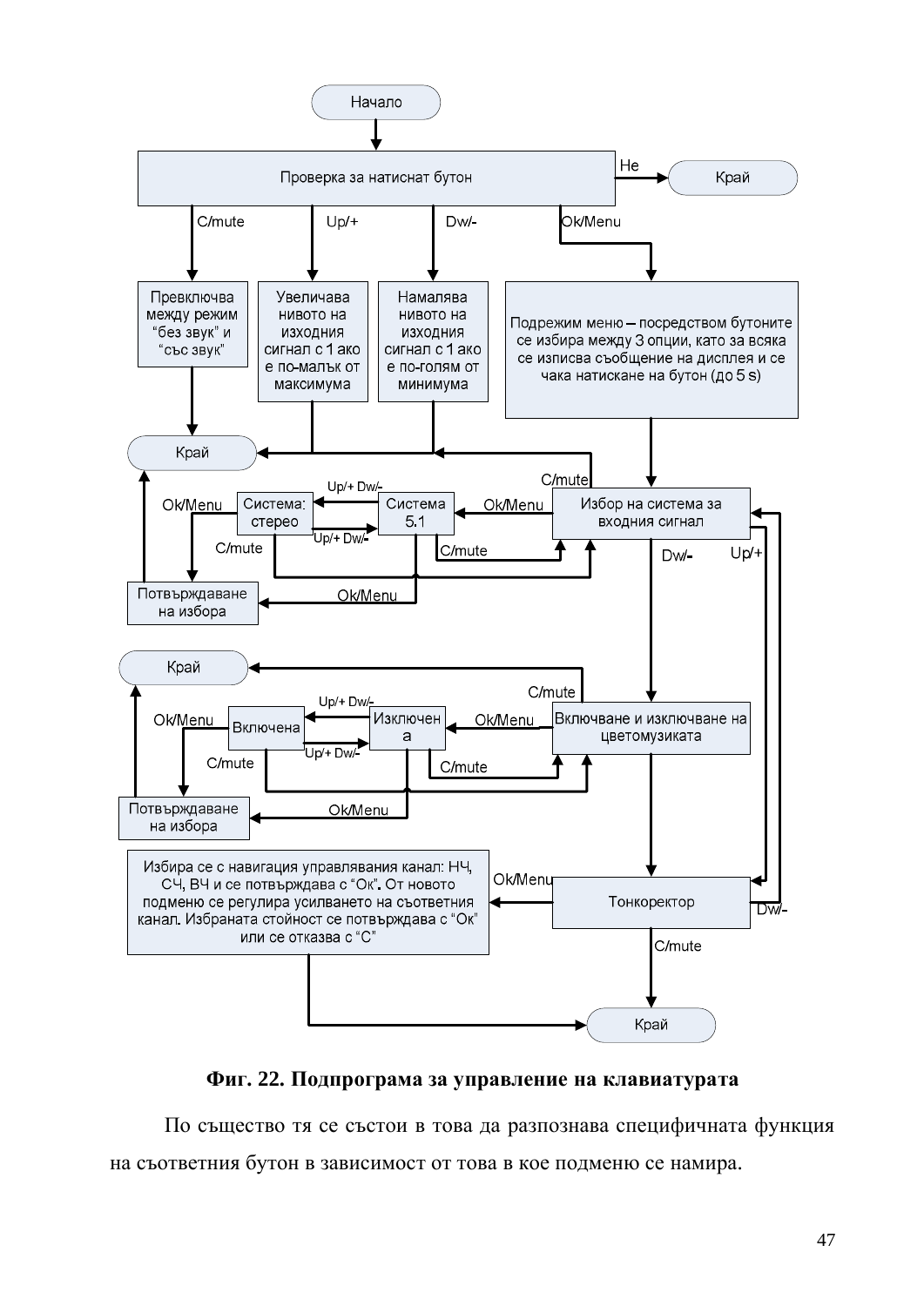Начало

Проверка за натиснат бутон — Не → Край

C/mute → Превключва между режим "без звук" и "със звук" → Край

Up/+ → Увеличава нивото на изходния сигнал с 1 ако е по-малък от максимума → Край

Dw/- → Намалява нивото на изходния сигнал с 1 ако е по-голям от минимума → Край

Ok/Menu → Подрежим меню – посредством бутоните се избира между 3 опции, като за всяка се изписва съобщение на дисплея и се чака натискане на бутон (до 5 s)

Избор на система за входния сигнал — C/mute → Край; Ok/Menu → Система 5.1; Dw/- → Включване и изключване на цветомузиката; Up/+ → Тонкоректор

Система 5.1 — Up/+ Dw/- → Система: стерео; C/mute → Избор на система за входния сигнал; Ok/Menu → Потвърждаване на избора

Система: стерео — Up/+ Dw/- → Система 5.1; C/mute → Избор на система за входния сигнал; Ok/Menu → Потвърждаване на избора

Потвърждаване на избора → Край

Включване и изключване на цветомузиката — C/mute → Край; Ok/Menu → Изключена; → Тонкоректор

Изключена — Up/+ Dw/- → Включена; C/mute → Включване и изключване на цветомузиката; Ok/Menu → Потвърждаване на избора

Включена — Up/+ Dw/- → Изключена; C/mute → Включване и изключване на цветомузиката; Ok/Menu → Потвърждаване на избора

Потвърждаване на избора → Край

Тонкоректор — Dw/- → Избор на система за входния сигнал; C/mute → Край; Ok/Menu → Избира се с навигация управлявания канал: НЧ, СЧ, ВЧ и се потвърждава с "Ок". От новото подменю се регулира усилването на съответния канал. Избраната стойност се потвърждава с "Ок" или се отказва с "С" → Край

**Фиг. 22. Подпрограма за управление на клавиатурата**

По същество тя се състои в това да разпознава специфичната функция на съответния бутон в зависимост от това в кое подменю се намира.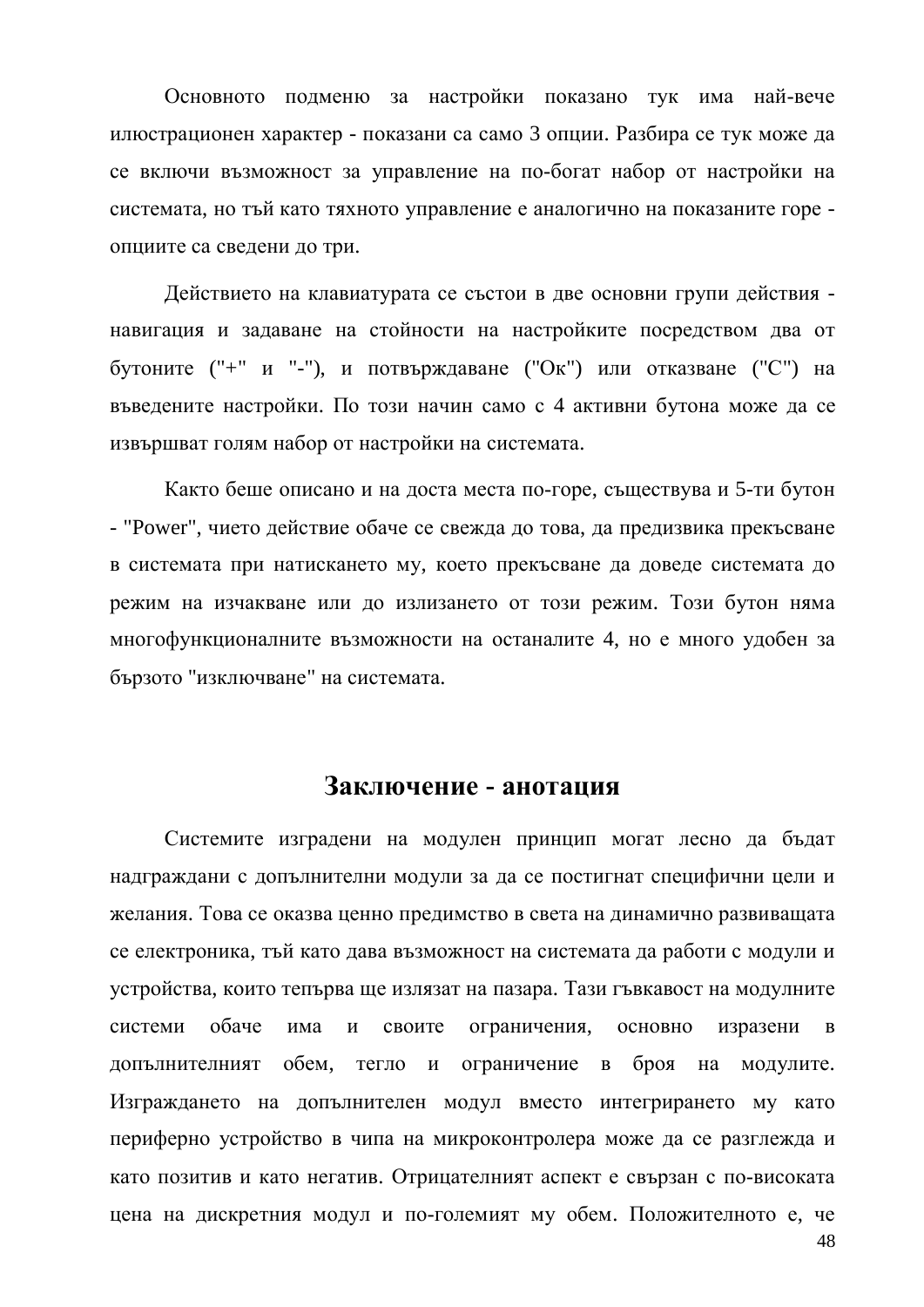Основното подменю за настройки показано тук има най-вече илюстрационен характер - показани са само 3 опции. Разбира се тук може да се включи възможност за управление на по-богат набор от настройки на системата, но тъй като тяхното управление е аналогично на показаните горе - опциите са сведени до три.

Действието на клавиатурата се състои в две основни групи действия - навигация и задаване на стойности на настройките посредством два от бутоните ("+" и "-"), и потвърждаване ("Ок") или отказване ("С") на въведените настройки. По този начин само с 4 активни бутона може да се извършват голям набор от настройки на системата.

Както беше описано и на доста места по-горе, съществува и 5-ти бутон - "Power", чието действие обаче се свежда до това, да предизвика прекъсване в системата при натискането му, което прекъсване да доведе системата до режим на изчакване или до излизането от този режим. Този бутон няма многофункционалните възможности на останалите 4, но е много удобен за бързото "изключване" на системата.

## Заключение - анотация

Системите изградени на модулен принцип могат лесно да бъдат надграждани с допълнителни модули за да се постигнат специфични цели и желания. Това се оказва ценно предимство в света на динамично развиващата се електроника, тъй като дава възможност на системата да работи с модули и устройства, които тепърва ще излязат на пазара. Тази гъвкавост на модулните системи обаче има и своите ограничения, основно изразени в допълнителният обем, тегло и ограничение в броя на модулите. Изграждането на допълнителен модул вместо интегрирането му като периферно устройство в чипа на микроконтролера може да се разглежда и като позитив и като негатив. Отрицателният аспект е свързан с по-високата цена на дискретния модул и по-големият му обем. Положителното е, че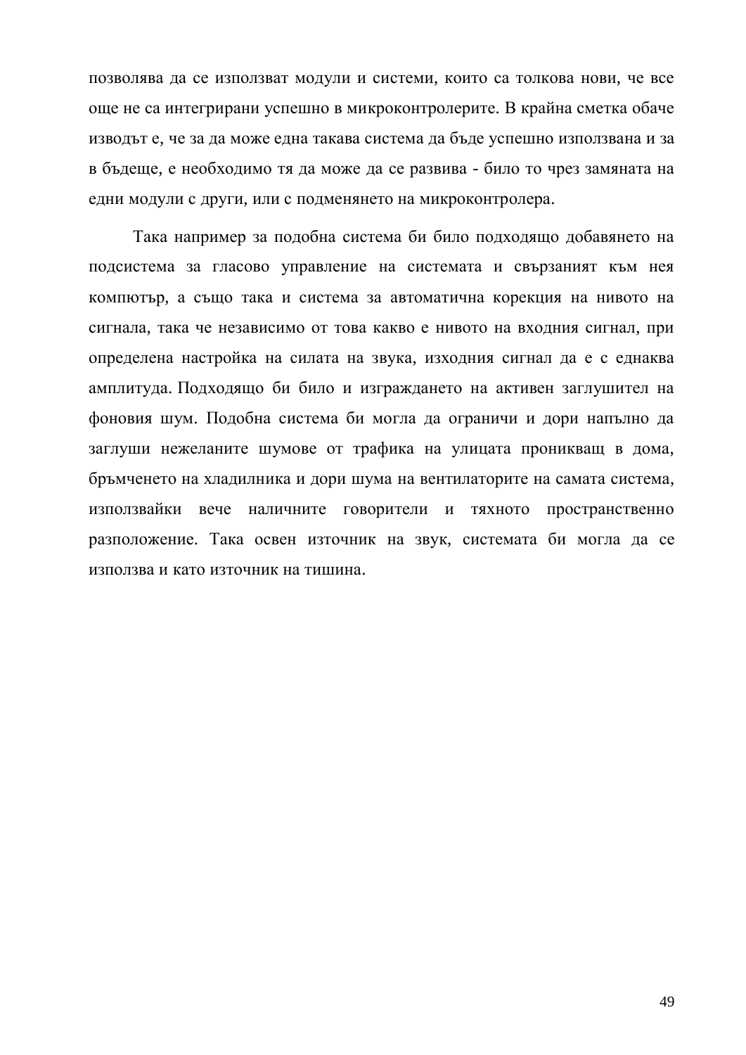позволява да се използват модули и системи, които са толкова нови, че все още не са интегрирани успешно в микроконтролерите. В крайна сметка обаче изводът е, че за да може една такава система да бъде успешно използвана и за в бъдеще, е необходимо тя да може да се развива - било то чрез замяната на едни модули с други, или с подменянето на микроконтролера.

Така например за подобна система би било подходящо добавянето на подсистема за гласово управление на системата и свързаният към нея компютър, а също така и система за автоматична корекция на нивото на сигнала, така че независимо от това какво е нивото на входния сигнал, при определена настройка на силата на звука, изходния сигнал да е с еднаква амплитуда. Подходящо би било и изграждането на активен заглушител на фоновия шум. Подобна система би могла да ограничи и дори напълно да заглуши нежеланите шумове от трафика на улицата проникващ в дома, бръмченето на хладилника и дори шума на вентилаторите на самата система, използвайки вече наличните говорители и тяхното пространствено разположение. Така освен източник на звук, системата би могла да се използва и като източник на тишина.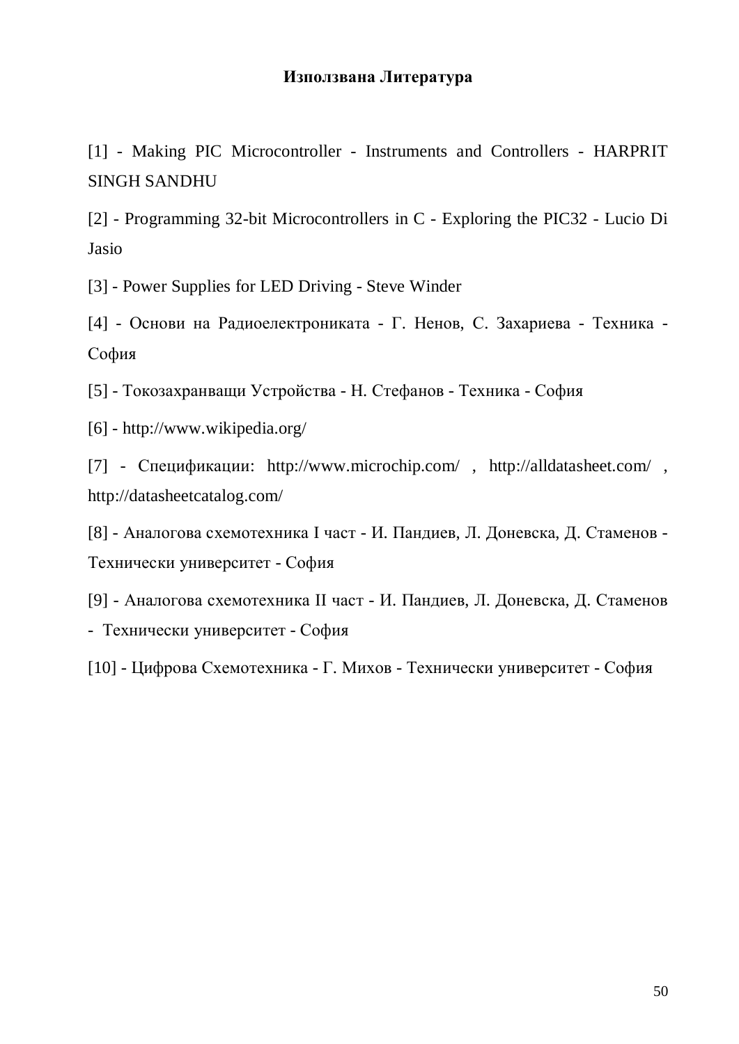# Използвана Литература

[1] - Making PIC Microcontroller - Instruments and Controllers - HARPRIT SINGH SANDHU

[2] - Programming 32-bit Microcontrollers in C - Exploring the PIC32 - Lucio Di Jasio

[3] - Power Supplies for LED Driving - Steve Winder

[4] - Основи на Радиоелектрониката - Г. Ненов, С. Захариева - Техника - София

[5] - Токозахранващи Устройства - Н. Стефанов - Техника - София

[6] - http://www.wikipedia.org/

[7] - Спецификации: http://www.microchip.com/ , http://alldatasheet.com/ , http://datasheetcatalog.com/

[8] - Аналогова схемотехника I част - И. Пандиев, Л. Доневска, Д. Стаменов - Технически университет - София

[9] - Аналогова схемотехника II част - И. Пандиев, Л. Доневска, Д. Стаменов - Технически университет - София

[10] - Цифрова Схемотехника - Г. Михов - Технически университет - София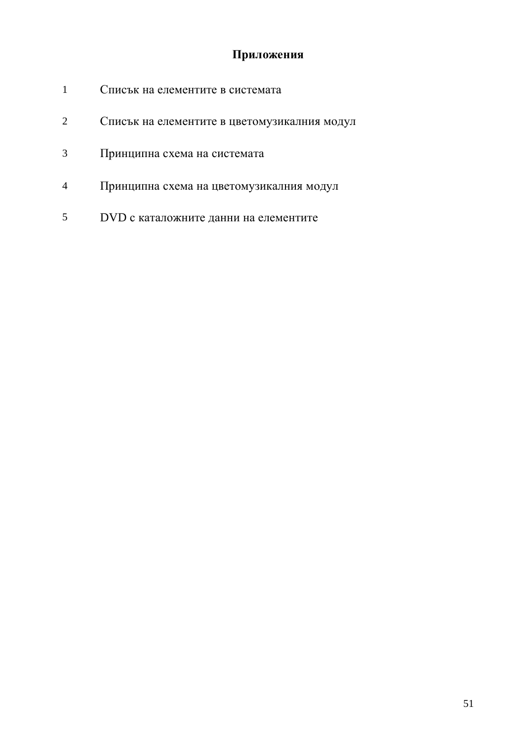# Приложения

1. Списък на елементите в системата
2. Списък на елементите в цветомузикалния модул
3. Принципна схема на системата
4. Принципна схема на цветомузикалния модул
5. DVD с каталожните данни на елементите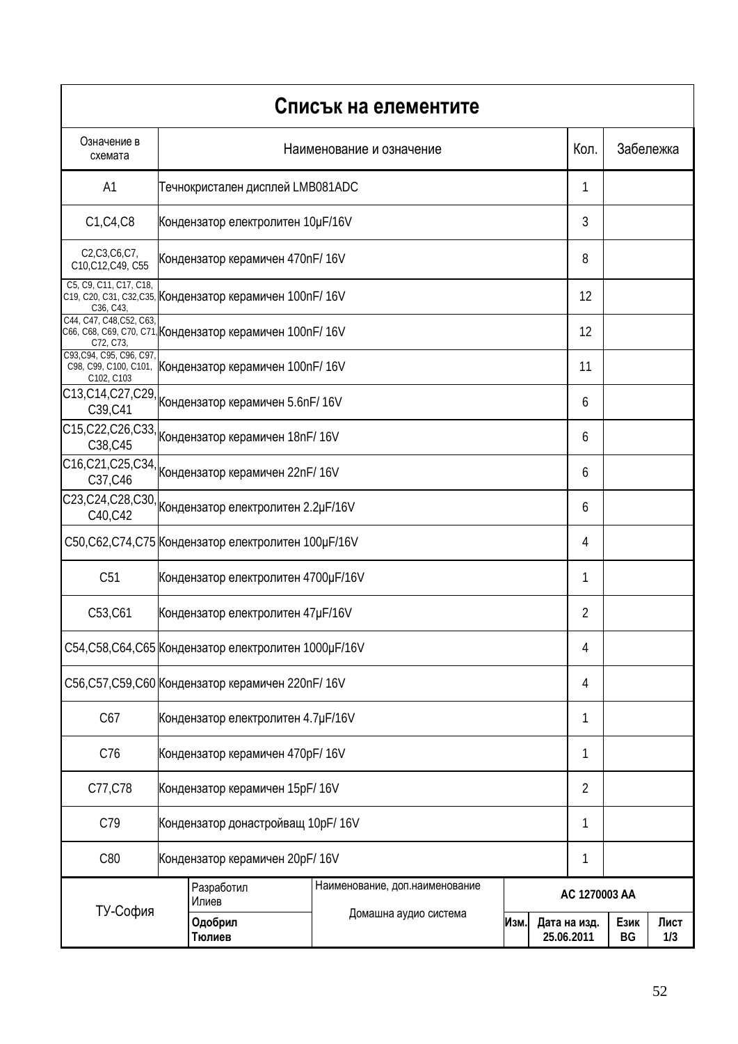# Списък на елементите

| Означение в схемата | Наименование и означение | Кол. | Забележка |
|---|---|---|---|
| A1 | Течнокристален дисплей LMB081ADC | 1 | |
| C1,C4,C8 | Кондензатор електролитен 10μF/16V | 3 | |
| C2,C3,C6,C7, C10,C12,C49, C55 | Кондензатор керамичен 470nF/ 16V | 8 | |
| C5, C9, C11, C17, C18, C19, C20, C31, C32,C35, C36, C43, | Кондензатор керамичен 100nF/ 16V | 12 | |
| C44, C47, C48,C52, C63, C66, C68, C69, C70, C71, C72, C73, | Кондензатор керамичен 100nF/ 16V | 12 | |
| C93,C94, C95, C96, C97, C98, C99, C100, C101, C102, C103 | Кондензатор керамичен 100nF/ 16V | 11 | |
| C13,C14,C27,C29, C39,C41 | Кондензатор керамичен 5.6nF/ 16V | 6 | |
| C15,C22,C26,C33, C38,C45 | Кондензатор керамичен 18nF/ 16V | 6 | |
| C16,C21,C25,C34, C37,C46 | Кондензатор керамичен 22nF/ 16V | 6 | |
| C23,C24,C28,C30, C40,C42 | Кондензатор електролитен 2.2μF/16V | 6 | |
| C50,C62,C74,C75 | Кондензатор електролитен 100μF/16V | 4 | |
| C51 | Кондензатор електролитен 4700μF/16V | 1 | |
| C53,C61 | Кондензатор електролитен 47μF/16V | 2 | |
| C54,C58,C64,C65 | Кондензатор електролитен 1000μF/16V | 4 | |
| C56,C57,C59,C60 | Кондензатор керамичен 220nF/ 16V | 4 | |
| C67 | Кондензатор електролитен 4.7μF/16V | 1 | |
| C76 | Кондензатор керамичен 470pF/ 16V | 1 | |
| C77,C78 | Кондензатор керамичен 15pF/ 16V | 2 | |
| C79 | Кондензатор донастройващ 10pF/ 16V | 1 | |
| C80 | Кондензатор керамичен 20pF/ 16V | 1 | |

| ТУ-София | Разработил Илиев | Наименование, доп.наименование | AC 1270003 AA | | | |
|---|---|---|---|---|---|---|
| | **Одобрил Тюлиев** | Домашна аудио система | **Изм.** | **Дата на изд. 25.06.2011** | **Език BG** | **Лист 1/3** |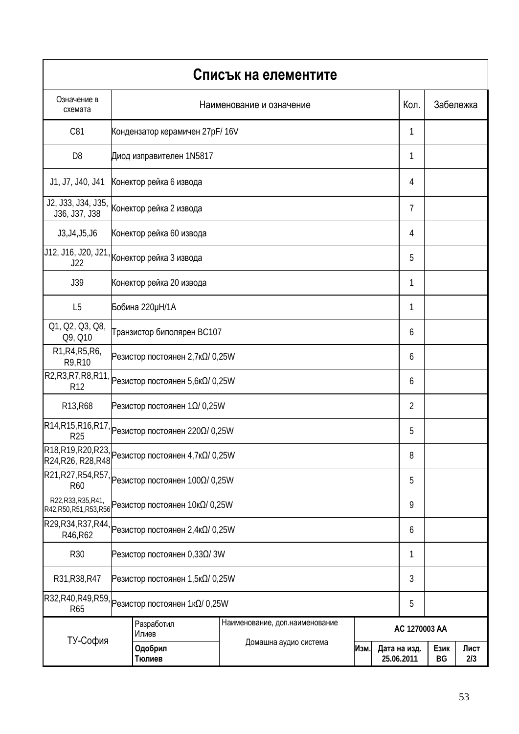# Списък на елементите

| Означение в схемата | Наименование и означение | Кол. | Забележка |
|---|---|---|---|
| C81 | Кондензатор керамичен 27pF/ 16V | 1 | |
| D8 | Диод изправителен 1N5817 | 1 | |
| J1, J7, J40, J41 | Конектор рейка 6 извода | 4 | |
| J2, J33, J34, J35, J36, J37, J38 | Конектор рейка 2 извода | 7 | |
| J3,J4,J5,J6 | Конектор рейка 60 извода | 4 | |
| J12, J16, J20, J21, J22 | Конектор рейка 3 извода | 5 | |
| J39 | Конектор рейка 20 извода | 1 | |
| L5 | Бобина 220µH/1A | 1 | |
| Q1, Q2, Q3, Q8, Q9, Q10 | Транзистор биполярен BC107 | 6 | |
| R1,R4,R5,R6, R9,R10 | Резистор постоянен 2,7кΩ/ 0,25W | 6 | |
| R2,R3,R7,R8,R11, R12 | Резистор постоянен 5,6кΩ/ 0,25W | 6 | |
| R13,R68 | Резистор постоянен 1Ω/ 0,25W | 2 | |
| R14,R15,R16,R17, R25 | Резистор постоянен 220Ω/ 0,25W | 5 | |
| R18,R19,R20,R23, R24,R26, R28,R48 | Резистор постоянен 4,7кΩ/ 0,25W | 8 | |
| R21,R27,R54,R57, R60 | Резистор постоянен 100Ω/ 0,25W | 5 | |
| R22,R33,R35,R41, R42,R50,R51,R53,R56 | Резистор постоянен 10кΩ/ 0,25W | 9 | |
| R29,R34,R37,R44, R46,R62 | Резистор постоянен 2,4кΩ/ 0,25W | 6 | |
| R30 | Резистор постоянен 0,33Ω/ 3W | 1 | |
| R31,R38,R47 | Резистор постоянен 1,5кΩ/ 0,25W | 3 | |
| R32,R40,R49,R59, R65 | Резистор постоянен 1кΩ/ 0,25W | 5 | |

| ТУ-София | Разработил Илиев | Наименование, доп.наименование Домашна аудио система | АС 1270003 АА | | | |
|---|---|---|---|---|---|---|
| | **Одобрил Тюлиев** | | **Изм.** | **Дата на изд. 25.06.2011** | **Език BG** | **Лист 2/3** |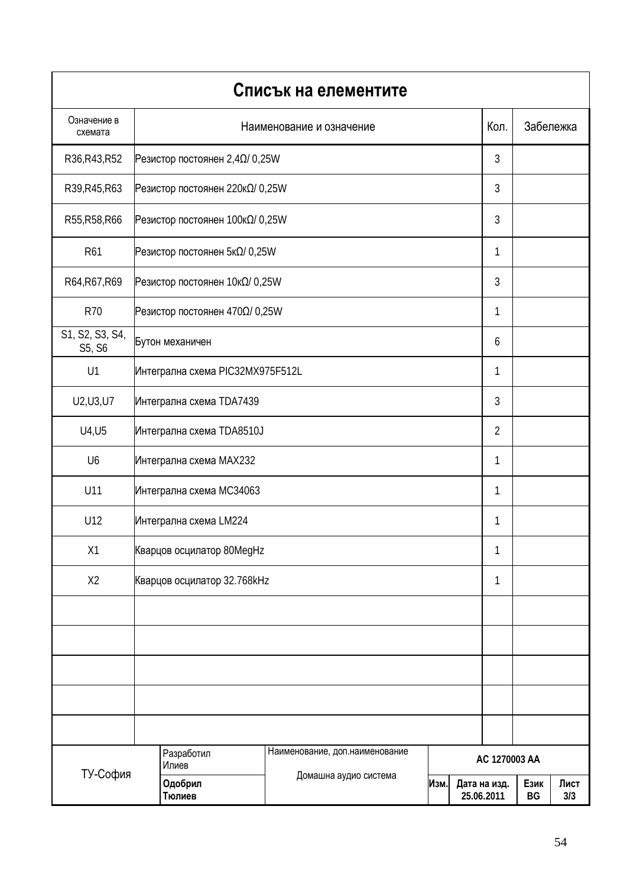# Списък на елементите

| Означение в схемата | Наименование и означение | Кол. | Забележка |
|---|---|---|---|
| R36,R43,R52 | Резистор постоянен 2,4Ω/ 0,25W | 3 | |
| R39,R45,R63 | Резистор постоянен 220кΩ/ 0,25W | 3 | |
| R55,R58,R66 | Резистор постоянен 100кΩ/ 0,25W | 3 | |
| R61 | Резистор постоянен 5кΩ/ 0,25W | 1 | |
| R64,R67,R69 | Резистор постоянен 10кΩ/ 0,25W | 3 | |
| R70 | Резистор постоянен 470Ω/ 0,25W | 1 | |
| S1, S2, S3, S4, S5, S6 | Бутон механичен | 6 | |
| U1 | Интегрална схема PIC32MX975F512L | 1 | |
| U2,U3,U7 | Интегрална схема TDA7439 | 3 | |
| U4,U5 | Интегрална схема TDA8510J | 2 | |
| U6 | Интегрална схема MAX232 | 1 | |
| U11 | Интегрална схема MC34063 | 1 | |
| U12 | Интегрална схема LM224 | 1 | |
| X1 | Кварцов осцилатор 80MegHz | 1 | |
| X2 | Кварцов осцилатор 32.768kHz | 1 | |
| | | | |
| | | | |
| | | | |
| | | | |
| | | | |

| ТУ-София | Разработил Илиев | Наименование, доп.наименование Домашна аудио система | АС 1270003 АА | | | |
|---|---|---|---|---|---|---|
| | **Одобрил Тюлиев** | | **Изм.** | **Дата на изд. 25.06.2011** | **Език BG** | **Лист 3/3** |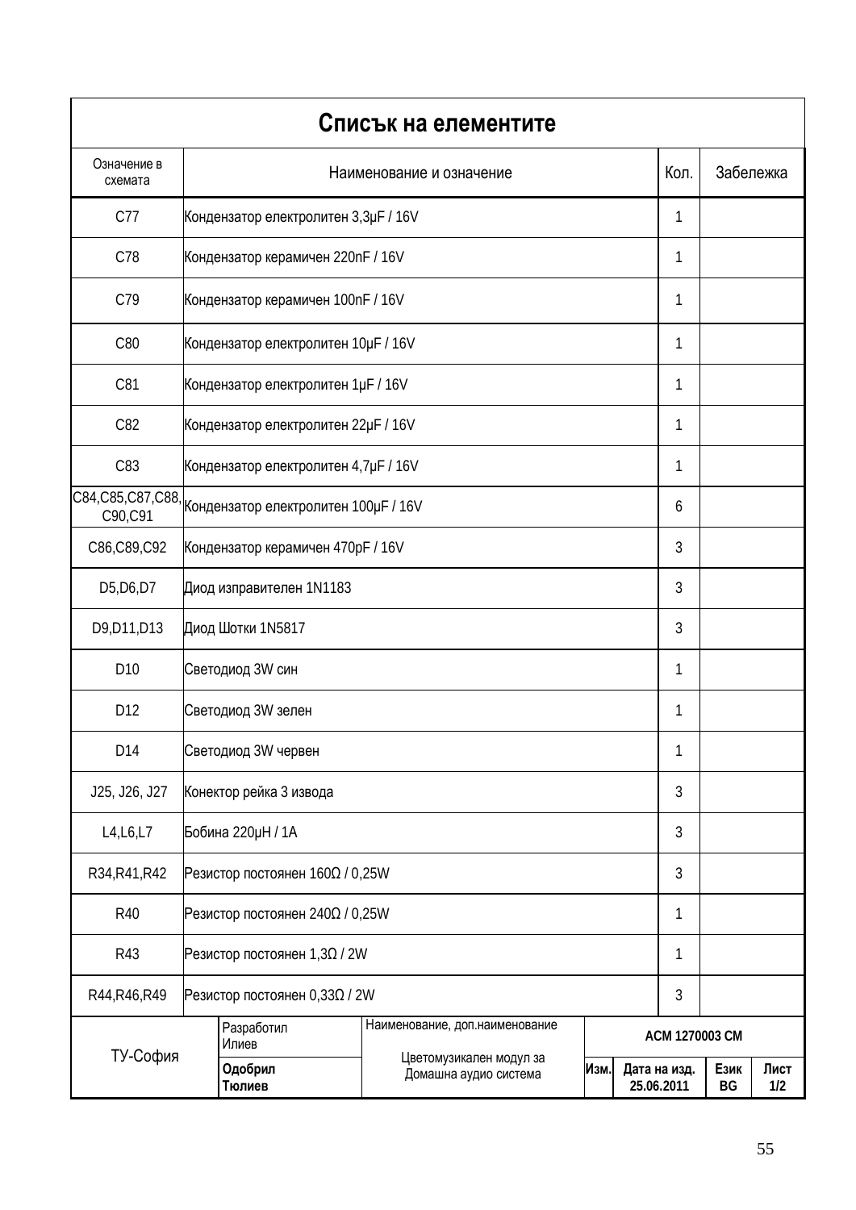# Списък на елементите

| Означение в схемата | Наименование и означение | Кол. | Забележка |
|---|---|---|---|
| C77 | Кондензатор електролитен 3,3μF / 16V | 1 | |
| C78 | Кондензатор керамичен 220nF / 16V | 1 | |
| C79 | Кондензатор керамичен 100nF / 16V | 1 | |
| C80 | Кондензатор електролитен 10μF / 16V | 1 | |
| C81 | Кондензатор електролитен 1μF / 16V | 1 | |
| C82 | Кондензатор електролитен 22μF / 16V | 1 | |
| C83 | Кондензатор електролитен 4,7μF / 16V | 1 | |
| C84,C85,C87,C88, C90,C91 | Кондензатор електролитен 100μF / 16V | 6 | |
| C86,C89,C92 | Кондензатор керамичен 470pF / 16V | 3 | |
| D5,D6,D7 | Диод изправителен 1N1183 | 3 | |
| D9,D11,D13 | Диод Шотки 1N5817 | 3 | |
| D10 | Светодиод 3W син | 1 | |
| D12 | Светодиод 3W зелен | 1 | |
| D14 | Светодиод 3W червен | 1 | |
| J25, J26, J27 | Конектор рейка 3 извода | 3 | |
| L4,L6,L7 | Бобина 220μH / 1A | 3 | |
| R34,R41,R42 | Резистор постоянен 160Ω / 0,25W | 3 | |
| R40 | Резистор постоянен 240Ω / 0,25W | 1 | |
| R43 | Резистор постоянен 1,3Ω / 2W | 1 | |
| R44,R46,R49 | Резистор постоянен 0,33Ω / 2W | 3 | |

| ТУ-София | Разработил Илиев | Наименование, доп.наименование | ACM 1270003 CM | | | |
|---|---|---|---|---|---|---|
| | **Одобрил Тюлиев** | Цветомузикален модул за Домашна аудио система | **Изм.** | **Дата на изд. 25.06.2011** | **Език BG** | **Лист 1/2** |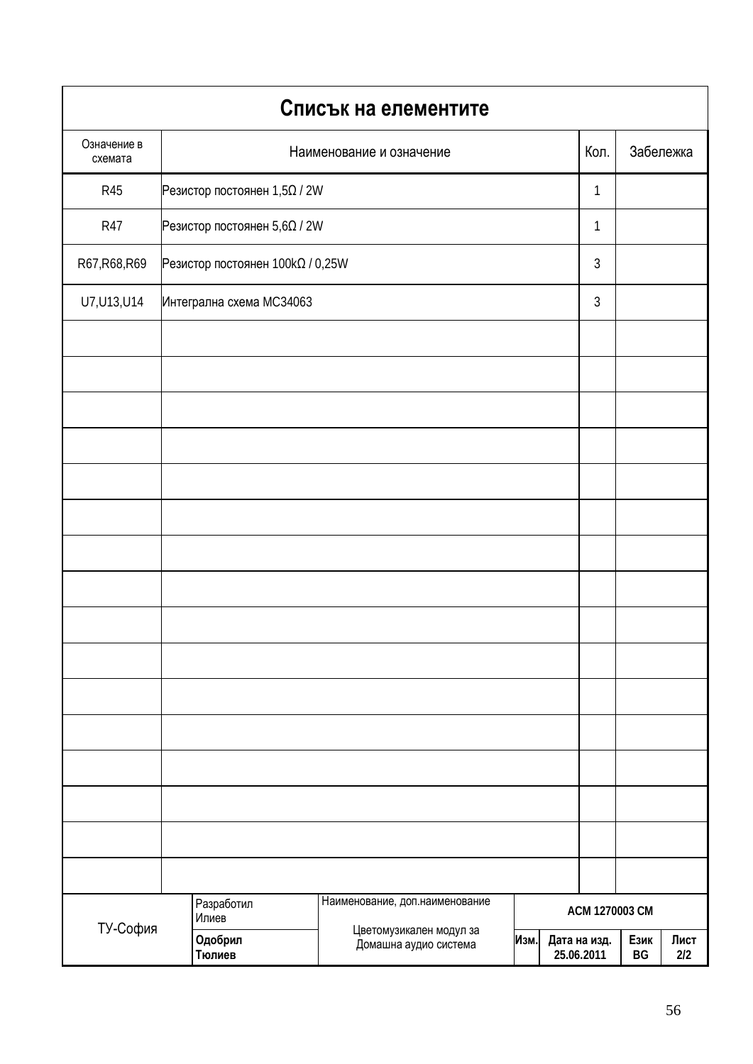# Списък на елементите

| Означение в схемата | Наименование и означение | Кол. | Забележка |
|---|---|---|---|
| R45 | Резистор постоянен 1,5Ω / 2W | 1 | |
| R47 | Резистор постоянен 5,6Ω / 2W | 1 | |
| R67,R68,R69 | Резистор постоянен 100kΩ / 0,25W | 3 | |
| U7,U13,U14 | Интегрална схема MC34063 | 3 | |
| | | | |
| | | | |
| | | | |
| | | | |
| | | | |
| | | | |
| | | | |
| | | | |
| | | | |
| | | | |
| | | | |
| | | | |
| | | | |
| | | | |
| | | | |
| | | | |

| | | | | | | |
|---|---|---|---|---|---|---|
| ТУ-София | Разработил Илиев | Наименование, доп.наименование Цветомузикален модул за Домашна аудио система | ACM 1270003 CM | | | |
| | **Одобрил Тюлиев** | | **Изм.** | **Дата на изд. 25.06.2011** | **Език BG** | **Лист 2/2** |